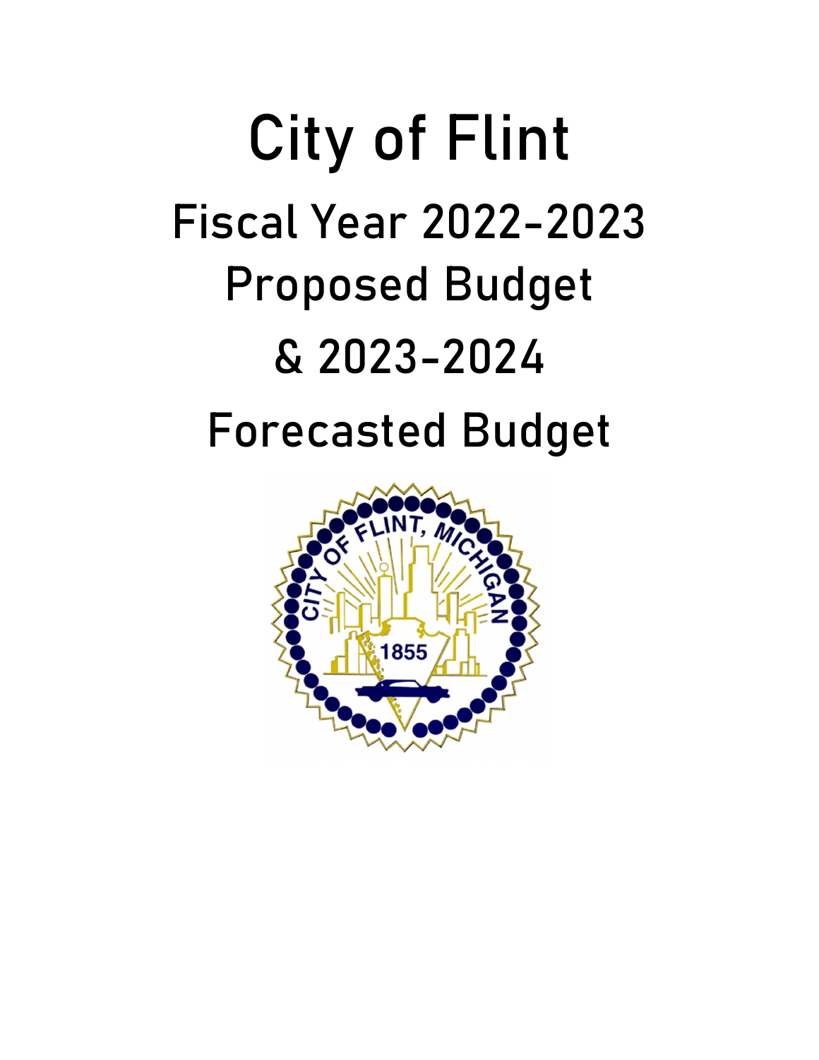# City of Flint

## Fiscal Year 2022-2023

## Proposed Budget

## & 2023-2024

## Forecasted Budget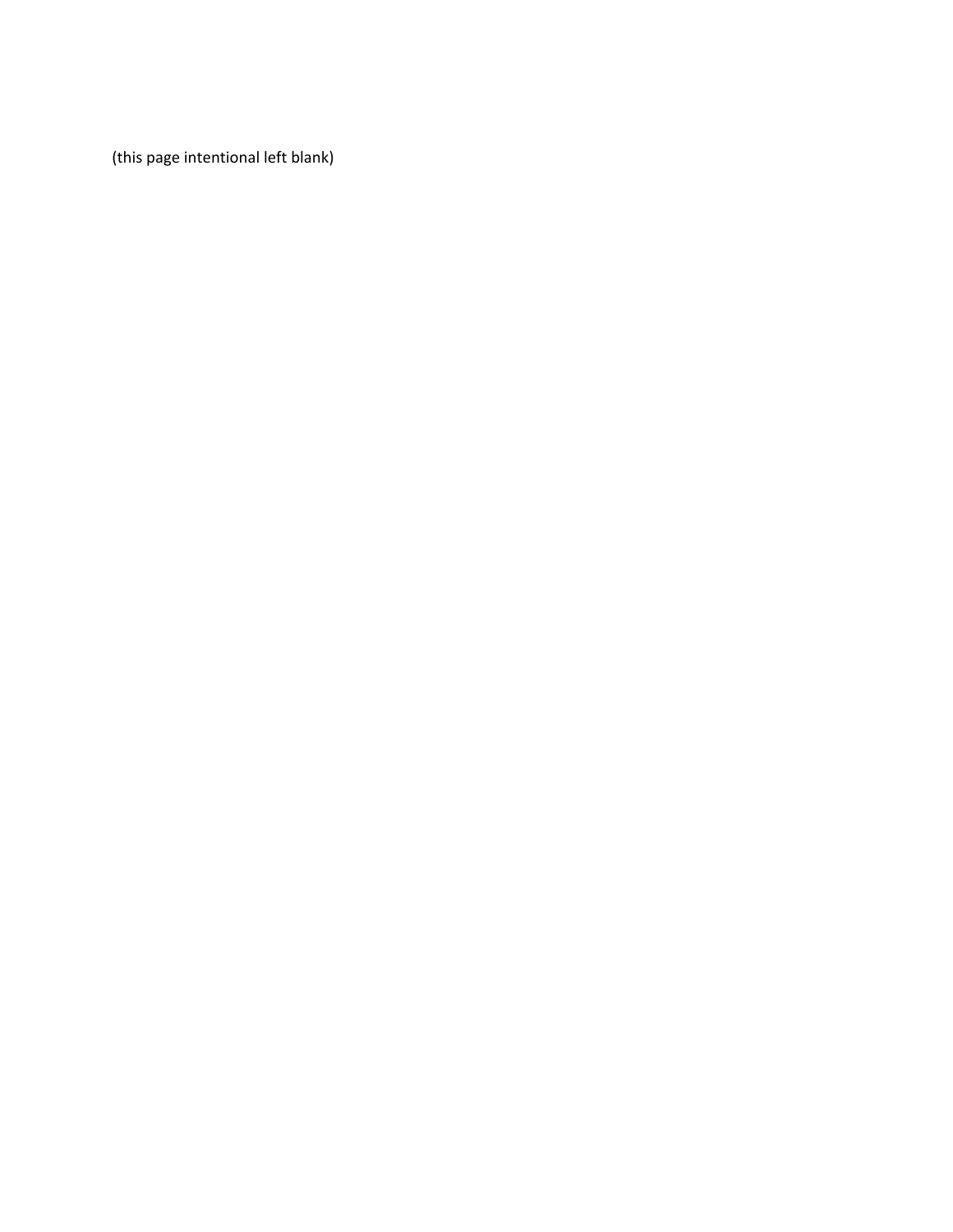(this page intentional left blank)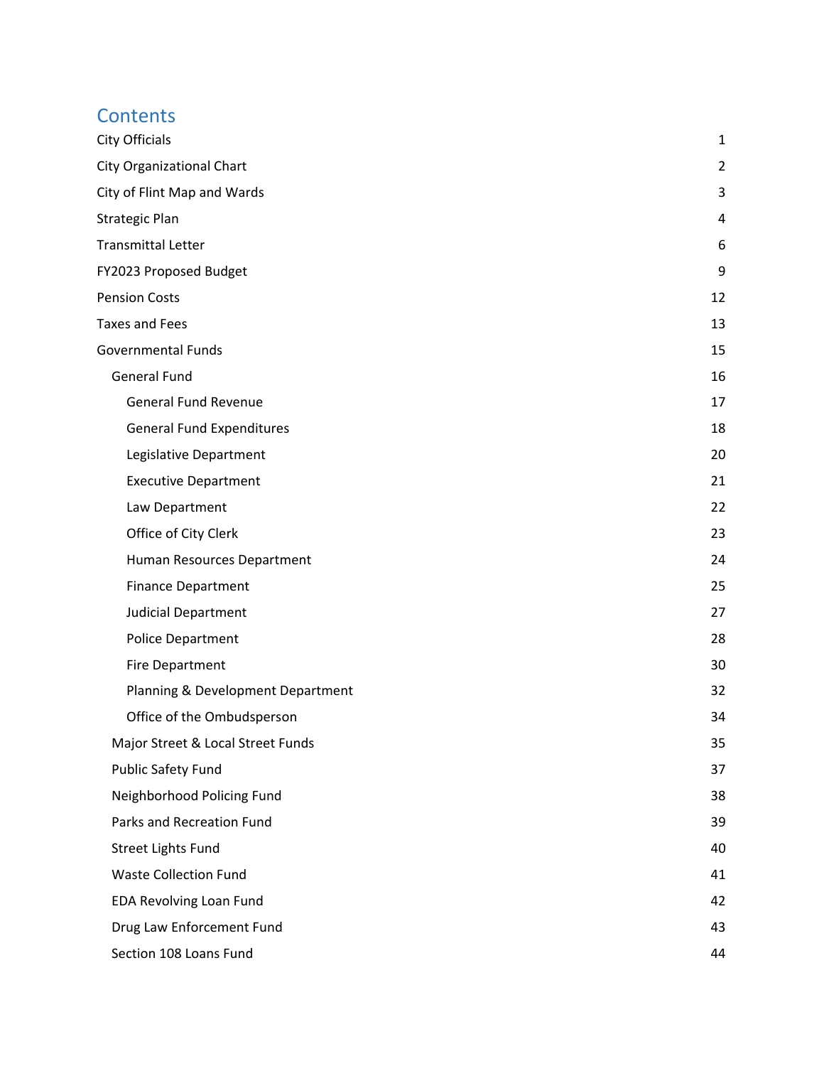# Contents

| | |
|---|---|
| City Officials | 1 |
| City Organizational Chart | 2 |
| City of Flint Map and Wards | 3 |
| Strategic Plan | 4 |
| Transmittal Letter | 6 |
| FY2023 Proposed Budget | 9 |
| Pension Costs | 12 |
| Taxes and Fees | 13 |
| Governmental Funds | 15 |
| General Fund | 16 |
| General Fund Revenue | 17 |
| General Fund Expenditures | 18 |
| Legislative Department | 20 |
| Executive Department | 21 |
| Law Department | 22 |
| Office of City Clerk | 23 |
| Human Resources Department | 24 |
| Finance Department | 25 |
| Judicial Department | 27 |
| Police Department | 28 |
| Fire Department | 30 |
| Planning & Development Department | 32 |
| Office of the Ombudsperson | 34 |
| Major Street & Local Street Funds | 35 |
| Public Safety Fund | 37 |
| Neighborhood Policing Fund | 38 |
| Parks and Recreation Fund | 39 |
| Street Lights Fund | 40 |
| Waste Collection Fund | 41 |
| EDA Revolving Loan Fund | 42 |
| Drug Law Enforcement Fund | 43 |
| Section 108 Loans Fund | 44 |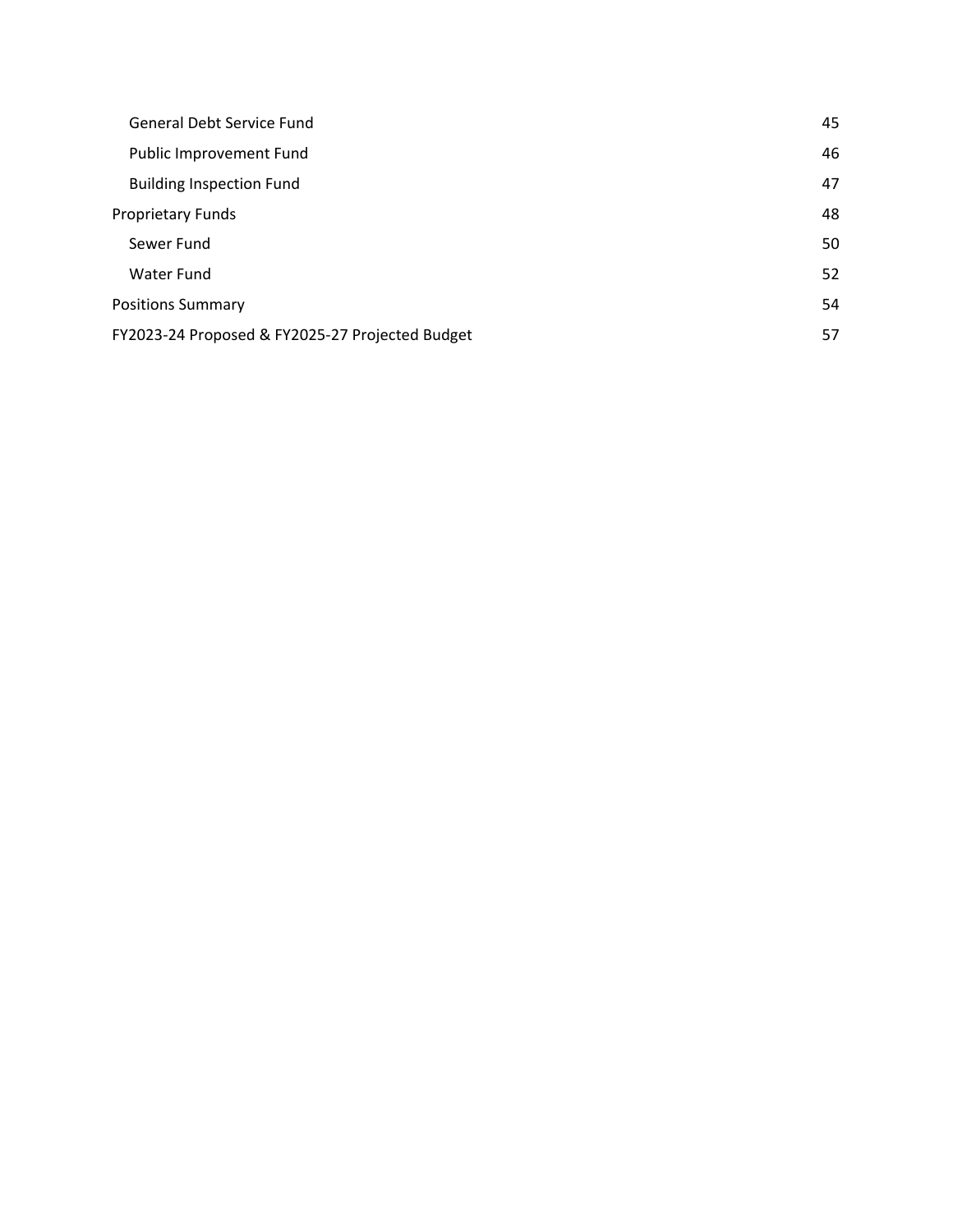| | |
|---|---|
| General Debt Service Fund | 45 |
| Public Improvement Fund | 46 |
| Building Inspection Fund | 47 |
| Proprietary Funds | 48 |
| Sewer Fund | 50 |
| Water Fund | 52 |
| Positions Summary | 54 |
| FY2023-24 Proposed & FY2025-27 Projected Budget | 57 |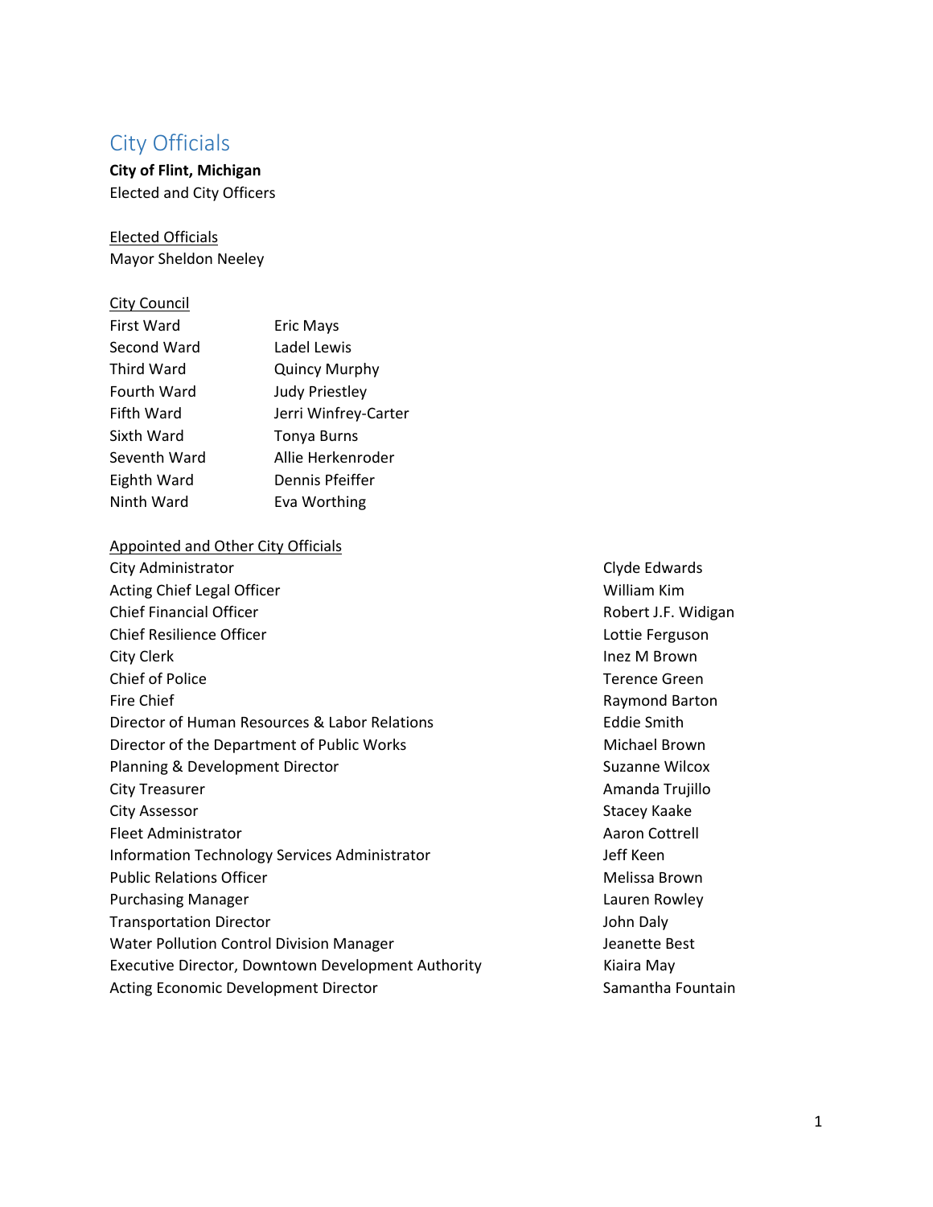# City Officials

**City of Flint, Michigan**
Elected and City Officers

Elected Officials
Mayor Sheldon Neeley

City Council

| | |
|---|---|
| First Ward | Eric Mays |
| Second Ward | Ladel Lewis |
| Third Ward | Quincy Murphy |
| Fourth Ward | Judy Priestley |
| Fifth Ward | Jerri Winfrey-Carter |
| Sixth Ward | Tonya Burns |
| Seventh Ward | Allie Herkenroder |
| Eighth Ward | Dennis Pfeiffer |
| Ninth Ward | Eva Worthing |

Appointed and Other City Officials

| | |
|---|---|
| City Administrator | Clyde Edwards |
| Acting Chief Legal Officer | William Kim |
| Chief Financial Officer | Robert J.F. Widigan |
| Chief Resilience Officer | Lottie Ferguson |
| City Clerk | Inez M Brown |
| Chief of Police | Terence Green |
| Fire Chief | Raymond Barton |
| Director of Human Resources & Labor Relations | Eddie Smith |
| Director of the Department of Public Works | Michael Brown |
| Planning & Development Director | Suzanne Wilcox |
| City Treasurer | Amanda Trujillo |
| City Assessor | Stacey Kaake |
| Fleet Administrator | Aaron Cottrell |
| Information Technology Services Administrator | Jeff Keen |
| Public Relations Officer | Melissa Brown |
| Purchasing Manager | Lauren Rowley |
| Transportation Director | John Daly |
| Water Pollution Control Division Manager | Jeanette Best |
| Executive Director, Downtown Development Authority | Kiaira May |
| Acting Economic Development Director | Samantha Fountain |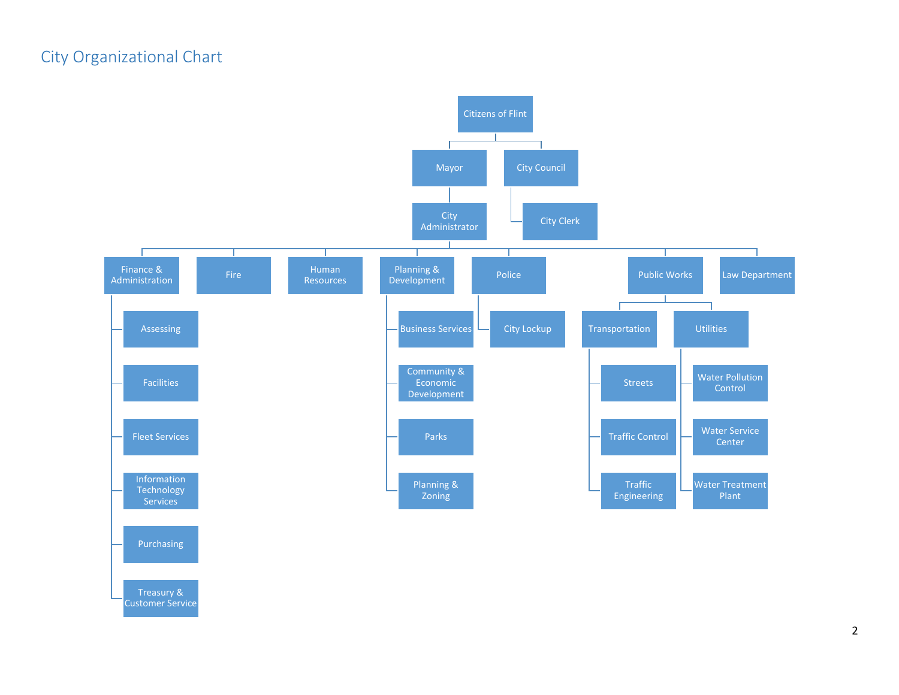# City Organizational Chart

- Citizens of Flint
  - Mayor
    - City Administrator
      - Finance & Administration
        - Assessing
        - Facilities
        - Fleet Services
        - Information Technology Services
        - Purchasing
        - Treasury & Customer Service
      - Fire
      - Human Resources
      - Planning & Development
        - Business Services
        - Community & Economic Development
        - Parks
        - Planning & Zoning
      - Police
        - City Lockup
      - Public Works
        - Transportation
          - Streets
          - Traffic Control
          - Traffic Engineering
        - Utilities
          - Water Pollution Control
          - Water Service Center
          - Water Treatment Plant
      - Law Department
  - City Council
    - City Clerk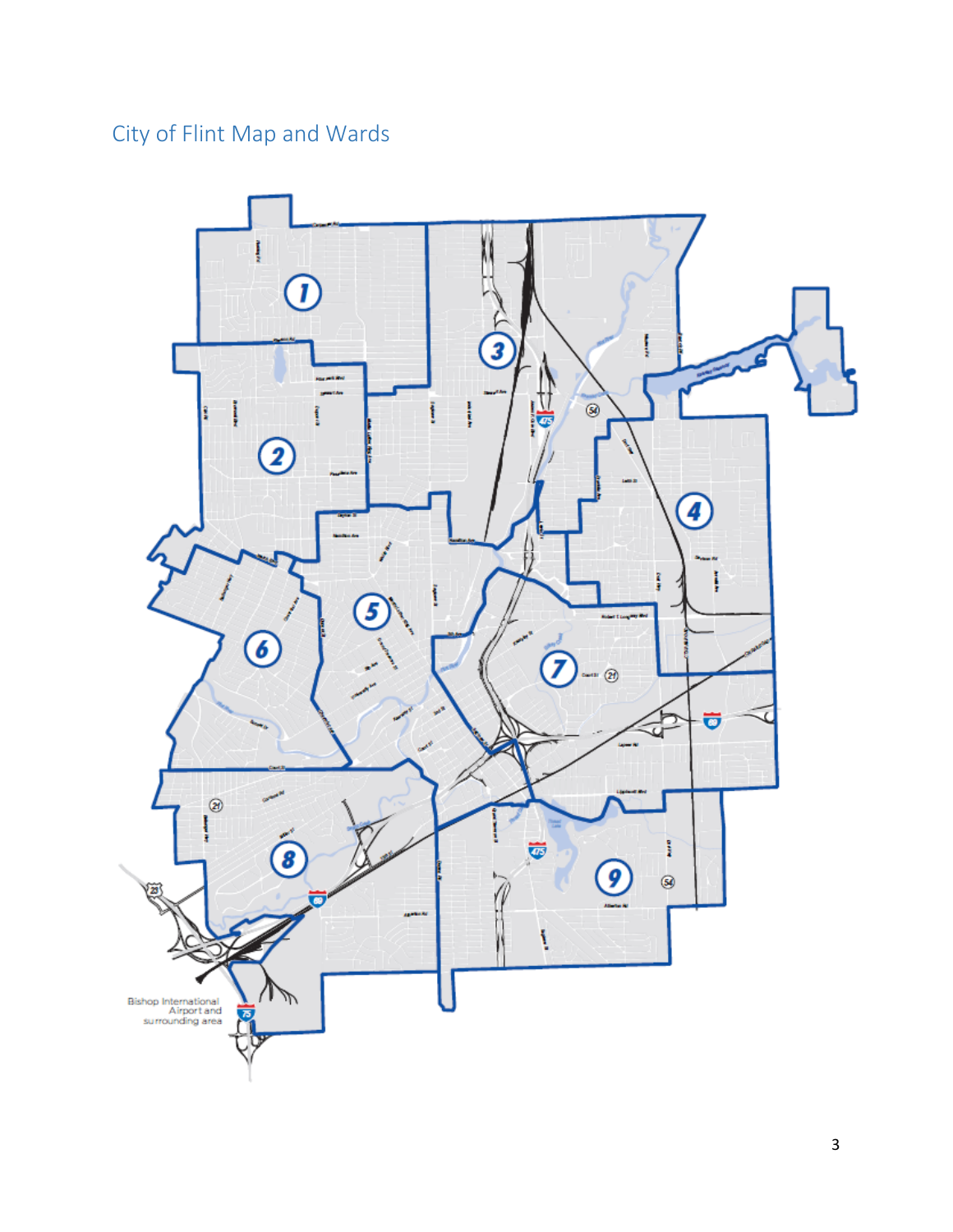## City of Flint Map and Wards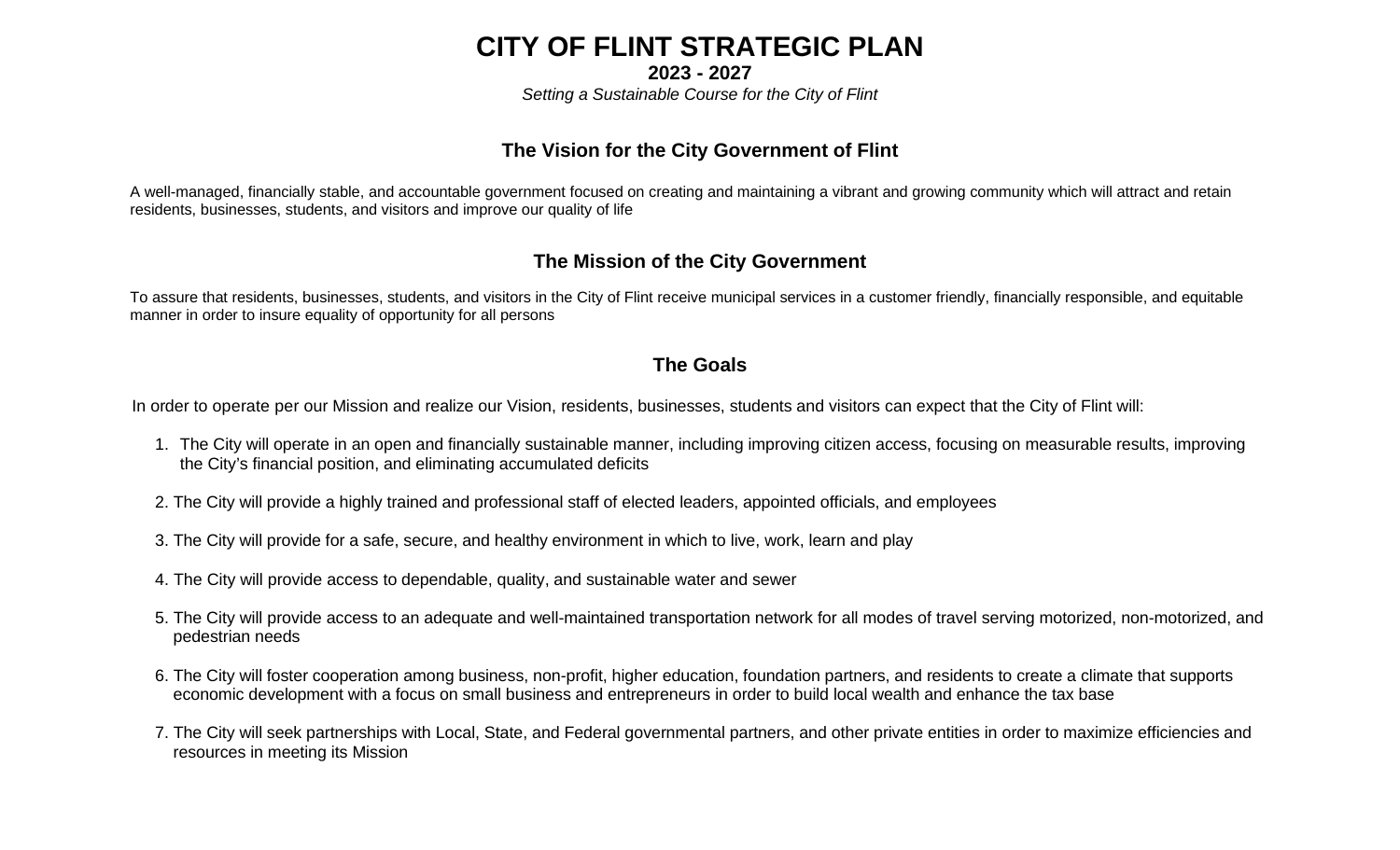# CITY OF FLINT STRATEGIC PLAN

**2023 - 2027**

*Setting a Sustainable Course for the City of Flint*

## The Vision for the City Government of Flint

A well-managed, financially stable, and accountable government focused on creating and maintaining a vibrant and growing community which will attract and retain residents, businesses, students, and visitors and improve our quality of life

## The Mission of the City Government

To assure that residents, businesses, students, and visitors in the City of Flint receive municipal services in a customer friendly, financially responsible, and equitable manner in order to insure equality of opportunity for all persons

## The Goals

In order to operate per our Mission and realize our Vision, residents, businesses, students and visitors can expect that the City of Flint will:

1. The City will operate in an open and financially sustainable manner, including improving citizen access, focusing on measurable results, improving the City's financial position, and eliminating accumulated deficits
2. The City will provide a highly trained and professional staff of elected leaders, appointed officials, and employees
3. The City will provide for a safe, secure, and healthy environment in which to live, work, learn and play
4. The City will provide access to dependable, quality, and sustainable water and sewer
5. The City will provide access to an adequate and well-maintained transportation network for all modes of travel serving motorized, non-motorized, and pedestrian needs
6. The City will foster cooperation among business, non-profit, higher education, foundation partners, and residents to create a climate that supports economic development with a focus on small business and entrepreneurs in order to build local wealth and enhance the tax base
7. The City will seek partnerships with Local, State, and Federal governmental partners, and other private entities in order to maximize efficiencies and resources in meeting its Mission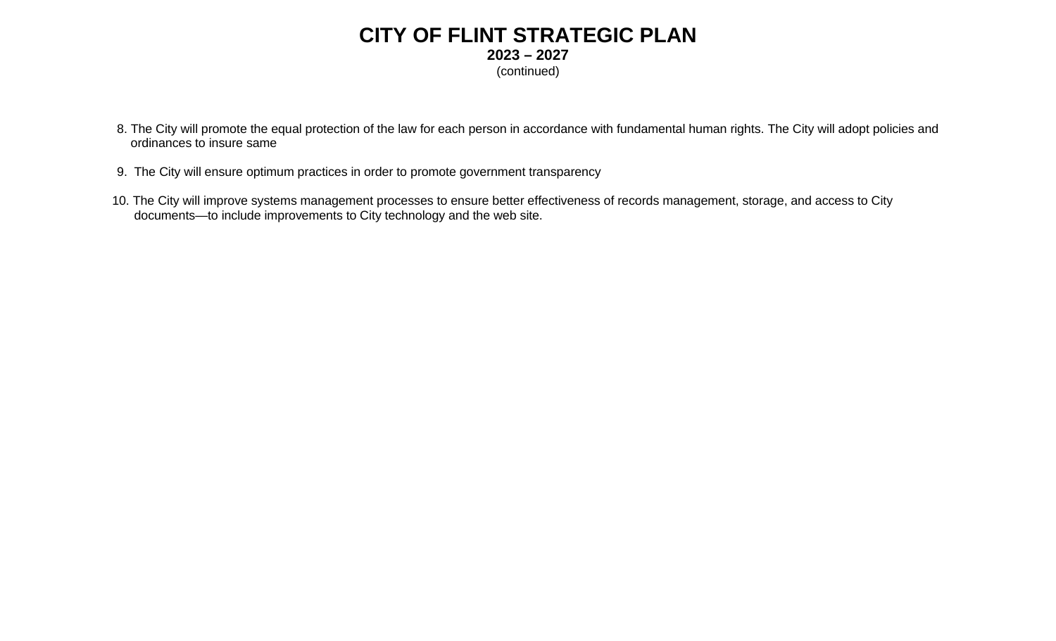# CITY OF FLINT STRATEGIC PLAN

**2023 – 2027**

(continued)

8. The City will promote the equal protection of the law for each person in accordance with fundamental human rights. The City will adopt policies and ordinances to insure same

9. The City will ensure optimum practices in order to promote government transparency

10. The City will improve systems management processes to ensure better effectiveness of records management, storage, and access to City documents—to include improvements to City technology and the web site.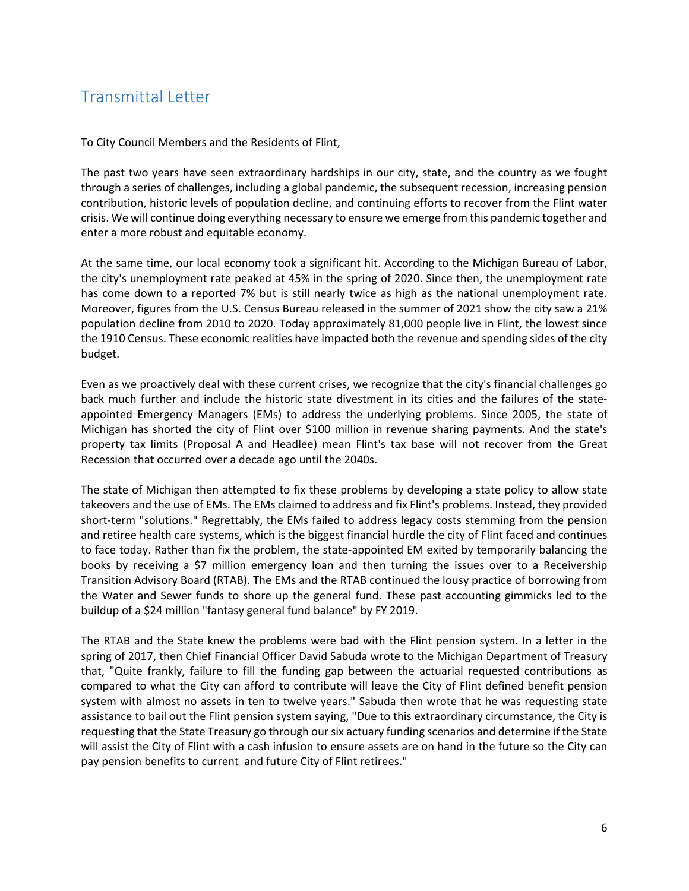# Transmittal Letter

To City Council Members and the Residents of Flint,

The past two years have seen extraordinary hardships in our city, state, and the country as we fought through a series of challenges, including a global pandemic, the subsequent recession, increasing pension contribution, historic levels of population decline, and continuing efforts to recover from the Flint water crisis. We will continue doing everything necessary to ensure we emerge from this pandemic together and enter a more robust and equitable economy.

At the same time, our local economy took a significant hit. According to the Michigan Bureau of Labor, the city's unemployment rate peaked at 45% in the spring of 2020. Since then, the unemployment rate has come down to a reported 7% but is still nearly twice as high as the national unemployment rate. Moreover, figures from the U.S. Census Bureau released in the summer of 2021 show the city saw a 21% population decline from 2010 to 2020. Today approximately 81,000 people live in Flint, the lowest since the 1910 Census. These economic realities have impacted both the revenue and spending sides of the city budget.

Even as we proactively deal with these current crises, we recognize that the city's financial challenges go back much further and include the historic state divestment in its cities and the failures of the state-appointed Emergency Managers (EMs) to address the underlying problems. Since 2005, the state of Michigan has shorted the city of Flint over $100 million in revenue sharing payments. And the state's property tax limits (Proposal A and Headlee) mean Flint's tax base will not recover from the Great Recession that occurred over a decade ago until the 2040s.

The state of Michigan then attempted to fix these problems by developing a state policy to allow state takeovers and the use of EMs. The EMs claimed to address and fix Flint's problems. Instead, they provided short-term "solutions." Regrettably, the EMs failed to address legacy costs stemming from the pension and retiree health care systems, which is the biggest financial hurdle the city of Flint faced and continues to face today. Rather than fix the problem, the state-appointed EM exited by temporarily balancing the books by receiving a $7 million emergency loan and then turning the issues over to a Receivership Transition Advisory Board (RTAB). The EMs and the RTAB continued the lousy practice of borrowing from the Water and Sewer funds to shore up the general fund. These past accounting gimmicks led to the buildup of a $24 million "fantasy general fund balance" by FY 2019.

The RTAB and the State knew the problems were bad with the Flint pension system. In a letter in the spring of 2017, then Chief Financial Officer David Sabuda wrote to the Michigan Department of Treasury that, "Quite frankly, failure to fill the funding gap between the actuarial requested contributions as compared to what the City can afford to contribute will leave the City of Flint defined benefit pension system with almost no assets in ten to twelve years." Sabuda then wrote that he was requesting state assistance to bail out the Flint pension system saying, "Due to this extraordinary circumstance, the City is requesting that the State Treasury go through our six actuary funding scenarios and determine if the State will assist the City of Flint with a cash infusion to ensure assets are on hand in the future so the City can pay pension benefits to current and future City of Flint retirees."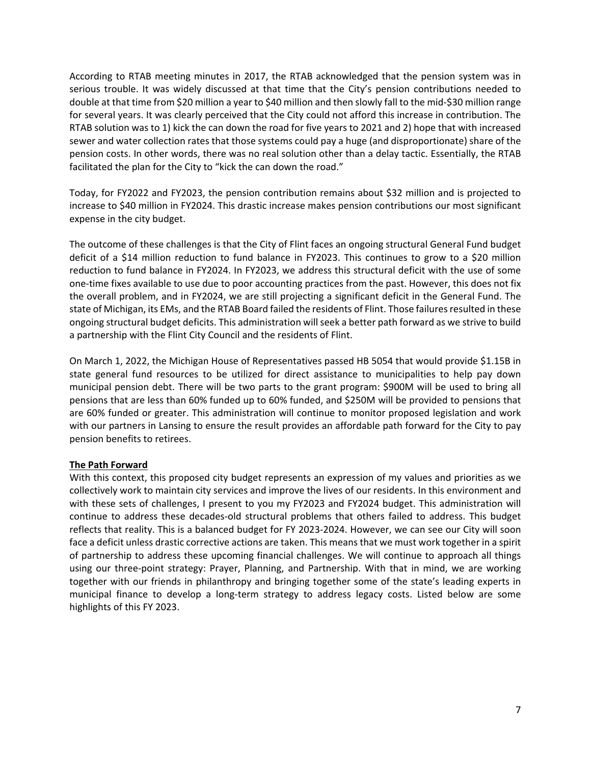According to RTAB meeting minutes in 2017, the RTAB acknowledged that the pension system was in serious trouble. It was widely discussed at that time that the City's pension contributions needed to double at that time from $20 million a year to $40 million and then slowly fall to the mid-$30 million range for several years. It was clearly perceived that the City could not afford this increase in contribution. The RTAB solution was to 1) kick the can down the road for five years to 2021 and 2) hope that with increased sewer and water collection rates that those systems could pay a huge (and disproportionate) share of the pension costs. In other words, there was no real solution other than a delay tactic. Essentially, the RTAB facilitated the plan for the City to "kick the can down the road."

Today, for FY2022 and FY2023, the pension contribution remains about $32 million and is projected to increase to $40 million in FY2024. This drastic increase makes pension contributions our most significant expense in the city budget.

The outcome of these challenges is that the City of Flint faces an ongoing structural General Fund budget deficit of a $14 million reduction to fund balance in FY2023. This continues to grow to a $20 million reduction to fund balance in FY2024. In FY2023, we address this structural deficit with the use of some one-time fixes available to use due to poor accounting practices from the past. However, this does not fix the overall problem, and in FY2024, we are still projecting a significant deficit in the General Fund. The state of Michigan, its EMs, and the RTAB Board failed the residents of Flint. Those failures resulted in these ongoing structural budget deficits. This administration will seek a better path forward as we strive to build a partnership with the Flint City Council and the residents of Flint.

On March 1, 2022, the Michigan House of Representatives passed HB 5054 that would provide $1.15B in state general fund resources to be utilized for direct assistance to municipalities to help pay down municipal pension debt. There will be two parts to the grant program: $900M will be used to bring all pensions that are less than 60% funded up to 60% funded, and $250M will be provided to pensions that are 60% funded or greater. This administration will continue to monitor proposed legislation and work with our partners in Lansing to ensure the result provides an affordable path forward for the City to pay pension benefits to retirees.

## The Path Forward

With this context, this proposed city budget represents an expression of my values and priorities as we collectively work to maintain city services and improve the lives of our residents. In this environment and with these sets of challenges, I present to you my FY2023 and FY2024 budget. This administration will continue to address these decades-old structural problems that others failed to address. This budget reflects that reality. This is a balanced budget for FY 2023-2024. However, we can see our City will soon face a deficit unless drastic corrective actions are taken. This means that we must work together in a spirit of partnership to address these upcoming financial challenges. We will continue to approach all things using our three-point strategy: Prayer, Planning, and Partnership. With that in mind, we are working together with our friends in philanthropy and bringing together some of the state's leading experts in municipal finance to develop a long-term strategy to address legacy costs. Listed below are some highlights of this FY 2023.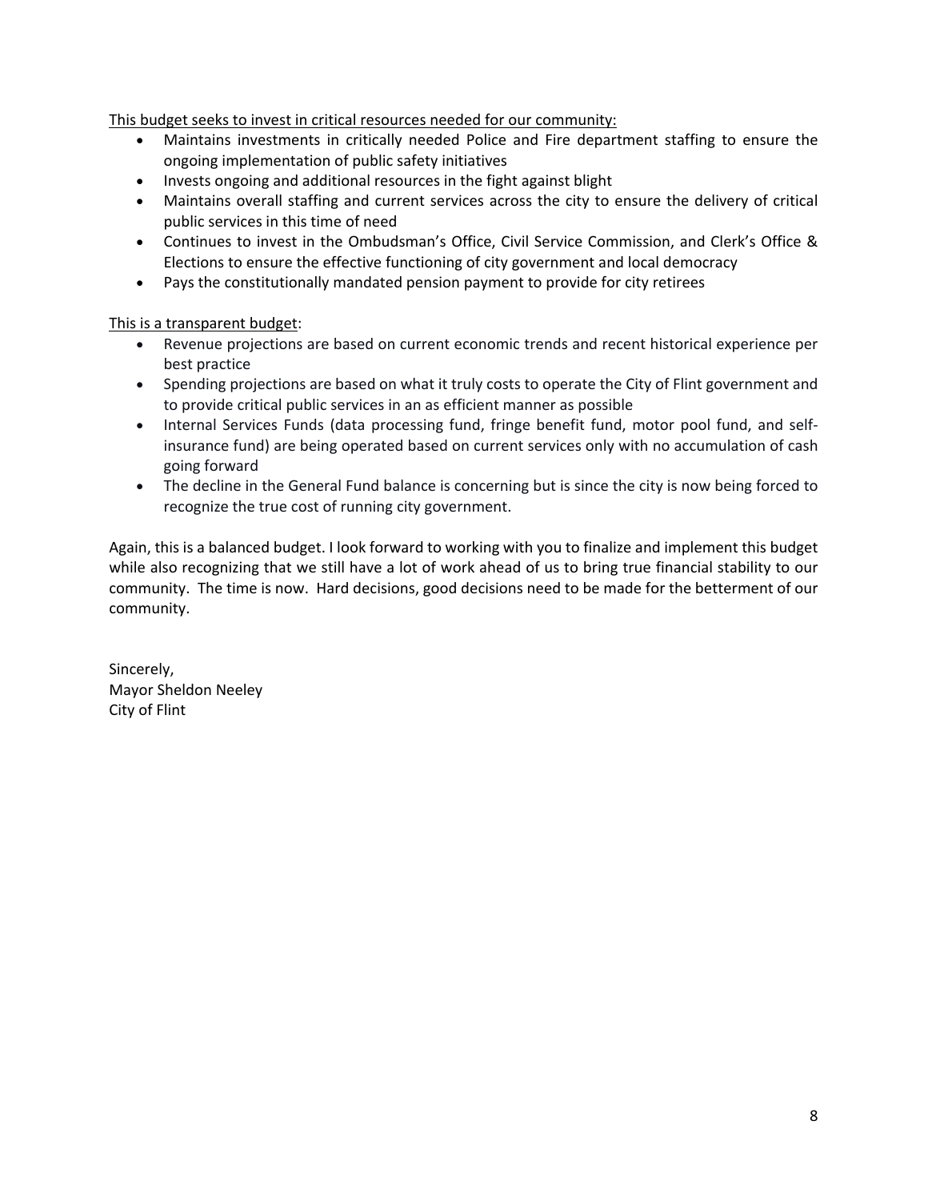<u>This budget seeks to invest in critical resources needed for our community:</u>

- Maintains investments in critically needed Police and Fire department staffing to ensure the ongoing implementation of public safety initiatives
- Invests ongoing and additional resources in the fight against blight
- Maintains overall staffing and current services across the city to ensure the delivery of critical public services in this time of need
- Continues to invest in the Ombudsman's Office, Civil Service Commission, and Clerk's Office & Elections to ensure the effective functioning of city government and local democracy
- Pays the constitutionally mandated pension payment to provide for city retirees

<u>This is a transparent budget</u>:

- Revenue projections are based on current economic trends and recent historical experience per best practice
- Spending projections are based on what it truly costs to operate the City of Flint government and to provide critical public services in an as efficient manner as possible
- Internal Services Funds (data processing fund, fringe benefit fund, motor pool fund, and self-insurance fund) are being operated based on current services only with no accumulation of cash going forward
- The decline in the General Fund balance is concerning but is since the city is now being forced to recognize the true cost of running city government.

Again, this is a balanced budget. I look forward to working with you to finalize and implement this budget while also recognizing that we still have a lot of work ahead of us to bring true financial stability to our community. The time is now. Hard decisions, good decisions need to be made for the betterment of our community.

Sincerely,
Mayor Sheldon Neeley
City of Flint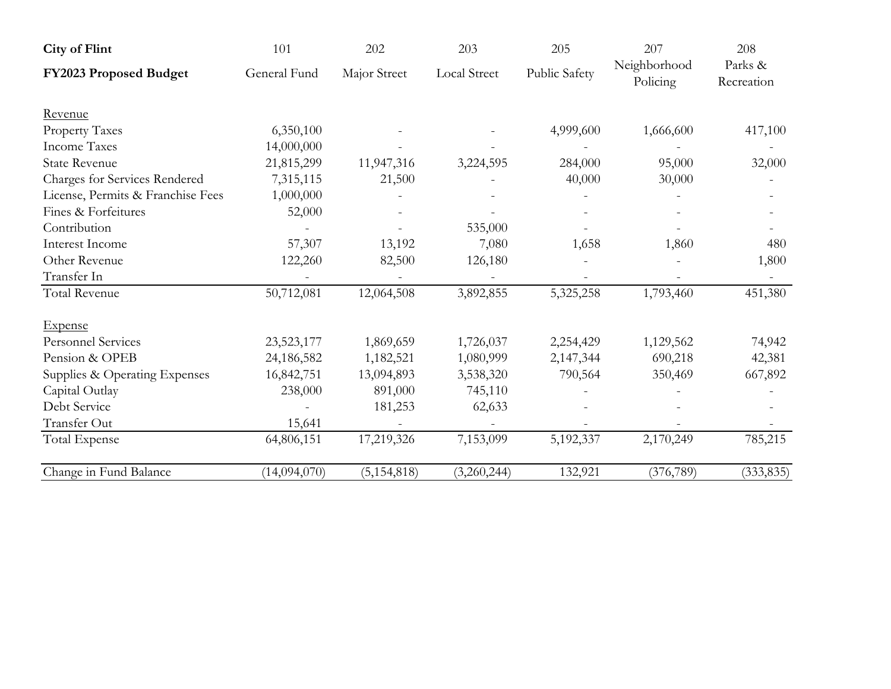| City of Flint | 101 | 202 | 203 | 205 | 207 | 208 |
|---|---|---|---|---|---|---|
| **FY2023 Proposed Budget** | General Fund | Major Street | Local Street | Public Safety | Neighborhood Policing | Parks & Recreation |
| Revenue | | | | | | |
| Property Taxes | 6,350,100 | - | - | 4,999,600 | 1,666,600 | 417,100 |
| Income Taxes | 14,000,000 | - | - | - | - | - |
| State Revenue | 21,815,299 | 11,947,316 | 3,224,595 | 284,000 | 95,000 | 32,000 |
| Charges for Services Rendered | 7,315,115 | 21,500 | - | 40,000 | 30,000 | - |
| License, Permits & Franchise Fees | 1,000,000 | - | - | - | - | - |
| Fines & Forfeitures | 52,000 | - | - | - | - | - |
| Contribution | - | - | 535,000 | - | - | - |
| Interest Income | 57,307 | 13,192 | 7,080 | 1,658 | 1,860 | 480 |
| Other Revenue | 122,260 | 82,500 | 126,180 | - | - | 1,800 |
| Transfer In | - | - | - | - | - | - |
| Total Revenue | 50,712,081 | 12,064,508 | 3,892,855 | 5,325,258 | 1,793,460 | 451,380 |
| Expense | | | | | | |
| Personnel Services | 23,523,177 | 1,869,659 | 1,726,037 | 2,254,429 | 1,129,562 | 74,942 |
| Pension & OPEB | 24,186,582 | 1,182,521 | 1,080,999 | 2,147,344 | 690,218 | 42,381 |
| Supplies & Operating Expenses | 16,842,751 | 13,094,893 | 3,538,320 | 790,564 | 350,469 | 667,892 |
| Capital Outlay | 238,000 | 891,000 | 745,110 | - | - | - |
| Debt Service | - | 181,253 | 62,633 | - | - | - |
| Transfer Out | 15,641 | - | - | - | - | - |
| Total Expense | 64,806,151 | 17,219,326 | 7,153,099 | 5,192,337 | 2,170,249 | 785,215 |
| Change in Fund Balance | (14,094,070) | (5,154,818) | (3,260,244) | 132,921 | (376,789) | (333,835) |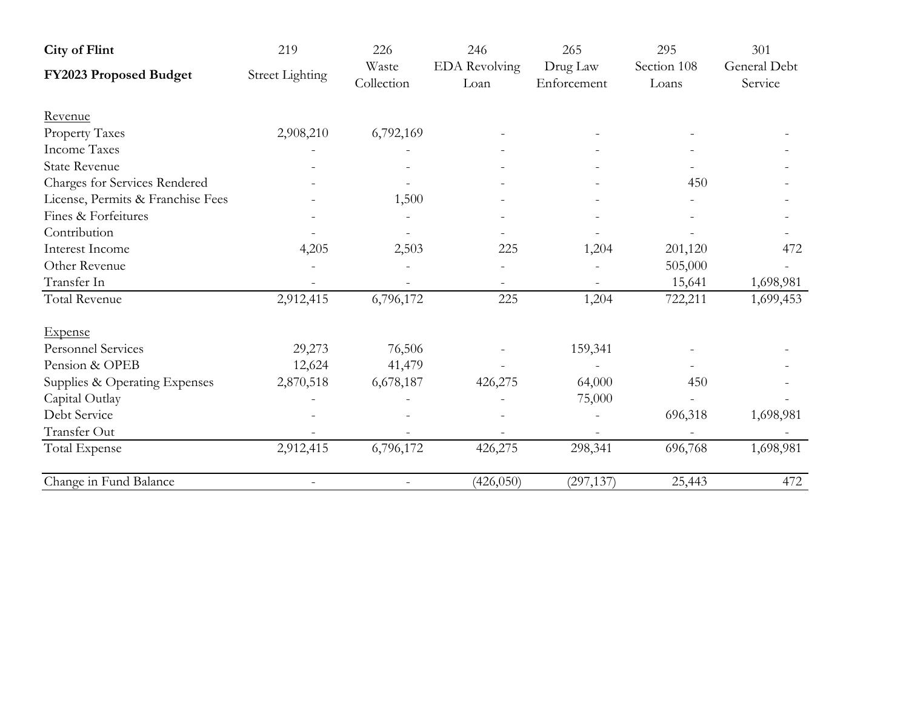| City of Flint<br>**FY2023 Proposed Budget** | 219<br>Street Lighting | 226<br>Waste Collection | 246<br>EDA Revolving Loan | 265<br>Drug Law Enforcement | 295<br>Section 108 Loans | 301<br>General Debt Service |
|---|---|---|---|---|---|---|
| Revenue | | | | | | |
| Property Taxes | 2,908,210 | 6,792,169 | - | - | - | - |
| Income Taxes | - | - | - | - | - | - |
| State Revenue | - | - | - | - | - | - |
| Charges for Services Rendered | - | - | - | - | 450 | - |
| License, Permits & Franchise Fees | - | 1,500 | - | - | - | - |
| Fines & Forfeitures | - | - | - | - | - | - |
| Contribution | - | - | - | - | - | - |
| Interest Income | 4,205 | 2,503 | 225 | 1,204 | 201,120 | 472 |
| Other Revenue | - | - | - | - | 505,000 | - |
| Transfer In | - | - | - | - | 15,641 | 1,698,981 |
| Total Revenue | 2,912,415 | 6,796,172 | 225 | 1,204 | 722,211 | 1,699,453 |
| Expense | | | | | | |
| Personnel Services | 29,273 | 76,506 | - | 159,341 | - | - |
| Pension & OPEB | 12,624 | 41,479 | - | - | - | - |
| Supplies & Operating Expenses | 2,870,518 | 6,678,187 | 426,275 | 64,000 | 450 | - |
| Capital Outlay | - | - | - | 75,000 | - | - |
| Debt Service | - | - | - | - | 696,318 | 1,698,981 |
| Transfer Out | - | - | - | - | - | - |
| Total Expense | 2,912,415 | 6,796,172 | 426,275 | 298,341 | 696,768 | 1,698,981 |
| Change in Fund Balance | - | - | (426,050) | (297,137) | 25,443 | 472 |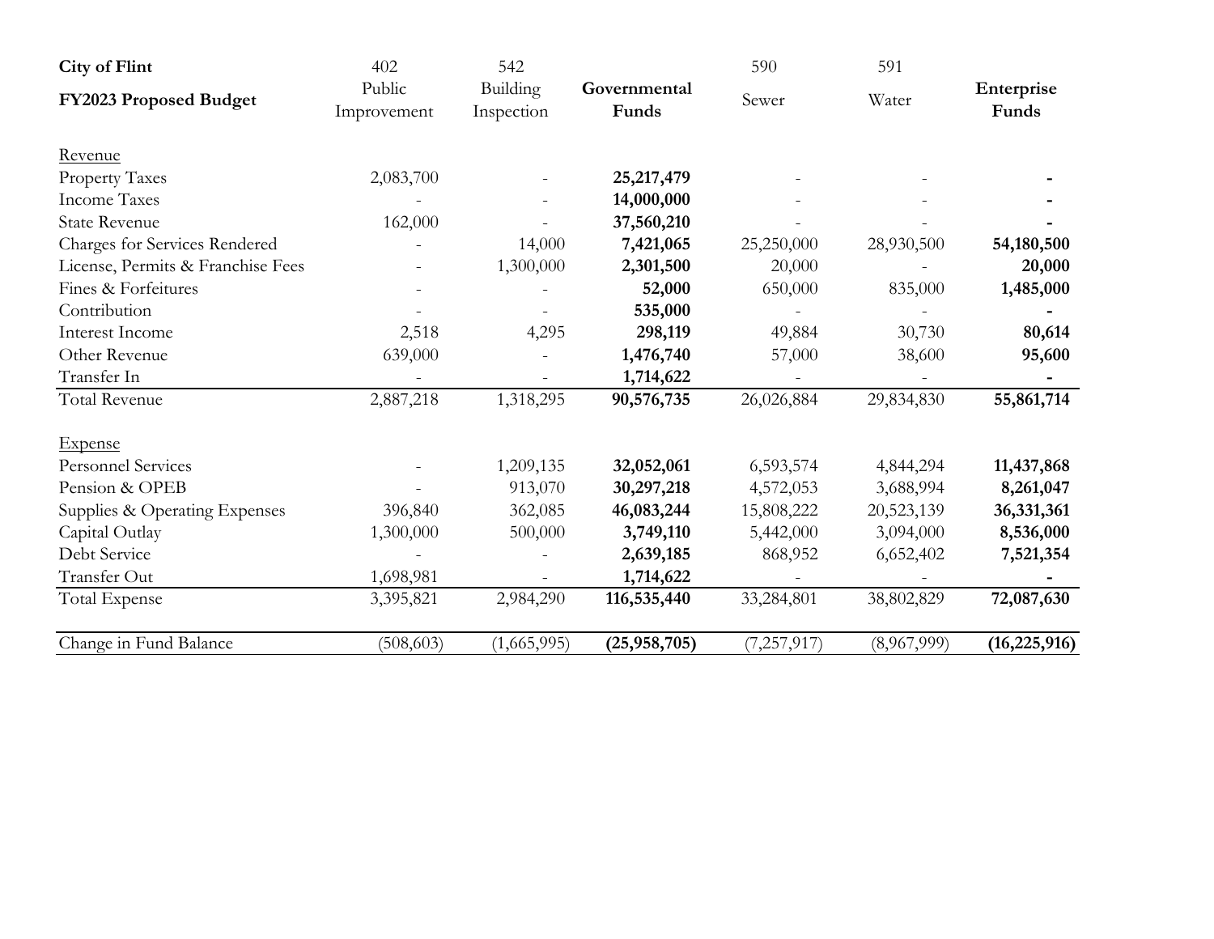| City of Flint | 402 | 542 | | 590 | 591 | |
|---|---|---|---|---|---|---|
| **FY2023 Proposed Budget** | Public Improvement | Building Inspection | **Governmental Funds** | Sewer | Water | **Enterprise Funds** |
| Revenue | | | | | | |
| Property Taxes | 2,083,700 | - | **25,217,479** | - | - | **-** |
| Income Taxes | - | - | **14,000,000** | - | - | **-** |
| State Revenue | 162,000 | - | **37,560,210** | - | - | **-** |
| Charges for Services Rendered | - | 14,000 | **7,421,065** | 25,250,000 | 28,930,500 | **54,180,500** |
| License, Permits & Franchise Fees | - | 1,300,000 | **2,301,500** | 20,000 | - | **20,000** |
| Fines & Forfeitures | - | - | **52,000** | 650,000 | 835,000 | **1,485,000** |
| Contribution | - | - | **535,000** | - | - | **-** |
| Interest Income | 2,518 | 4,295 | **298,119** | 49,884 | 30,730 | **80,614** |
| Other Revenue | 639,000 | - | **1,476,740** | 57,000 | 38,600 | **95,600** |
| Transfer In | - | - | **1,714,622** | - | - | **-** |
| Total Revenue | 2,887,218 | 1,318,295 | **90,576,735** | 26,026,884 | 29,834,830 | **55,861,714** |
| Expense | | | | | | |
| Personnel Services | - | 1,209,135 | **32,052,061** | 6,593,574 | 4,844,294 | **11,437,868** |
| Pension & OPEB | - | 913,070 | **30,297,218** | 4,572,053 | 3,688,994 | **8,261,047** |
| Supplies & Operating Expenses | 396,840 | 362,085 | **46,083,244** | 15,808,222 | 20,523,139 | **36,331,361** |
| Capital Outlay | 1,300,000 | 500,000 | **3,749,110** | 5,442,000 | 3,094,000 | **8,536,000** |
| Debt Service | - | - | **2,639,185** | 868,952 | 6,652,402 | **7,521,354** |
| Transfer Out | 1,698,981 | - | **1,714,622** | - | - | **-** |
| Total Expense | 3,395,821 | 2,984,290 | **116,535,440** | 33,284,801 | 38,802,829 | **72,087,630** |
| Change in Fund Balance | (508,603) | (1,665,995) | **(25,958,705)** | (7,257,917) | (8,967,999) | **(16,225,916)** |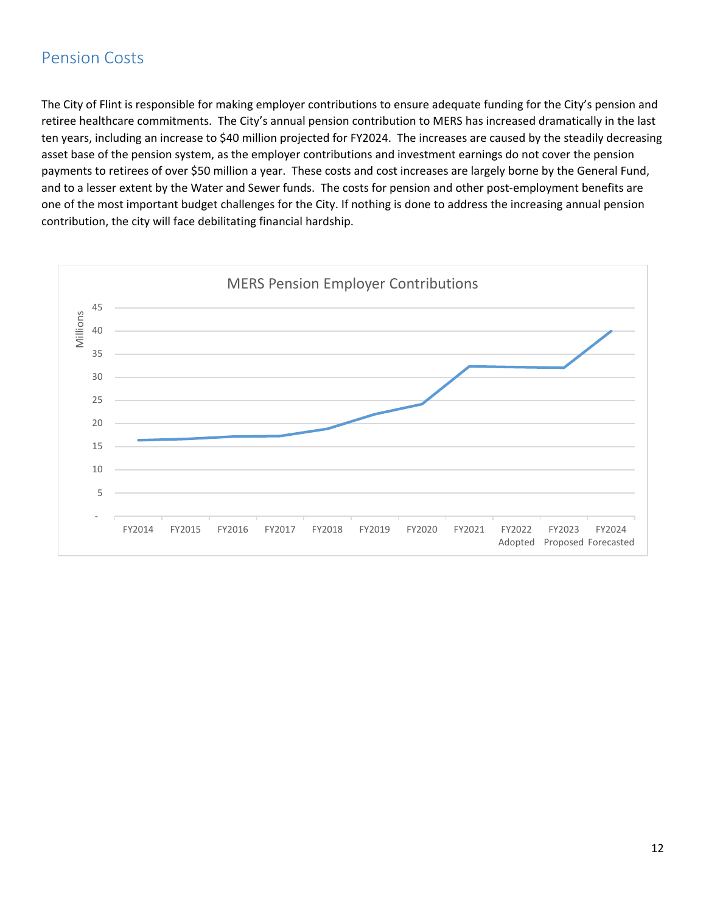## Pension Costs

The City of Flint is responsible for making employer contributions to ensure adequate funding for the City's pension and retiree healthcare commitments. The City's annual pension contribution to MERS has increased dramatically in the last ten years, including an increase to $40 million projected for FY2024. The increases are caused by the steadily decreasing asset base of the pension system, as the employer contributions and investment earnings do not cover the pension payments to retirees of over $50 million a year. These costs and cost increases are largely borne by the General Fund, and to a lesser extent by the Water and Sewer funds. The costs for pension and other post-employment benefits are one of the most important budget challenges for the City. If nothing is done to address the increasing annual pension contribution, the city will face debilitating financial hardship.

MERS Pension Employer Contributions

Millions

45
40
35
30
25
20
15
10
5
-

FY2014 FY2015 FY2016 FY2017 FY2018 FY2019 FY2020 FY2021 FY2022 Adopted FY2023 Proposed FY2024 Forecasted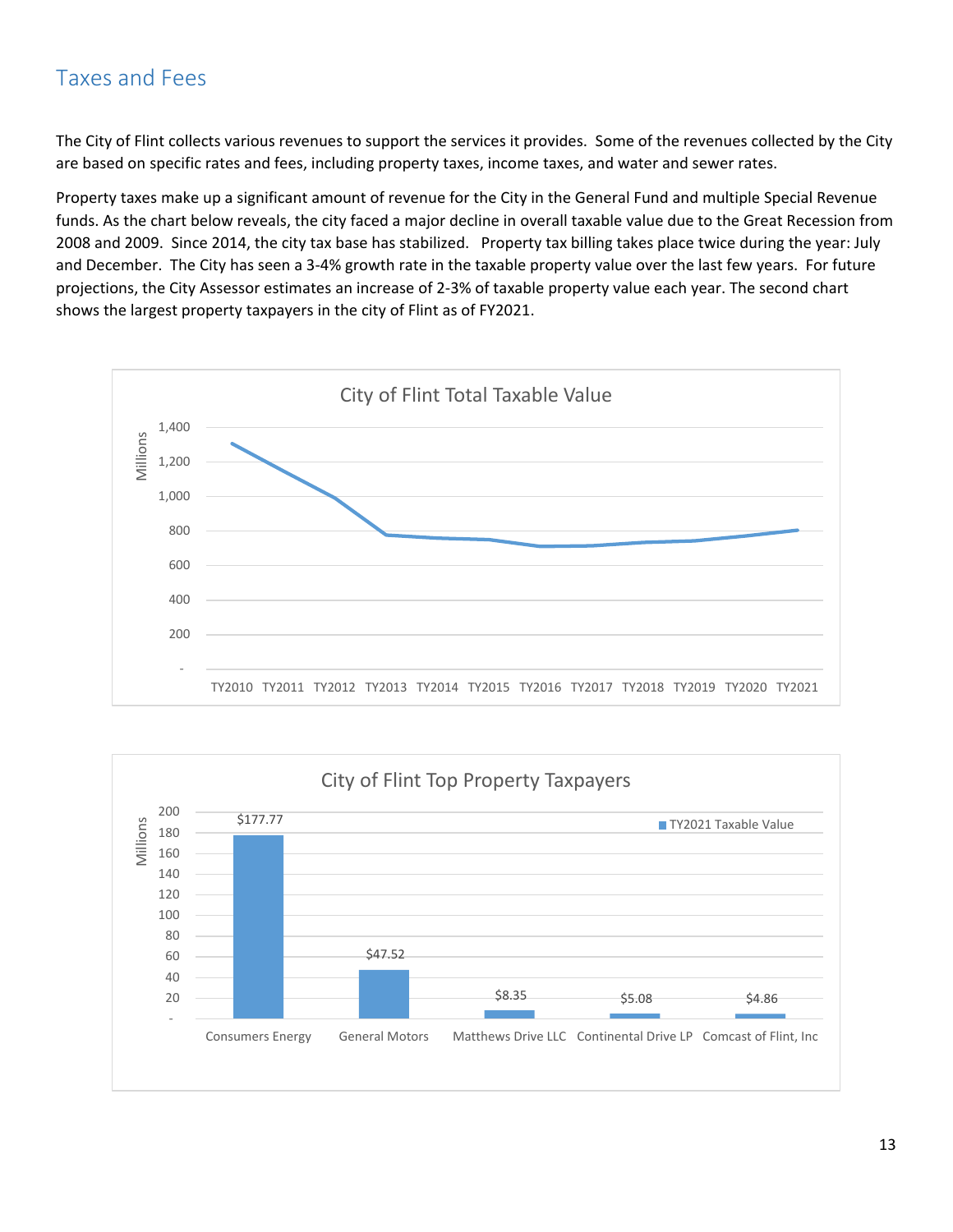## Taxes and Fees

The City of Flint collects various revenues to support the services it provides. Some of the revenues collected by the City are based on specific rates and fees, including property taxes, income taxes, and water and sewer rates.

Property taxes make up a significant amount of revenue for the City in the General Fund and multiple Special Revenue funds. As the chart below reveals, the city faced a major decline in overall taxable value due to the Great Recession from 2008 and 2009. Since 2014, the city tax base has stabilized. Property tax billing takes place twice during the year: July and December. The City has seen a 3-4% growth rate in the taxable property value over the last few years. For future projections, the City Assessor estimates an increase of 2-3% of taxable property value each year. The second chart shows the largest property taxpayers in the city of Flint as of FY2021.

**City of Flint Total Taxable Value**

(Millions; TY2010 – TY2021)

**City of Flint Top Property Taxpayers**

| Taxpayer | TY2021 Taxable Value (Millions) |
|---|---|
| Consumers Energy | $177.77 |
| General Motors | $47.52 |
| Matthews Drive LLC | $8.35 |
| Continental Drive LP | $5.08 |
| Comcast of Flint, Inc | $4.86 |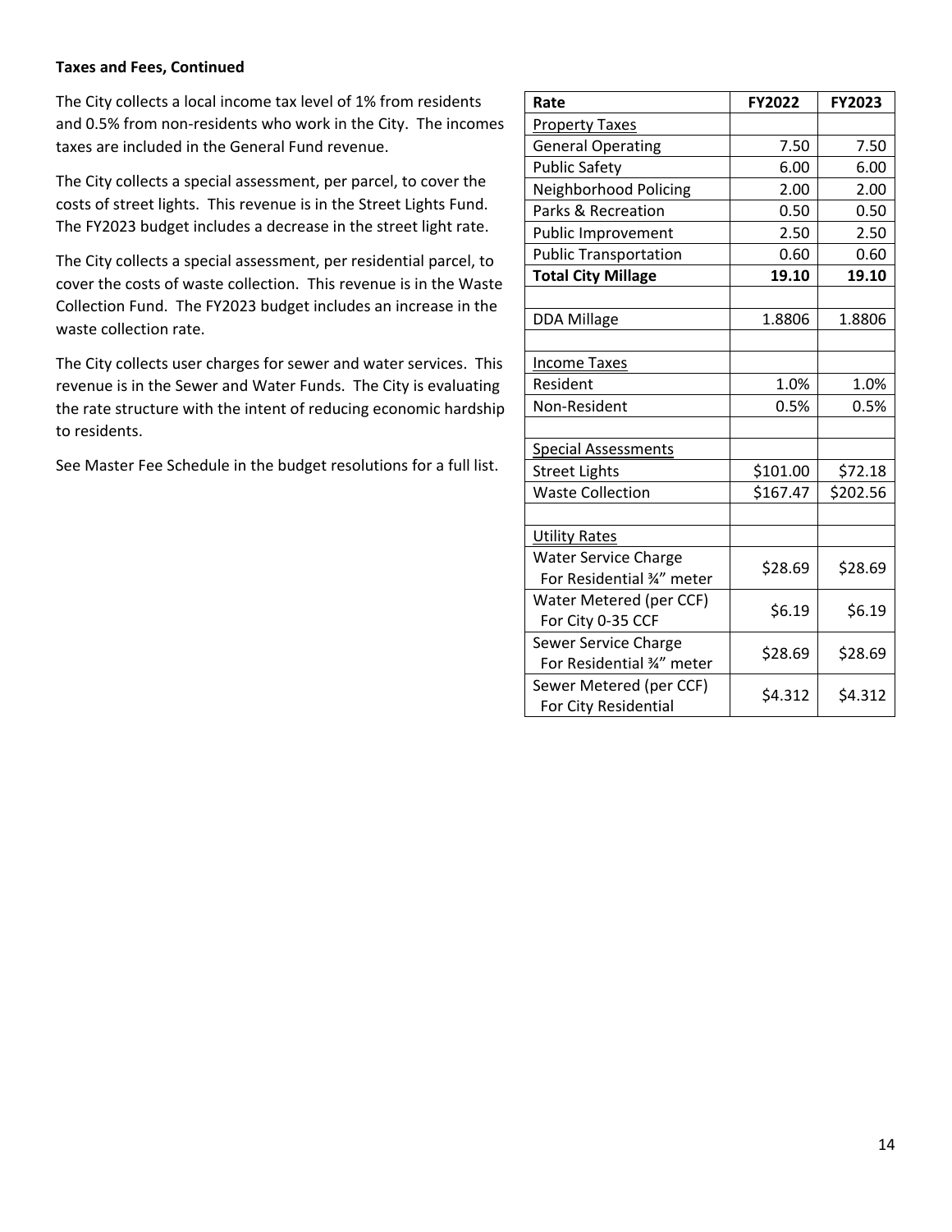**Taxes and Fees, Continued**

The City collects a local income tax level of 1% from residents and 0.5% from non-residents who work in the City. The incomes taxes are included in the General Fund revenue.

The City collects a special assessment, per parcel, to cover the costs of street lights. This revenue is in the Street Lights Fund. The FY2023 budget includes a decrease in the street light rate.

The City collects a special assessment, per residential parcel, to cover the costs of waste collection. This revenue is in the Waste Collection Fund. The FY2023 budget includes an increase in the waste collection rate.

The City collects user charges for sewer and water services. This revenue is in the Sewer and Water Funds. The City is evaluating the rate structure with the intent of reducing economic hardship to residents.

See Master Fee Schedule in the budget resolutions for a full list.

| Rate | FY2022 | FY2023 |
|---|---|---|
| Property Taxes | | |
| General Operating | 7.50 | 7.50 |
| Public Safety | 6.00 | 6.00 |
| Neighborhood Policing | 2.00 | 2.00 |
| Parks & Recreation | 0.50 | 0.50 |
| Public Improvement | 2.50 | 2.50 |
| Public Transportation | 0.60 | 0.60 |
| **Total City Millage** | **19.10** | **19.10** |
| | | |
| DDA Millage | 1.8806 | 1.8806 |
| | | |
| Income Taxes | | |
| Resident | 1.0% | 1.0% |
| Non-Resident | 0.5% | 0.5% |
| | | |
| Special Assessments | | |
| Street Lights | $101.00 | $72.18 |
| Waste Collection | $167.47 | $202.56 |
| | | |
| Utility Rates | | |
| Water Service Charge For Residential ¾" meter | $28.69 | $28.69 |
| Water Metered (per CCF) For City 0-35 CCF | $6.19 | $6.19 |
| Sewer Service Charge For Residential ¾" meter | $28.69 | $28.69 |
| Sewer Metered (per CCF) For City Residential | $4.312 | $4.312 |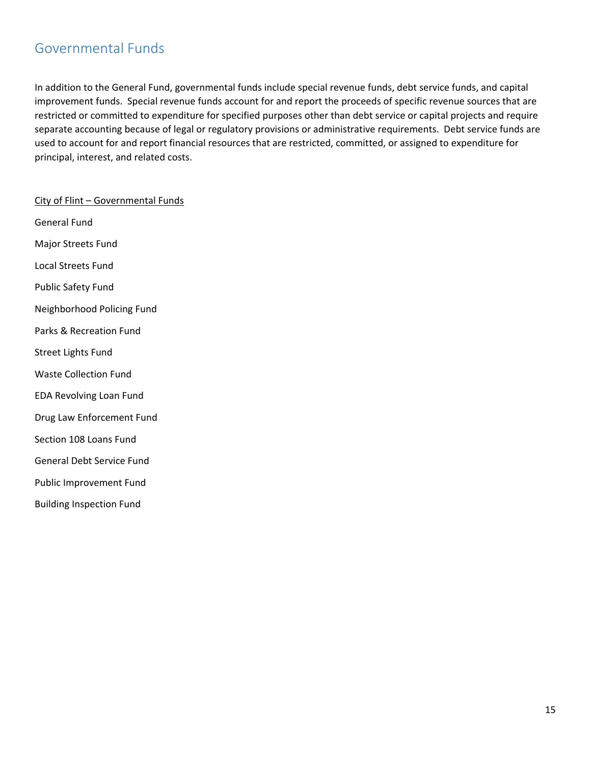## Governmental Funds

In addition to the General Fund, governmental funds include special revenue funds, debt service funds, and capital improvement funds. Special revenue funds account for and report the proceeds of specific revenue sources that are restricted or committed to expenditure for specified purposes other than debt service or capital projects and require separate accounting because of legal or regulatory provisions or administrative requirements. Debt service funds are used to account for and report financial resources that are restricted, committed, or assigned to expenditure for principal, interest, and related costs.

<u>City of Flint – Governmental Funds</u>

General Fund

Major Streets Fund

Local Streets Fund

Public Safety Fund

Neighborhood Policing Fund

Parks & Recreation Fund

Street Lights Fund

Waste Collection Fund

EDA Revolving Loan Fund

Drug Law Enforcement Fund

Section 108 Loans Fund

General Debt Service Fund

Public Improvement Fund

Building Inspection Fund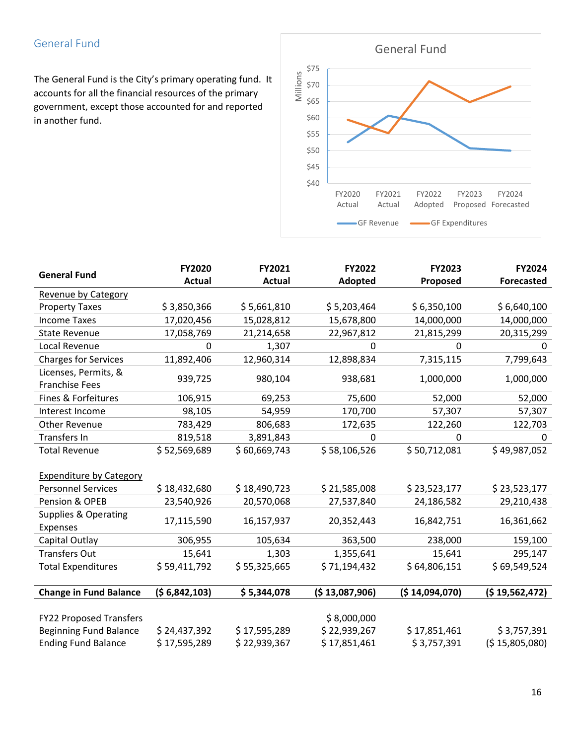## General Fund

The General Fund is the City's primary operating fund. It accounts for all the financial resources of the primary government, except those accounted for and reported in another fund.

| General Fund | FY2020 Actual | FY2021 Actual | FY2022 Adopted | FY2023 Proposed | FY2024 Forecasted |
|---|---|---|---|---|---|
| Revenue by Category | | | | | |
| Property Taxes | $ 3,850,366 | $ 5,661,810 | $ 5,203,464 | $ 6,350,100 | $ 6,640,100 |
| Income Taxes | 17,020,456 | 15,028,812 | 15,678,800 | 14,000,000 | 14,000,000 |
| State Revenue | 17,058,769 | 21,214,658 | 22,967,812 | 21,815,299 | 20,315,299 |
| Local Revenue | 0 | 1,307 | 0 | 0 | 0 |
| Charges for Services | 11,892,406 | 12,960,314 | 12,898,834 | 7,315,115 | 7,799,643 |
| Licenses, Permits, & Franchise Fees | 939,725 | 980,104 | 938,681 | 1,000,000 | 1,000,000 |
| Fines & Forfeitures | 106,915 | 69,253 | 75,600 | 52,000 | 52,000 |
| Interest Income | 98,105 | 54,959 | 170,700 | 57,307 | 57,307 |
| Other Revenue | 783,429 | 806,683 | 172,635 | 122,260 | 122,703 |
| Transfers In | 819,518 | 3,891,843 | 0 | 0 | 0 |
| Total Revenue | $ 52,569,689 | $ 60,669,743 | $ 58,106,526 | $ 50,712,081 | $ 49,987,052 |
| | | | | | |
| Expenditure by Category | | | | | |
| Personnel Services | $ 18,432,680 | $ 18,490,723 | $ 21,585,008 | $ 23,523,177 | $ 23,523,177 |
| Pension & OPEB | 23,540,926 | 20,570,068 | 27,537,840 | 24,186,582 | 29,210,438 |
| Supplies & Operating Expenses | 17,115,590 | 16,157,937 | 20,352,443 | 16,842,751 | 16,361,662 |
| Capital Outlay | 306,955 | 105,634 | 363,500 | 238,000 | 159,100 |
| Transfers Out | 15,641 | 1,303 | 1,355,641 | 15,641 | 295,147 |
| Total Expenditures | $ 59,411,792 | $ 55,325,665 | $ 71,194,432 | $ 64,806,151 | $ 69,549,524 |
| | | | | | |
| **Change in Fund Balance** | **($ 6,842,103)** | **$ 5,344,078** | **($ 13,087,906)** | **($ 14,094,070)** | **($ 19,562,472)** |
| | | | | | |
| FY22 Proposed Transfers | | | $ 8,000,000 | | |
| Beginning Fund Balance | $ 24,437,392 | $ 17,595,289 | $ 22,939,267 | $ 17,851,461 | $ 3,757,391 |
| Ending Fund Balance | $ 17,595,289 | $ 22,939,367 | $ 17,851,461 | $ 3,757,391 | ($ 15,805,080) |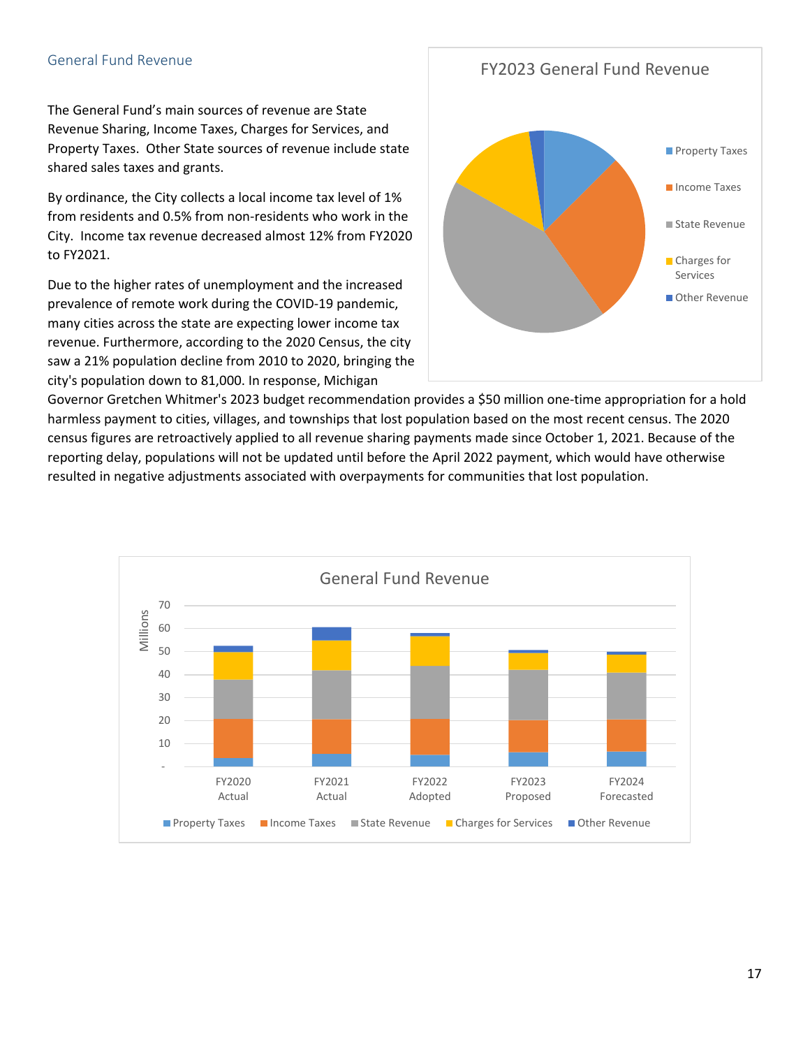## General Fund Revenue

The General Fund's main sources of revenue are State Revenue Sharing, Income Taxes, Charges for Services, and Property Taxes. Other State sources of revenue include state shared sales taxes and grants.

By ordinance, the City collects a local income tax level of 1% from residents and 0.5% from non-residents who work in the City. Income tax revenue decreased almost 12% from FY2020 to FY2021.

Due to the higher rates of unemployment and the increased prevalence of remote work during the COVID-19 pandemic, many cities across the state are expecting lower income tax revenue. Furthermore, according to the 2020 Census, the city saw a 21% population decline from 2010 to 2020, bringing the city's population down to 81,000. In response, Michigan Governor Gretchen Whitmer's 2023 budget recommendation provides a $50 million one-time appropriation for a hold harmless payment to cities, villages, and townships that lost population based on the most recent census. The 2020 census figures are retroactively applied to all revenue sharing payments made since October 1, 2021. Because of the reporting delay, populations will not be updated until before the April 2022 payment, which would have otherwise resulted in negative adjustments associated with overpayments for communities that lost population.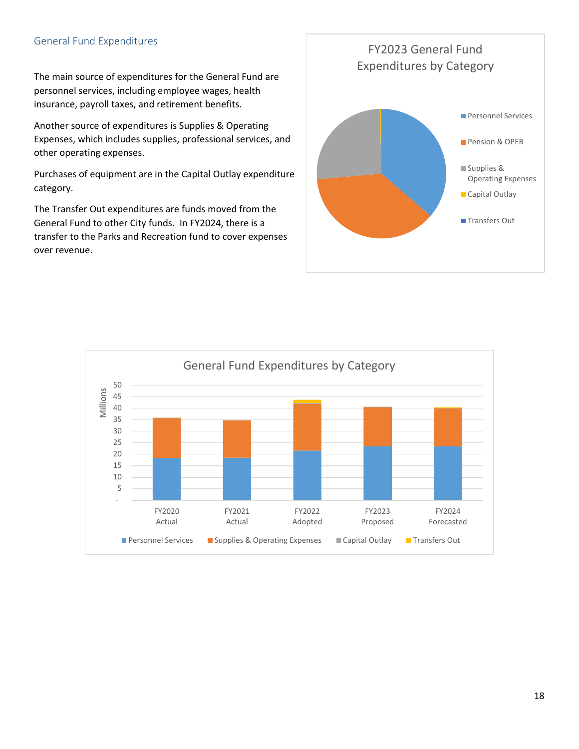## General Fund Expenditures

The main source of expenditures for the General Fund are personnel services, including employee wages, health insurance, payroll taxes, and retirement benefits.

Another source of expenditures is Supplies & Operating Expenses, which includes supplies, professional services, and other operating expenses.

Purchases of equipment are in the Capital Outlay expenditure category.

The Transfer Out expenditures are funds moved from the General Fund to other City funds. In FY2024, there is a transfer to the Parks and Recreation fund to cover expenses over revenue.

FY2023 General Fund Expenditures by Category

- Personnel Services
- Pension & OPEB
- Supplies & Operating Expenses
- Capital Outlay
- Transfers Out

General Fund Expenditures by Category

Millions: 50, 45, 40, 35, 30, 25, 20, 15, 10, 5, -

FY2020 Actual | FY2021 Actual | FY2022 Adopted | FY2023 Proposed | FY2024 Forecasted

- Personnel Services
- Supplies & Operating Expenses
- Capital Outlay
- Transfers Out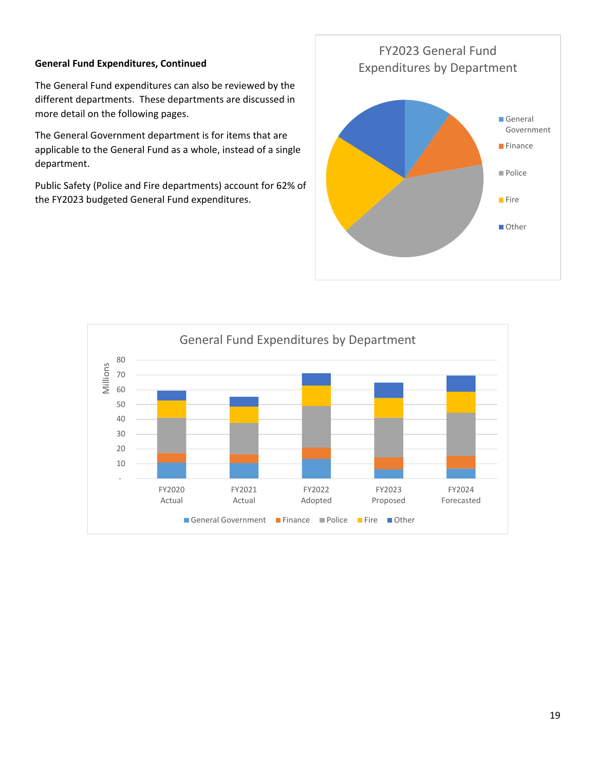**General Fund Expenditures, Continued**

The General Fund expenditures can also be reviewed by the different departments. These departments are discussed in more detail on the following pages.

The General Government department is for items that are applicable to the General Fund as a whole, instead of a single department.

Public Safety (Police and Fire departments) account for 62% of the FY2023 budgeted General Fund expenditures.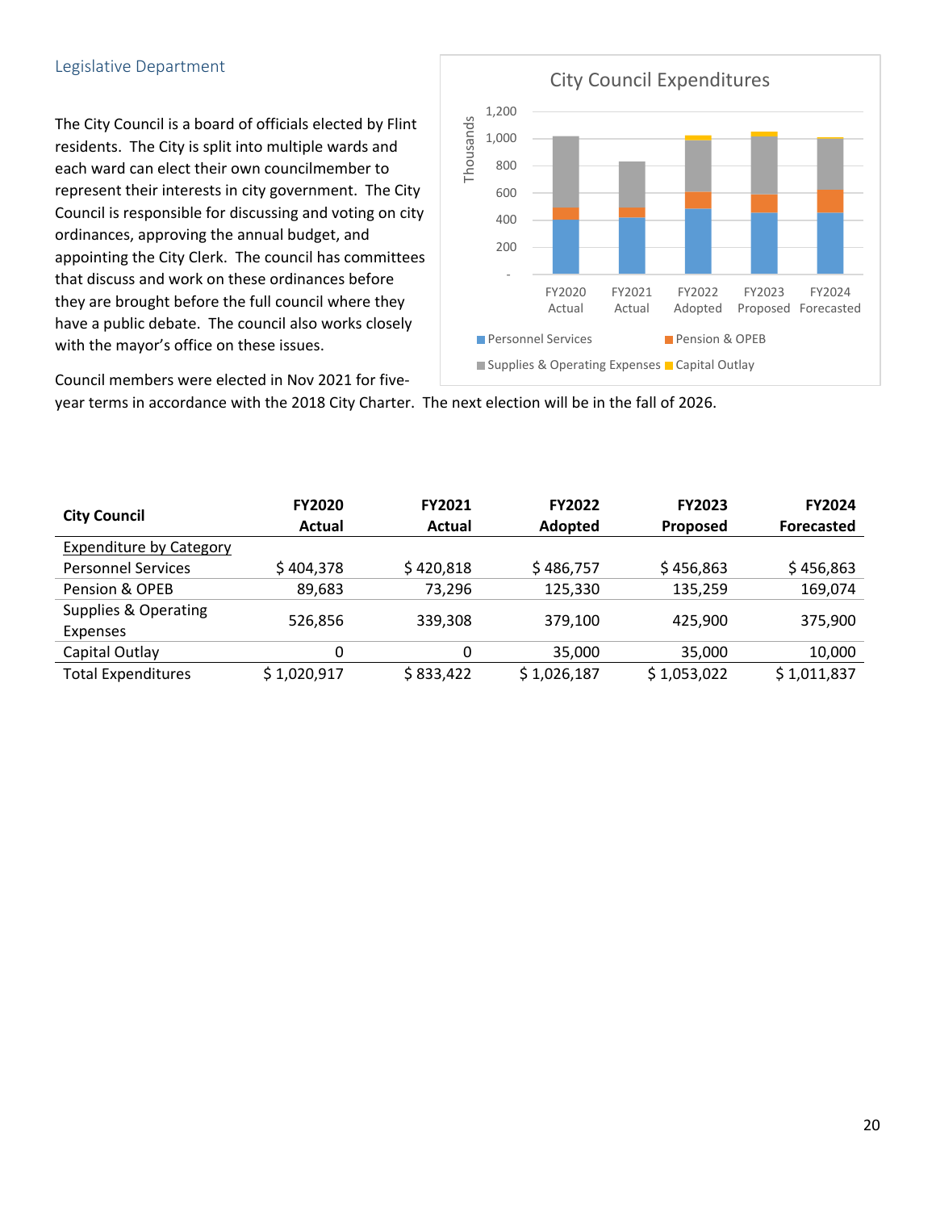## Legislative Department

The City Council is a board of officials elected by Flint residents. The City is split into multiple wards and each ward can elect their own councilmember to represent their interests in city government. The City Council is responsible for discussing and voting on city ordinances, approving the annual budget, and appointing the City Clerk. The council has committees that discuss and work on these ordinances before they are brought before the full council where they have a public debate. The council also works closely with the mayor's office on these issues.

Council members were elected in Nov 2021 for five-year terms in accordance with the 2018 City Charter. The next election will be in the fall of 2026.

| City Council | FY2020 Actual | FY2021 Actual | FY2022 Adopted | FY2023 Proposed | FY2024 Forecasted |
|---|---|---|---|---|---|
| Expenditure by Category | | | | | |
| Personnel Services | $ 404,378 | $ 420,818 | $ 486,757 | $ 456,863 | $ 456,863 |
| Pension & OPEB | 89,683 | 73,296 | 125,330 | 135,259 | 169,074 |
| Supplies & Operating Expenses | 526,856 | 339,308 | 379,100 | 425,900 | 375,900 |
| Capital Outlay | 0 | 0 | 35,000 | 35,000 | 10,000 |
| Total Expenditures | $ 1,020,917 | $ 833,422 | $ 1,026,187 | $ 1,053,022 | $ 1,011,837 |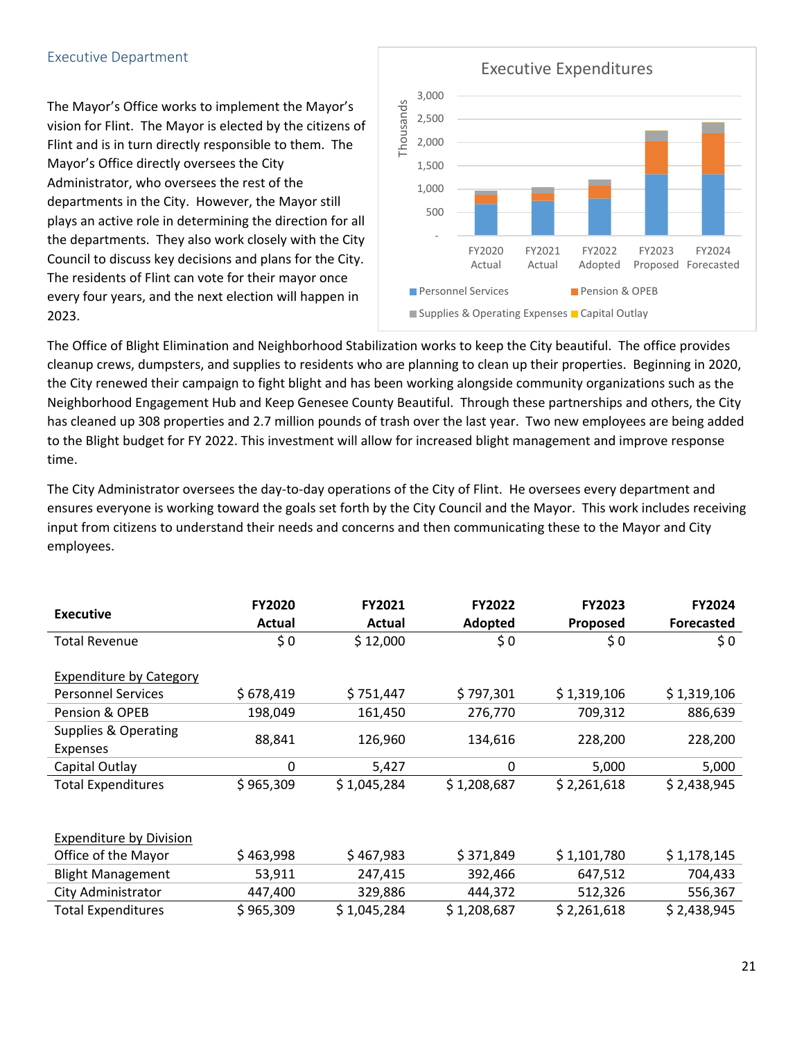## Executive Department

The Mayor's Office works to implement the Mayor's vision for Flint. The Mayor is elected by the citizens of Flint and is in turn directly responsible to them. The Mayor's Office directly oversees the City Administrator, who oversees the rest of the departments in the City. However, the Mayor still plays an active role in determining the direction for all the departments. They also work closely with the City Council to discuss key decisions and plans for the City. The residents of Flint can vote for their mayor once every four years, and the next election will happen in 2023.

The Office of Blight Elimination and Neighborhood Stabilization works to keep the City beautiful. The office provides cleanup crews, dumpsters, and supplies to residents who are planning to clean up their properties. Beginning in 2020, the City renewed their campaign to fight blight and has been working alongside community organizations such as the Neighborhood Engagement Hub and Keep Genesee County Beautiful. Through these partnerships and others, the City has cleaned up 308 properties and 2.7 million pounds of trash over the last year. Two new employees are being added to the Blight budget for FY 2022. This investment will allow for increased blight management and improve response time.

The City Administrator oversees the day-to-day operations of the City of Flint. He oversees every department and ensures everyone is working toward the goals set forth by the City Council and the Mayor. This work includes receiving input from citizens to understand their needs and concerns and then communicating these to the Mayor and City employees.

| Executive | FY2020 Actual | FY2021 Actual | FY2022 Adopted | FY2023 Proposed | FY2024 Forecasted |
|---|---|---|---|---|---|
| Total Revenue | $ 0 | $ 12,000 | $ 0 | $ 0 | $ 0 |
| | | | | | |
| Expenditure by Category | | | | | |
| Personnel Services | $ 678,419 | $ 751,447 | $ 797,301 | $ 1,319,106 | $ 1,319,106 |
| Pension & OPEB | 198,049 | 161,450 | 276,770 | 709,312 | 886,639 |
| Supplies & Operating Expenses | 88,841 | 126,960 | 134,616 | 228,200 | 228,200 |
| Capital Outlay | 0 | 5,427 | 0 | 5,000 | 5,000 |
| Total Expenditures | $ 965,309 | $ 1,045,284 | $ 1,208,687 | $ 2,261,618 | $ 2,438,945 |
| | | | | | |
| Expenditure by Division | | | | | |
| Office of the Mayor | $ 463,998 | $ 467,983 | $ 371,849 | $ 1,101,780 | $ 1,178,145 |
| Blight Management | 53,911 | 247,415 | 392,466 | 647,512 | 704,433 |
| City Administrator | 447,400 | 329,886 | 444,372 | 512,326 | 556,367 |
| Total Expenditures | $ 965,309 | $ 1,045,284 | $ 1,208,687 | $ 2,261,618 | $ 2,438,945 |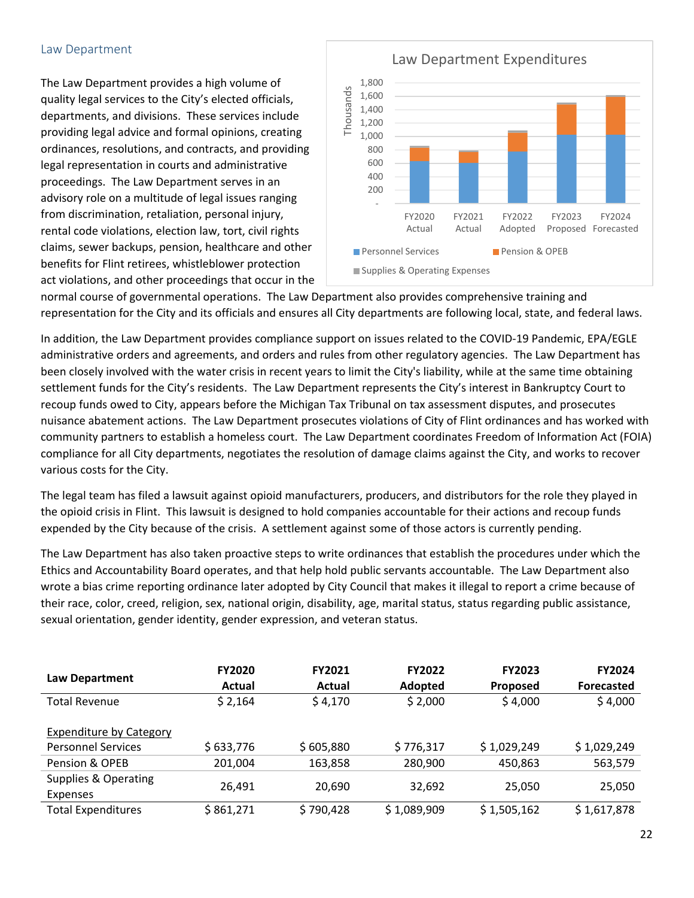## Law Department

The Law Department provides a high volume of quality legal services to the City's elected officials, departments, and divisions. These services include providing legal advice and formal opinions, creating ordinances, resolutions, and contracts, and providing legal representation in courts and administrative proceedings. The Law Department serves in an advisory role on a multitude of legal issues ranging from discrimination, retaliation, personal injury, rental code violations, election law, tort, civil rights claims, sewer backups, pension, healthcare and other benefits for Flint retirees, whistleblower protection act violations, and other proceedings that occur in the normal course of governmental operations. The Law Department also provides comprehensive training and representation for the City and its officials and ensures all City departments are following local, state, and federal laws.

In addition, the Law Department provides compliance support on issues related to the COVID-19 Pandemic, EPA/EGLE administrative orders and agreements, and orders and rules from other regulatory agencies. The Law Department has been closely involved with the water crisis in recent years to limit the City's liability, while at the same time obtaining settlement funds for the City's residents. The Law Department represents the City's interest in Bankruptcy Court to recoup funds owed to City, appears before the Michigan Tax Tribunal on tax assessment disputes, and prosecutes nuisance abatement actions. The Law Department prosecutes violations of City of Flint ordinances and has worked with community partners to establish a homeless court. The Law Department coordinates Freedom of Information Act (FOIA) compliance for all City departments, negotiates the resolution of damage claims against the City, and works to recover various costs for the City.

The legal team has filed a lawsuit against opioid manufacturers, producers, and distributors for the role they played in the opioid crisis in Flint. This lawsuit is designed to hold companies accountable for their actions and recoup funds expended by the City because of the crisis. A settlement against some of those actors is currently pending.

The Law Department has also taken proactive steps to write ordinances that establish the procedures under which the Ethics and Accountability Board operates, and that help hold public servants accountable. The Law Department also wrote a bias crime reporting ordinance later adopted by City Council that makes it illegal to report a crime because of their race, color, creed, religion, sex, national origin, disability, age, marital status, status regarding public assistance, sexual orientation, gender identity, gender expression, and veteran status.

| Law Department | FY2020 Actual | FY2021 Actual | FY2022 Adopted | FY2023 Proposed | FY2024 Forecasted |
|---|---|---|---|---|---|
| Total Revenue | $ 2,164 | $ 4,170 | $ 2,000 | $ 4,000 | $ 4,000 |
| Expenditure by Category | | | | | |
| Personnel Services | $ 633,776 | $ 605,880 | $ 776,317 | $ 1,029,249 | $ 1,029,249 |
| Pension & OPEB | 201,004 | 163,858 | 280,900 | 450,863 | 563,579 |
| Supplies & Operating Expenses | 26,491 | 20,690 | 32,692 | 25,050 | 25,050 |
| Total Expenditures | $ 861,271 | $ 790,428 | $ 1,089,909 | $ 1,505,162 | $ 1,617,878 |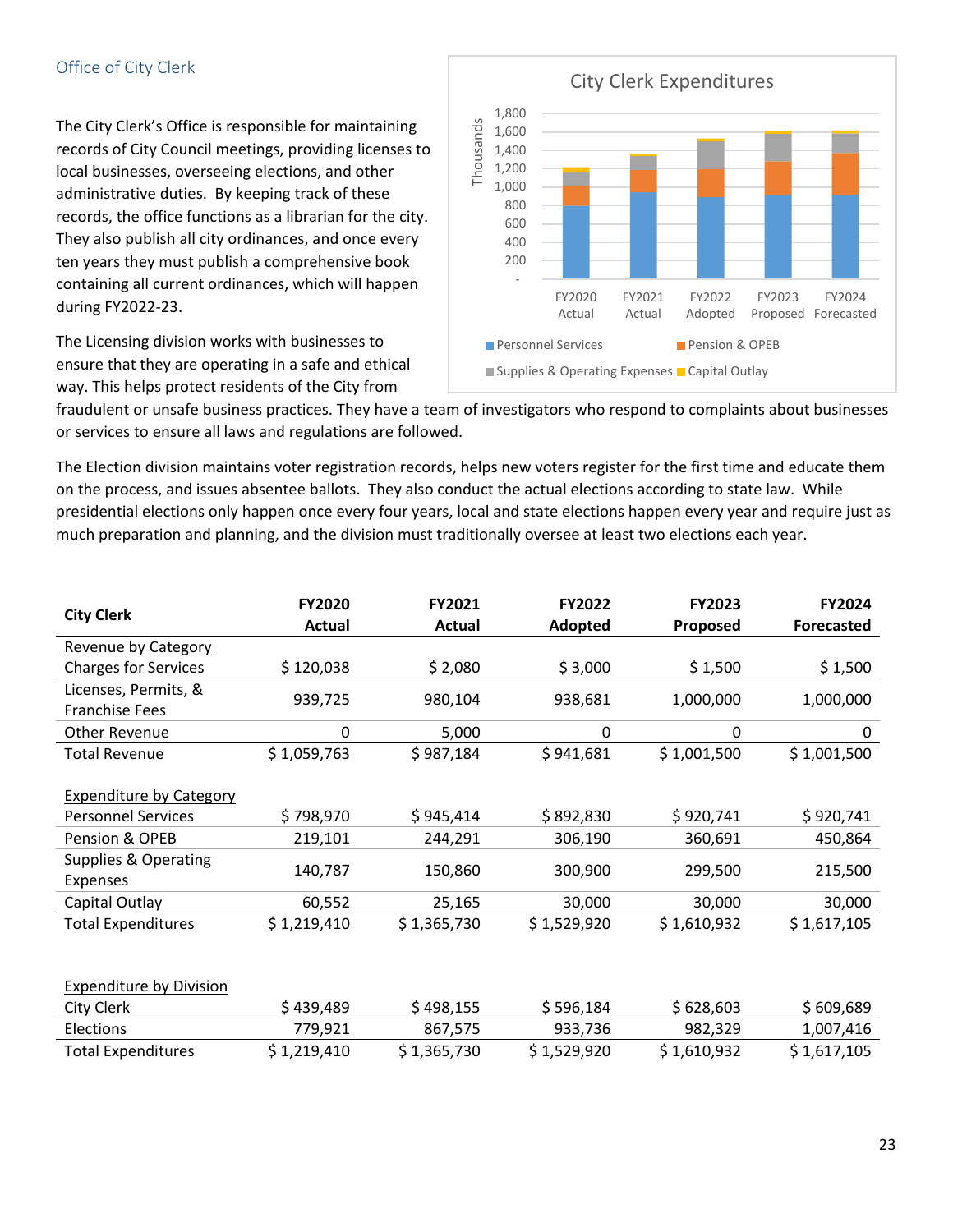## Office of City Clerk

The City Clerk's Office is responsible for maintaining records of City Council meetings, providing licenses to local businesses, overseeing elections, and other administrative duties. By keeping track of these records, the office functions as a librarian for the city. They also publish all city ordinances, and once every ten years they must publish a comprehensive book containing all current ordinances, which will happen during FY2022-23.

The Licensing division works with businesses to ensure that they are operating in a safe and ethical way. This helps protect residents of the City from fraudulent or unsafe business practices. They have a team of investigators who respond to complaints about businesses or services to ensure all laws and regulations are followed.

The Election division maintains voter registration records, helps new voters register for the first time and educate them on the process, and issues absentee ballots. They also conduct the actual elections according to state law. While presidential elections only happen once every four years, local and state elections happen every year and require just as much preparation and planning, and the division must traditionally oversee at least two elections each year.

City Clerk Expenditures

| City Clerk | FY2020 Actual | FY2021 Actual | FY2022 Adopted | FY2023 Proposed | FY2024 Forecasted |
|---|---|---|---|---|---|
| Revenue by Category | | | | | |
| Charges for Services | $ 120,038 | $ 2,080 | $ 3,000 | $ 1,500 | $ 1,500 |
| Licenses, Permits, & Franchise Fees | 939,725 | 980,104 | 938,681 | 1,000,000 | 1,000,000 |
| Other Revenue | 0 | 5,000 | 0 | 0 | 0 |
| Total Revenue | $ 1,059,763 | $ 987,184 | $ 941,681 | $ 1,001,500 | $ 1,001,500 |
| | | | | | |
| Expenditure by Category | | | | | |
| Personnel Services | $ 798,970 | $ 945,414 | $ 892,830 | $ 920,741 | $ 920,741 |
| Pension & OPEB | 219,101 | 244,291 | 306,190 | 360,691 | 450,864 |
| Supplies & Operating Expenses | 140,787 | 150,860 | 300,900 | 299,500 | 215,500 |
| Capital Outlay | 60,552 | 25,165 | 30,000 | 30,000 | 30,000 |
| Total Expenditures | $ 1,219,410 | $ 1,365,730 | $ 1,529,920 | $ 1,610,932 | $ 1,617,105 |
| | | | | | |
| Expenditure by Division | | | | | |
| City Clerk | $ 439,489 | $ 498,155 | $ 596,184 | $ 628,603 | $ 609,689 |
| Elections | 779,921 | 867,575 | 933,736 | 982,329 | 1,007,416 |
| Total Expenditures | $ 1,219,410 | $ 1,365,730 | $ 1,529,920 | $ 1,610,932 | $ 1,617,105 |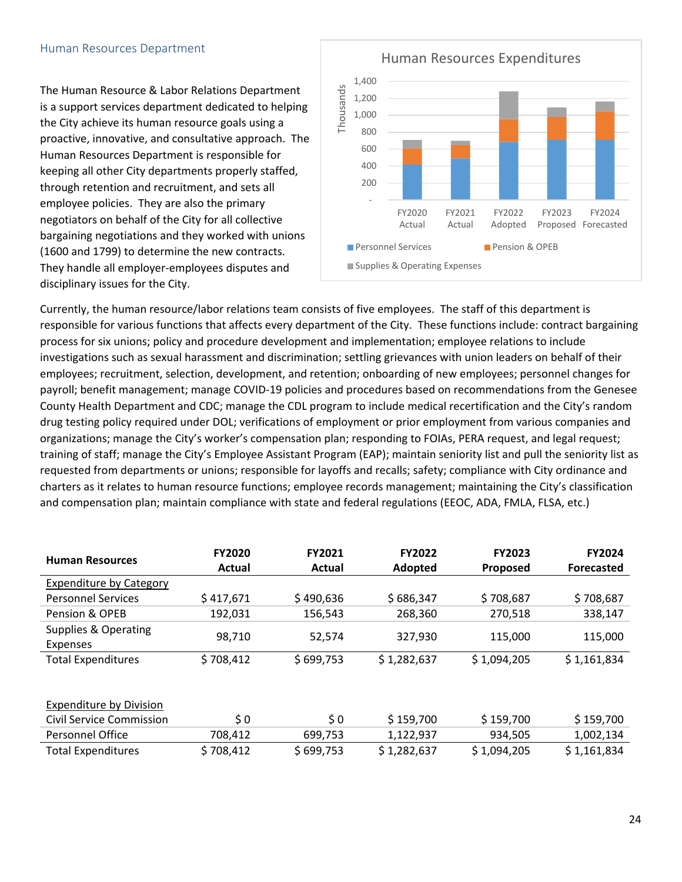## Human Resources Department

The Human Resource & Labor Relations Department is a support services department dedicated to helping the City achieve its human resource goals using a proactive, innovative, and consultative approach. The Human Resources Department is responsible for keeping all other City departments properly staffed, through retention and recruitment, and sets all employee policies. They are also the primary negotiators on behalf of the City for all collective bargaining negotiations and they worked with unions (1600 and 1799) to determine the new contracts. They handle all employer-employees disputes and disciplinary issues for the City.

Currently, the human resource/labor relations team consists of five employees. The staff of this department is responsible for various functions that affects every department of the City. These functions include: contract bargaining process for six unions; policy and procedure development and implementation; employee relations to include investigations such as sexual harassment and discrimination; settling grievances with union leaders on behalf of their employees; recruitment, selection, development, and retention; onboarding of new employees; personnel changes for payroll; benefit management; manage COVID-19 policies and procedures based on recommendations from the Genesee County Health Department and CDC; manage the CDL program to include medical recertification and the City's random drug testing policy required under DOL; verifications of employment or prior employment from various companies and organizations; manage the City's worker's compensation plan; responding to FOIAs, PERA request, and legal request; training of staff; manage the City's Employee Assistant Program (EAP); maintain seniority list and pull the seniority list as requested from departments or unions; responsible for layoffs and recalls; safety; compliance with City ordinance and charters as it relates to human resource functions; employee records management; maintaining the City's classification and compensation plan; maintain compliance with state and federal regulations (EEOC, ADA, FMLA, FLSA, etc.)

| Human Resources | FY2020 Actual | FY2021 Actual | FY2022 Adopted | FY2023 Proposed | FY2024 Forecasted |
|---|---|---|---|---|---|
| Expenditure by Category | | | | | |
| Personnel Services | $ 417,671 | $ 490,636 | $ 686,347 | $ 708,687 | $ 708,687 |
| Pension & OPEB | 192,031 | 156,543 | 268,360 | 270,518 | 338,147 |
| Supplies & Operating Expenses | 98,710 | 52,574 | 327,930 | 115,000 | 115,000 |
| Total Expenditures | $ 708,412 | $ 699,753 | $ 1,282,637 | $ 1,094,205 | $ 1,161,834 |
| | | | | | |
| Expenditure by Division | | | | | |
| Civil Service Commission | $ 0 | $ 0 | $ 159,700 | $ 159,700 | $ 159,700 |
| Personnel Office | 708,412 | 699,753 | 1,122,937 | 934,505 | 1,002,134 |
| Total Expenditures | $ 708,412 | $ 699,753 | $ 1,282,637 | $ 1,094,205 | $ 1,161,834 |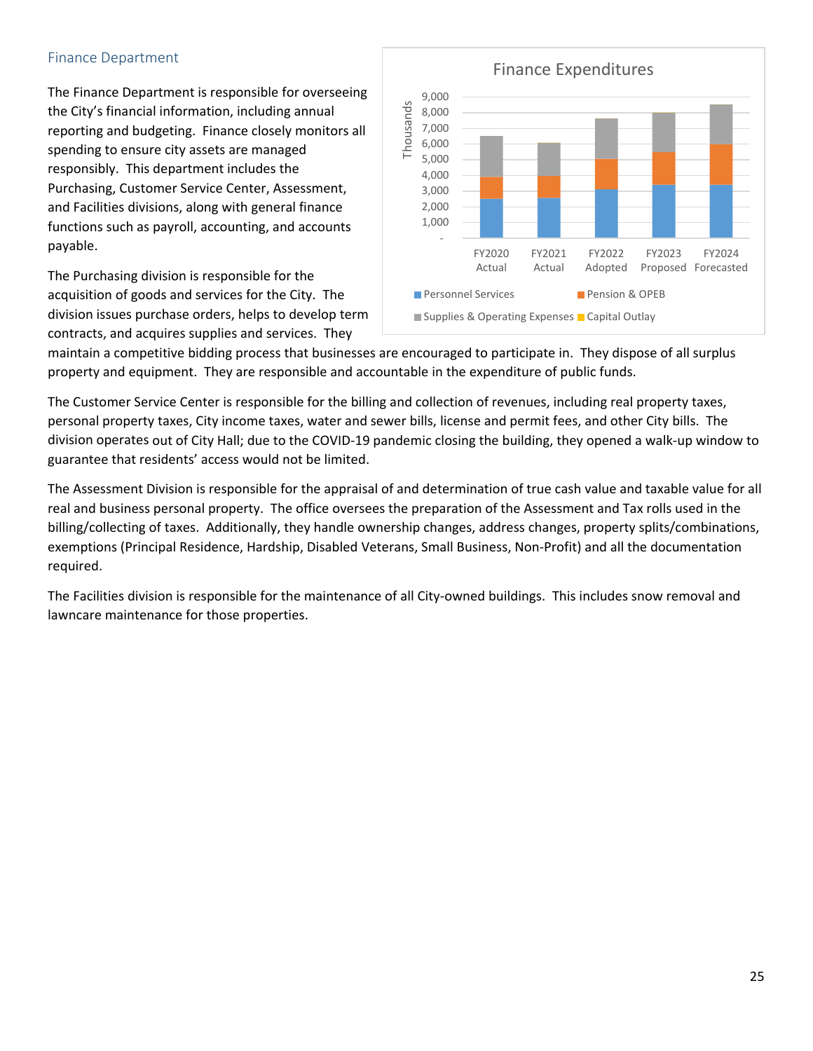## Finance Department

The Finance Department is responsible for overseeing the City's financial information, including annual reporting and budgeting. Finance closely monitors all spending to ensure city assets are managed responsibly. This department includes the Purchasing, Customer Service Center, Assessment, and Facilities divisions, along with general finance functions such as payroll, accounting, and accounts payable.

The Purchasing division is responsible for the acquisition of goods and services for the City. The division issues purchase orders, helps to develop term contracts, and acquires supplies and services. They maintain a competitive bidding process that businesses are encouraged to participate in. They dispose of all surplus property and equipment. They are responsible and accountable in the expenditure of public funds.

The Customer Service Center is responsible for the billing and collection of revenues, including real property taxes, personal property taxes, City income taxes, water and sewer bills, license and permit fees, and other City bills. The division operates out of City Hall; due to the COVID-19 pandemic closing the building, they opened a walk-up window to guarantee that residents' access would not be limited.

The Assessment Division is responsible for the appraisal of and determination of true cash value and taxable value for all real and business personal property. The office oversees the preparation of the Assessment and Tax rolls used in the billing/collecting of taxes. Additionally, they handle ownership changes, address changes, property splits/combinations, exemptions (Principal Residence, Hardship, Disabled Veterans, Small Business, Non-Profit) and all the documentation required.

The Facilities division is responsible for the maintenance of all City-owned buildings. This includes snow removal and lawncare maintenance for those properties.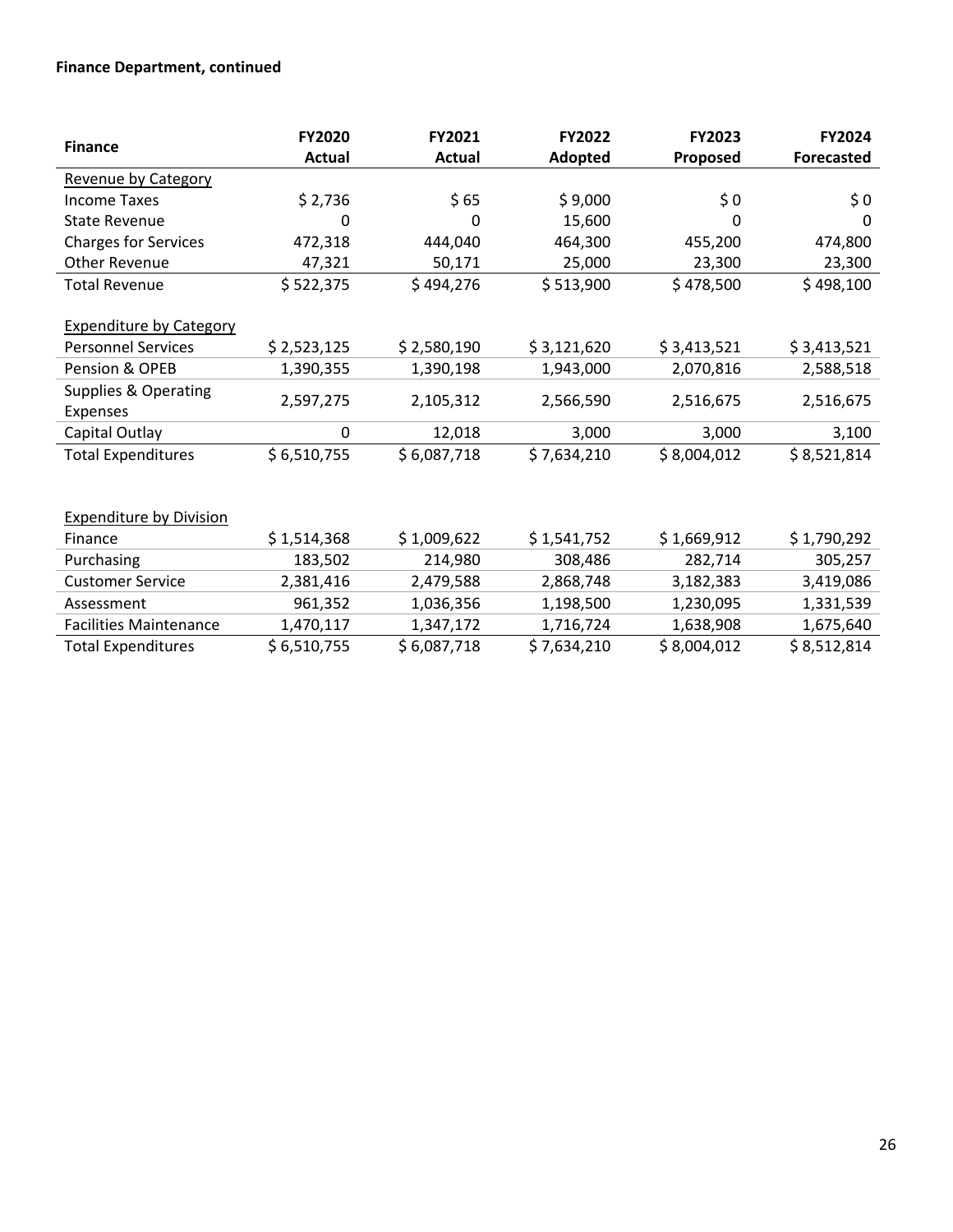**Finance Department, continued**

| Finance | FY2020 Actual | FY2021 Actual | FY2022 Adopted | FY2023 Proposed | FY2024 Forecasted |
|---|---|---|---|---|---|
| Revenue by Category | | | | | |
| Income Taxes | $ 2,736 | $ 65 | $ 9,000 | $ 0 | $ 0 |
| State Revenue | 0 | 0 | 15,600 | 0 | 0 |
| Charges for Services | 472,318 | 444,040 | 464,300 | 455,200 | 474,800 |
| Other Revenue | 47,321 | 50,171 | 25,000 | 23,300 | 23,300 |
| Total Revenue | $ 522,375 | $ 494,276 | $ 513,900 | $ 478,500 | $ 498,100 |
| | | | | | |
| Expenditure by Category | | | | | |
| Personnel Services | $ 2,523,125 | $ 2,580,190 | $ 3,121,620 | $ 3,413,521 | $ 3,413,521 |
| Pension & OPEB | 1,390,355 | 1,390,198 | 1,943,000 | 2,070,816 | 2,588,518 |
| Supplies & Operating Expenses | 2,597,275 | 2,105,312 | 2,566,590 | 2,516,675 | 2,516,675 |
| Capital Outlay | 0 | 12,018 | 3,000 | 3,000 | 3,100 |
| Total Expenditures | $ 6,510,755 | $ 6,087,718 | $ 7,634,210 | $ 8,004,012 | $ 8,521,814 |
| | | | | | |
| Expenditure by Division | | | | | |
| Finance | $ 1,514,368 | $ 1,009,622 | $ 1,541,752 | $ 1,669,912 | $ 1,790,292 |
| Purchasing | 183,502 | 214,980 | 308,486 | 282,714 | 305,257 |
| Customer Service | 2,381,416 | 2,479,588 | 2,868,748 | 3,182,383 | 3,419,086 |
| Assessment | 961,352 | 1,036,356 | 1,198,500 | 1,230,095 | 1,331,539 |
| Facilities Maintenance | 1,470,117 | 1,347,172 | 1,716,724 | 1,638,908 | 1,675,640 |
| Total Expenditures | $ 6,510,755 | $ 6,087,718 | $ 7,634,210 | $ 8,004,012 | $ 8,512,814 |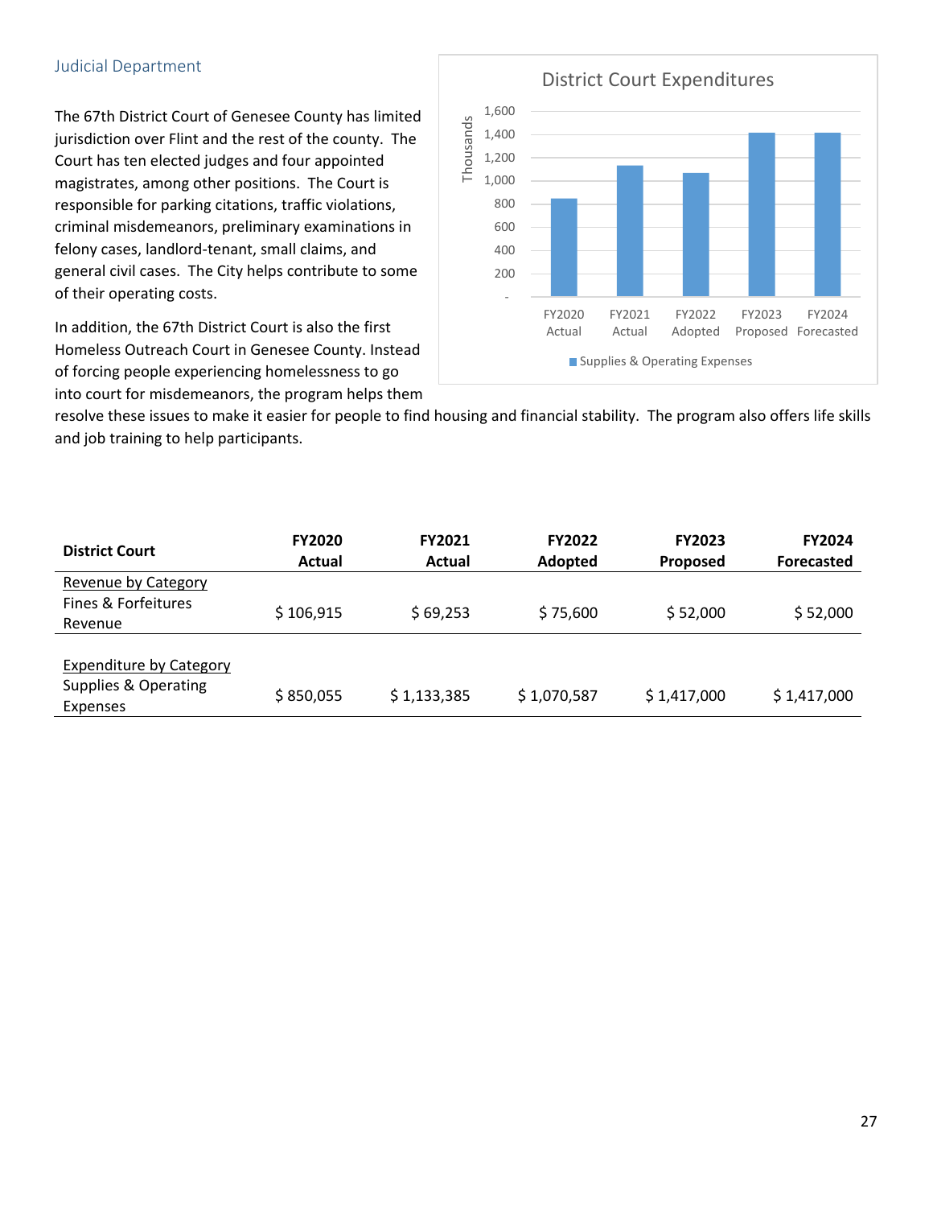## Judicial Department

The 67th District Court of Genesee County has limited jurisdiction over Flint and the rest of the county. The Court has ten elected judges and four appointed magistrates, among other positions. The Court is responsible for parking citations, traffic violations, criminal misdemeanors, preliminary examinations in felony cases, landlord-tenant, small claims, and general civil cases. The City helps contribute to some of their operating costs.

In addition, the 67th District Court is also the first Homeless Outreach Court in Genesee County. Instead of forcing people experiencing homelessness to go into court for misdemeanors, the program helps them resolve these issues to make it easier for people to find housing and financial stability. The program also offers life skills and job training to help participants.

| District Court | FY2020 Actual | FY2021 Actual | FY2022 Adopted | FY2023 Proposed | FY2024 Forecasted |
|---|---|---|---|---|---|
| Revenue by Category | | | | | |
| Fines & Forfeitures Revenue | $ 106,915 | $ 69,253 | $ 75,600 | $ 52,000 | $ 52,000 |
| Expenditure by Category | | | | | |
| Supplies & Operating Expenses | $ 850,055 | $ 1,133,385 | $ 1,070,587 | $ 1,417,000 | $ 1,417,000 |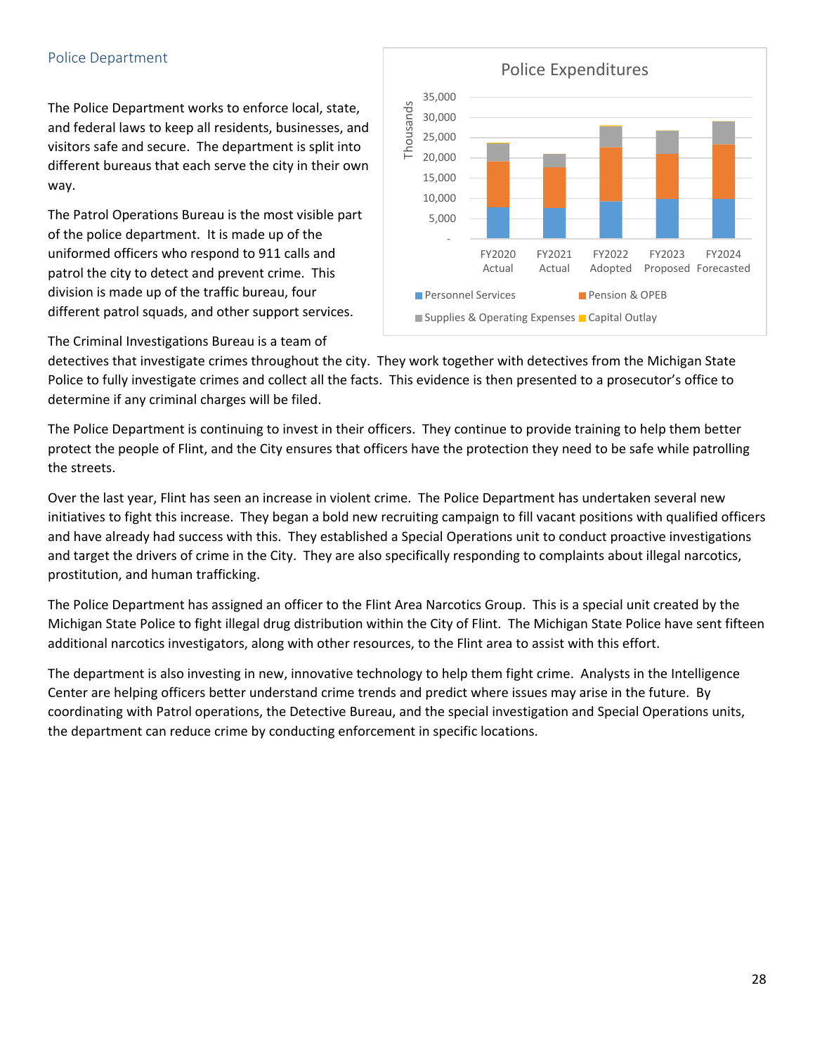## Police Department

The Police Department works to enforce local, state, and federal laws to keep all residents, businesses, and visitors safe and secure. The department is split into different bureaus that each serve the city in their own way.

The Patrol Operations Bureau is the most visible part of the police department. It is made up of the uniformed officers who respond to 911 calls and patrol the city to detect and prevent crime. This division is made up of the traffic bureau, four different patrol squads, and other support services.

The Criminal Investigations Bureau is a team of detectives that investigate crimes throughout the city. They work together with detectives from the Michigan State Police to fully investigate crimes and collect all the facts. This evidence is then presented to a prosecutor's office to determine if any criminal charges will be filed.

The Police Department is continuing to invest in their officers. They continue to provide training to help them better protect the people of Flint, and the City ensures that officers have the protection they need to be safe while patrolling the streets.

Over the last year, Flint has seen an increase in violent crime. The Police Department has undertaken several new initiatives to fight this increase. They began a bold new recruiting campaign to fill vacant positions with qualified officers and have already had success with this. They established a Special Operations unit to conduct proactive investigations and target the drivers of crime in the City. They are also specifically responding to complaints about illegal narcotics, prostitution, and human trafficking.

The Police Department has assigned an officer to the Flint Area Narcotics Group. This is a special unit created by the Michigan State Police to fight illegal drug distribution within the City of Flint. The Michigan State Police have sent fifteen additional narcotics investigators, along with other resources, to the Flint area to assist with this effort.

The department is also investing in new, innovative technology to help them fight crime. Analysts in the Intelligence Center are helping officers better understand crime trends and predict where issues may arise in the future. By coordinating with Patrol operations, the Detective Bureau, and the special investigation and Special Operations units, the department can reduce crime by conducting enforcement in specific locations.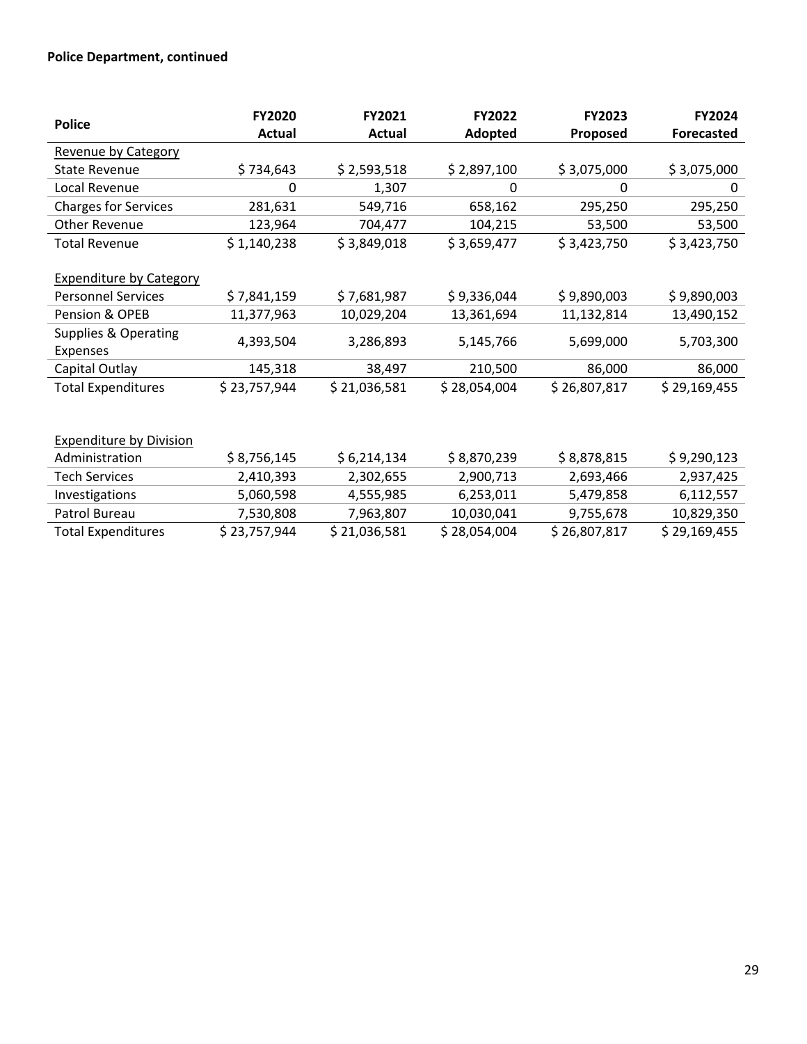**Police Department, continued**

| Police | FY2020 Actual | FY2021 Actual | FY2022 Adopted | FY2023 Proposed | FY2024 Forecasted |
|---|---|---|---|---|---|
| Revenue by Category | | | | | |
| State Revenue | $ 734,643 | $ 2,593,518 | $ 2,897,100 | $ 3,075,000 | $ 3,075,000 |
| Local Revenue | 0 | 1,307 | 0 | 0 | 0 |
| Charges for Services | 281,631 | 549,716 | 658,162 | 295,250 | 295,250 |
| Other Revenue | 123,964 | 704,477 | 104,215 | 53,500 | 53,500 |
| Total Revenue | $ 1,140,238 | $ 3,849,018 | $ 3,659,477 | $ 3,423,750 | $ 3,423,750 |
| | | | | | |
| Expenditure by Category | | | | | |
| Personnel Services | $ 7,841,159 | $ 7,681,987 | $ 9,336,044 | $ 9,890,003 | $ 9,890,003 |
| Pension & OPEB | 11,377,963 | 10,029,204 | 13,361,694 | 11,132,814 | 13,490,152 |
| Supplies & Operating Expenses | 4,393,504 | 3,286,893 | 5,145,766 | 5,699,000 | 5,703,300 |
| Capital Outlay | 145,318 | 38,497 | 210,500 | 86,000 | 86,000 |
| Total Expenditures | $ 23,757,944 | $ 21,036,581 | $ 28,054,004 | $ 26,807,817 | $ 29,169,455 |
| | | | | | |
| Expenditure by Division | | | | | |
| Administration | $ 8,756,145 | $ 6,214,134 | $ 8,870,239 | $ 8,878,815 | $ 9,290,123 |
| Tech Services | 2,410,393 | 2,302,655 | 2,900,713 | 2,693,466 | 2,937,425 |
| Investigations | 5,060,598 | 4,555,985 | 6,253,011 | 5,479,858 | 6,112,557 |
| Patrol Bureau | 7,530,808 | 7,963,807 | 10,030,041 | 9,755,678 | 10,829,350 |
| Total Expenditures | $ 23,757,944 | $ 21,036,581 | $ 28,054,004 | $ 26,807,817 | $ 29,169,455 |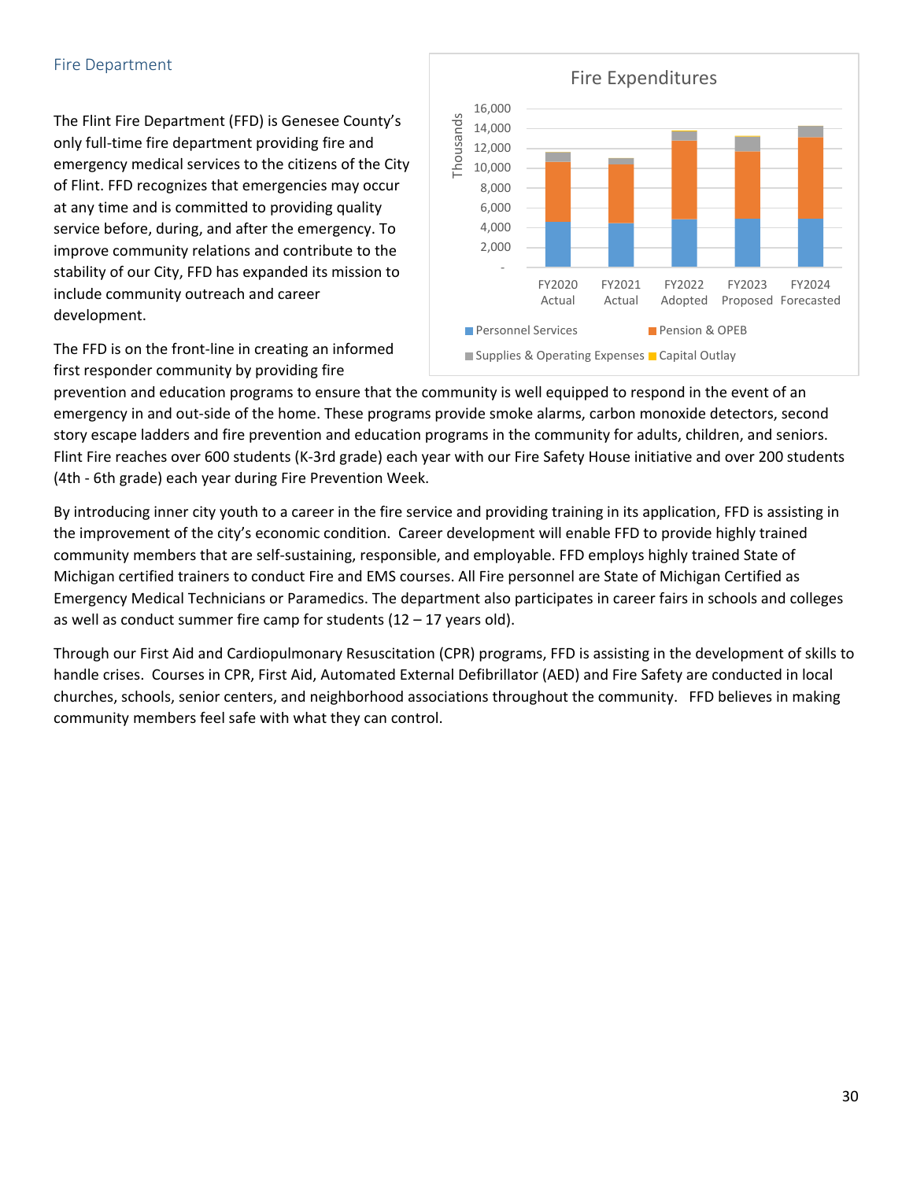## Fire Department

The Flint Fire Department (FFD) is Genesee County's only full-time fire department providing fire and emergency medical services to the citizens of the City of Flint. FFD recognizes that emergencies may occur at any time and is committed to providing quality service before, during, and after the emergency. To improve community relations and contribute to the stability of our City, FFD has expanded its mission to include community outreach and career development.

The FFD is on the front-line in creating an informed first responder community by providing fire prevention and education programs to ensure that the community is well equipped to respond in the event of an emergency in and out-side of the home. These programs provide smoke alarms, carbon monoxide detectors, second story escape ladders and fire prevention and education programs in the community for adults, children, and seniors. Flint Fire reaches over 600 students (K-3rd grade) each year with our Fire Safety House initiative and over 200 students (4th - 6th grade) each year during Fire Prevention Week.

By introducing inner city youth to a career in the fire service and providing training in its application, FFD is assisting in the improvement of the city's economic condition. Career development will enable FFD to provide highly trained community members that are self-sustaining, responsible, and employable. FFD employs highly trained State of Michigan certified trainers to conduct Fire and EMS courses. All Fire personnel are State of Michigan Certified as Emergency Medical Technicians or Paramedics. The department also participates in career fairs in schools and colleges as well as conduct summer fire camp for students (12 – 17 years old).

Through our First Aid and Cardiopulmonary Resuscitation (CPR) programs, FFD is assisting in the development of skills to handle crises. Courses in CPR, First Aid, Automated External Defibrillator (AED) and Fire Safety are conducted in local churches, schools, senior centers, and neighborhood associations throughout the community. FFD believes in making community members feel safe with what they can control.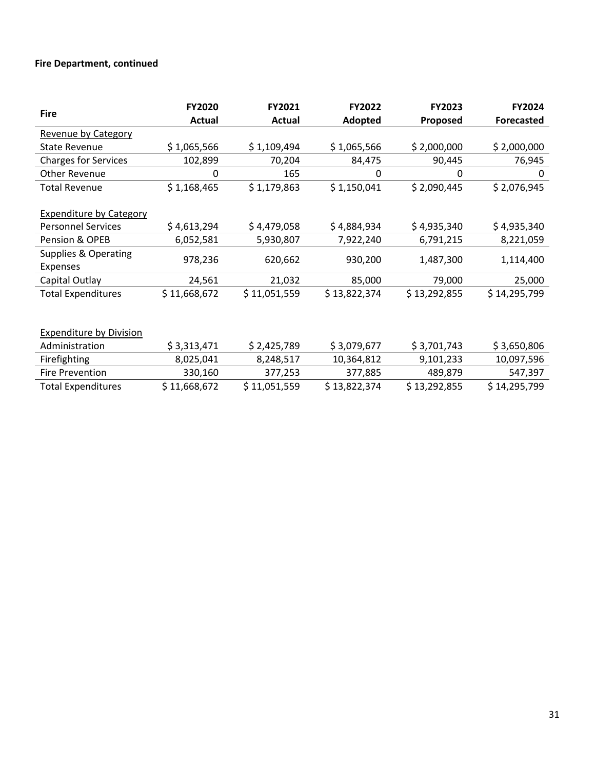**Fire Department, continued**

| Fire | FY2020 Actual | FY2021 Actual | FY2022 Adopted | FY2023 Proposed | FY2024 Forecasted |
|---|---|---|---|---|---|
| Revenue by Category | | | | | |
| State Revenue | $ 1,065,566 | $ 1,109,494 | $ 1,065,566 | $ 2,000,000 | $ 2,000,000 |
| Charges for Services | 102,899 | 70,204 | 84,475 | 90,445 | 76,945 |
| Other Revenue | 0 | 165 | 0 | 0 | 0 |
| Total Revenue | $ 1,168,465 | $ 1,179,863 | $ 1,150,041 | $ 2,090,445 | $ 2,076,945 |
| | | | | | |
| Expenditure by Category | | | | | |
| Personnel Services | $ 4,613,294 | $ 4,479,058 | $ 4,884,934 | $ 4,935,340 | $ 4,935,340 |
| Pension & OPEB | 6,052,581 | 5,930,807 | 7,922,240 | 6,791,215 | 8,221,059 |
| Supplies & Operating Expenses | 978,236 | 620,662 | 930,200 | 1,487,300 | 1,114,400 |
| Capital Outlay | 24,561 | 21,032 | 85,000 | 79,000 | 25,000 |
| Total Expenditures | $ 11,668,672 | $ 11,051,559 | $ 13,822,374 | $ 13,292,855 | $ 14,295,799 |
| | | | | | |
| Expenditure by Division | | | | | |
| Administration | $ 3,313,471 | $ 2,425,789 | $ 3,079,677 | $ 3,701,743 | $ 3,650,806 |
| Firefighting | 8,025,041 | 8,248,517 | 10,364,812 | 9,101,233 | 10,097,596 |
| Fire Prevention | 330,160 | 377,253 | 377,885 | 489,879 | 547,397 |
| Total Expenditures | $ 11,668,672 | $ 11,051,559 | $ 13,822,374 | $ 13,292,855 | $ 14,295,799 |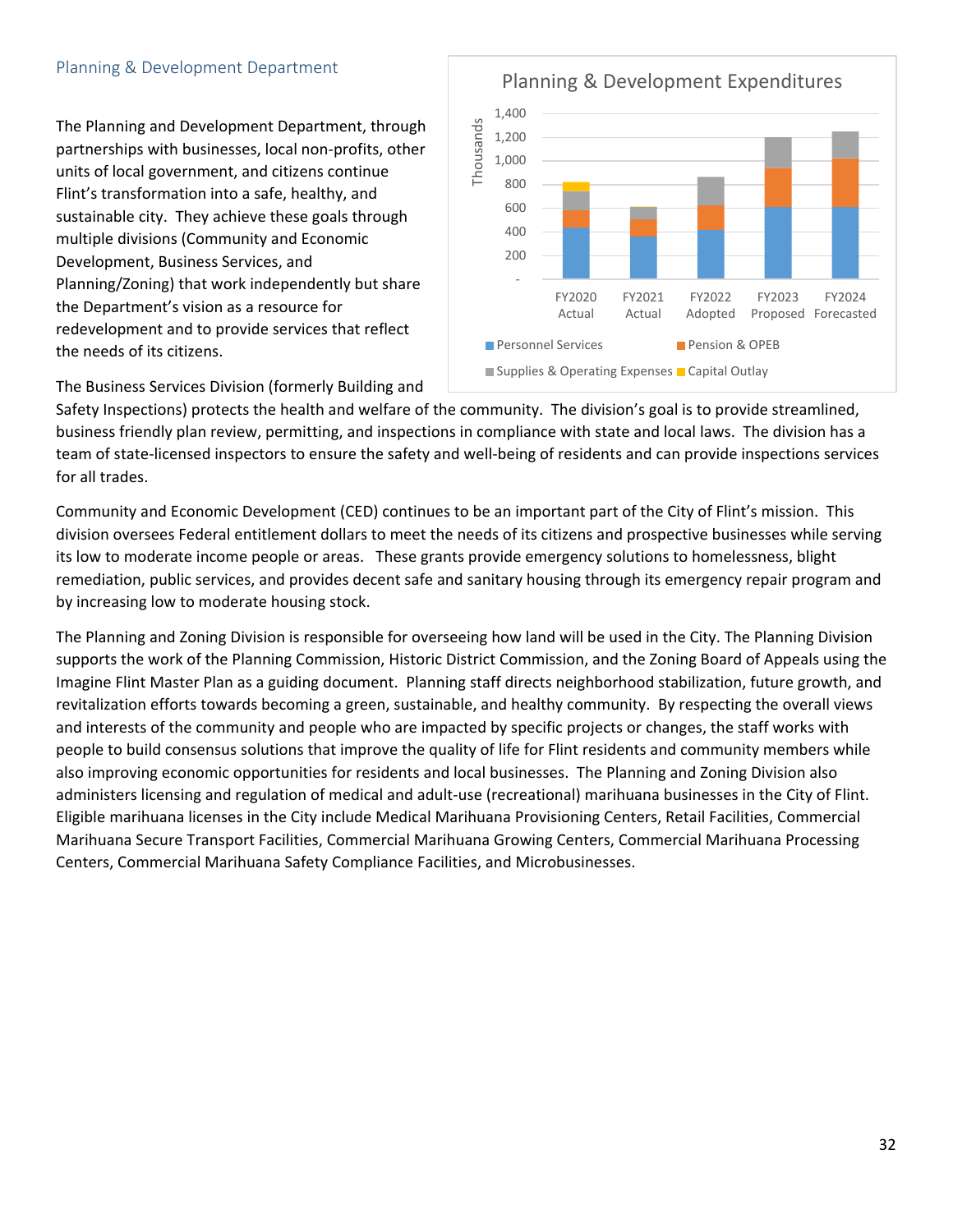## Planning & Development Department

The Planning and Development Department, through partnerships with businesses, local non-profits, other units of local government, and citizens continue Flint's transformation into a safe, healthy, and sustainable city. They achieve these goals through multiple divisions (Community and Economic Development, Business Services, and Planning/Zoning) that work independently but share the Department's vision as a resource for redevelopment and to provide services that reflect the needs of its citizens.

The Business Services Division (formerly Building and Safety Inspections) protects the health and welfare of the community. The division's goal is to provide streamlined, business friendly plan review, permitting, and inspections in compliance with state and local laws. The division has a team of state-licensed inspectors to ensure the safety and well-being of residents and can provide inspections services for all trades.

Community and Economic Development (CED) continues to be an important part of the City of Flint's mission. This division oversees Federal entitlement dollars to meet the needs of its citizens and prospective businesses while serving its low to moderate income people or areas. These grants provide emergency solutions to homelessness, blight remediation, public services, and provides decent safe and sanitary housing through its emergency repair program and by increasing low to moderate housing stock.

The Planning and Zoning Division is responsible for overseeing how land will be used in the City. The Planning Division supports the work of the Planning Commission, Historic District Commission, and the Zoning Board of Appeals using the Imagine Flint Master Plan as a guiding document. Planning staff directs neighborhood stabilization, future growth, and revitalization efforts towards becoming a green, sustainable, and healthy community. By respecting the overall views and interests of the community and people who are impacted by specific projects or changes, the staff works with people to build consensus solutions that improve the quality of life for Flint residents and community members while also improving economic opportunities for residents and local businesses. The Planning and Zoning Division also administers licensing and regulation of medical and adult-use (recreational) marihuana businesses in the City of Flint. Eligible marihuana licenses in the City include Medical Marihuana Provisioning Centers, Retail Facilities, Commercial Marihuana Secure Transport Facilities, Commercial Marihuana Growing Centers, Commercial Marihuana Processing Centers, Commercial Marihuana Safety Compliance Facilities, and Microbusinesses.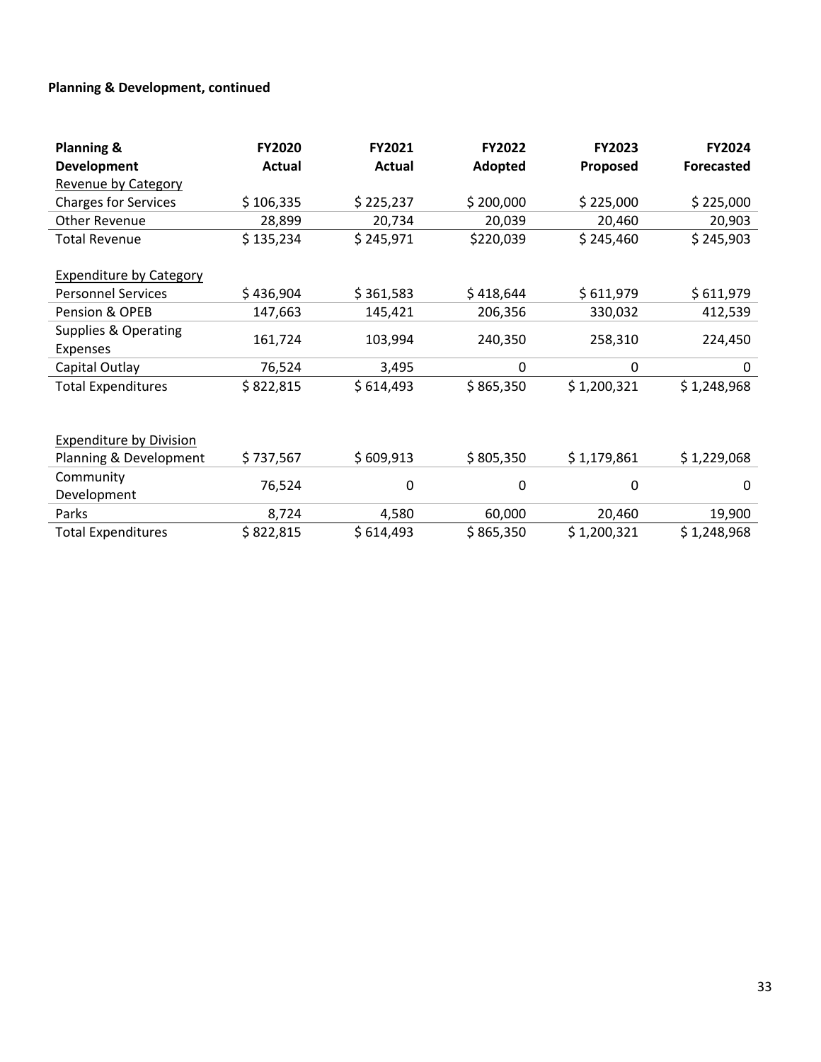**Planning & Development, continued**

| Planning & Development | FY2020 Actual | FY2021 Actual | FY2022 Adopted | FY2023 Proposed | FY2024 Forecasted |
|---|---|---|---|---|---|
| Revenue by Category | | | | | |
| Charges for Services | $ 106,335 | $ 225,237 | $ 200,000 | $ 225,000 | $ 225,000 |
| Other Revenue | 28,899 | 20,734 | 20,039 | 20,460 | 20,903 |
| Total Revenue | $ 135,234 | $ 245,971 | $220,039 | $ 245,460 | $ 245,903 |
| | | | | | |
| Expenditure by Category | | | | | |
| Personnel Services | $ 436,904 | $ 361,583 | $ 418,644 | $ 611,979 | $ 611,979 |
| Pension & OPEB | 147,663 | 145,421 | 206,356 | 330,032 | 412,539 |
| Supplies & Operating Expenses | 161,724 | 103,994 | 240,350 | 258,310 | 224,450 |
| Capital Outlay | 76,524 | 3,495 | 0 | 0 | 0 |
| Total Expenditures | $ 822,815 | $ 614,493 | $ 865,350 | $ 1,200,321 | $ 1,248,968 |
| | | | | | |
| Expenditure by Division | | | | | |
| Planning & Development | $ 737,567 | $ 609,913 | $ 805,350 | $ 1,179,861 | $ 1,229,068 |
| Community Development | 76,524 | 0 | 0 | 0 | 0 |
| Parks | 8,724 | 4,580 | 60,000 | 20,460 | 19,900 |
| Total Expenditures | $ 822,815 | $ 614,493 | $ 865,350 | $ 1,200,321 | $ 1,248,968 |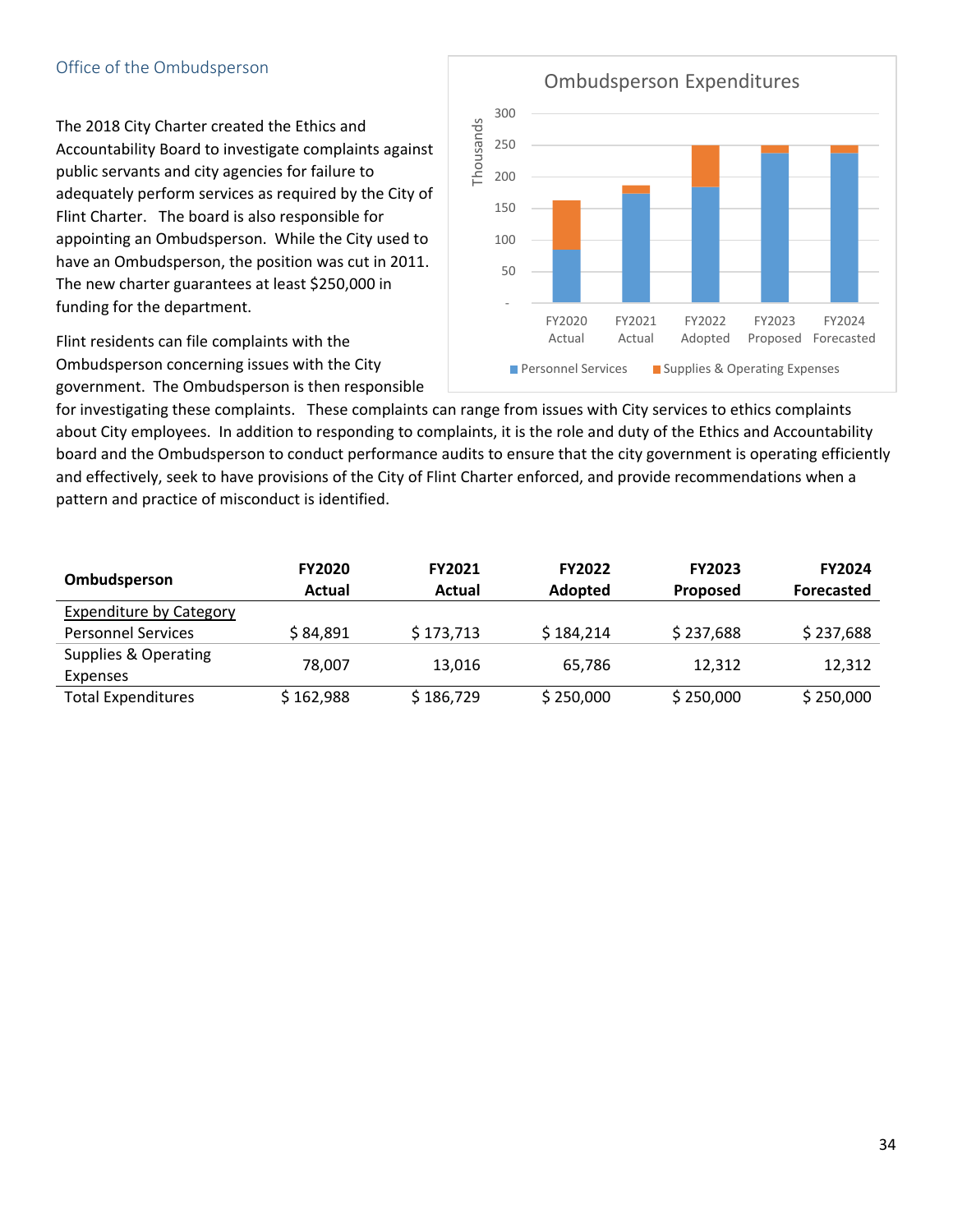## Office of the Ombudsperson

The 2018 City Charter created the Ethics and Accountability Board to investigate complaints against public servants and city agencies for failure to adequately perform services as required by the City of Flint Charter. The board is also responsible for appointing an Ombudsperson. While the City used to have an Ombudsperson, the position was cut in 2011. The new charter guarantees at least $250,000 in funding for the department.

Flint residents can file complaints with the Ombudsperson concerning issues with the City government. The Ombudsperson is then responsible for investigating these complaints. These complaints can range from issues with City services to ethics complaints about City employees. In addition to responding to complaints, it is the role and duty of the Ethics and Accountability board and the Ombudsperson to conduct performance audits to ensure that the city government is operating efficiently and effectively, seek to have provisions of the City of Flint Charter enforced, and provide recommendations when a pattern and practice of misconduct is identified.

| Ombudsperson | FY2020 Actual | FY2021 Actual | FY2022 Adopted | FY2023 Proposed | FY2024 Forecasted |
|---|---|---|---|---|---|
| Expenditure by Category | | | | | |
| Personnel Services | $ 84,891 | $ 173,713 | $ 184,214 | $ 237,688 | $ 237,688 |
| Supplies & Operating Expenses | 78,007 | 13,016 | 65,786 | 12,312 | 12,312 |
| Total Expenditures | $ 162,988 | $ 186,729 | $ 250,000 | $ 250,000 | $ 250,000 |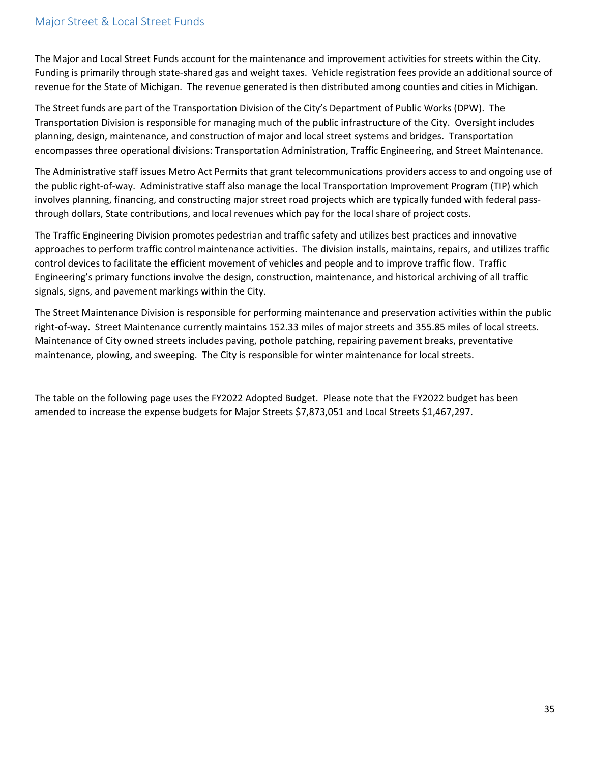## Major Street & Local Street Funds

The Major and Local Street Funds account for the maintenance and improvement activities for streets within the City. Funding is primarily through state-shared gas and weight taxes. Vehicle registration fees provide an additional source of revenue for the State of Michigan. The revenue generated is then distributed among counties and cities in Michigan.

The Street funds are part of the Transportation Division of the City's Department of Public Works (DPW). The Transportation Division is responsible for managing much of the public infrastructure of the City. Oversight includes planning, design, maintenance, and construction of major and local street systems and bridges. Transportation encompasses three operational divisions: Transportation Administration, Traffic Engineering, and Street Maintenance.

The Administrative staff issues Metro Act Permits that grant telecommunications providers access to and ongoing use of the public right-of-way. Administrative staff also manage the local Transportation Improvement Program (TIP) which involves planning, financing, and constructing major street road projects which are typically funded with federal pass-through dollars, State contributions, and local revenues which pay for the local share of project costs.

The Traffic Engineering Division promotes pedestrian and traffic safety and utilizes best practices and innovative approaches to perform traffic control maintenance activities. The division installs, maintains, repairs, and utilizes traffic control devices to facilitate the efficient movement of vehicles and people and to improve traffic flow. Traffic Engineering's primary functions involve the design, construction, maintenance, and historical archiving of all traffic signals, signs, and pavement markings within the City.

The Street Maintenance Division is responsible for performing maintenance and preservation activities within the public right-of-way. Street Maintenance currently maintains 152.33 miles of major streets and 355.85 miles of local streets. Maintenance of City owned streets includes paving, pothole patching, repairing pavement breaks, preventative maintenance, plowing, and sweeping. The City is responsible for winter maintenance for local streets.

The table on the following page uses the FY2022 Adopted Budget. Please note that the FY2022 budget has been amended to increase the expense budgets for Major Streets $7,873,051 and Local Streets $1,467,297.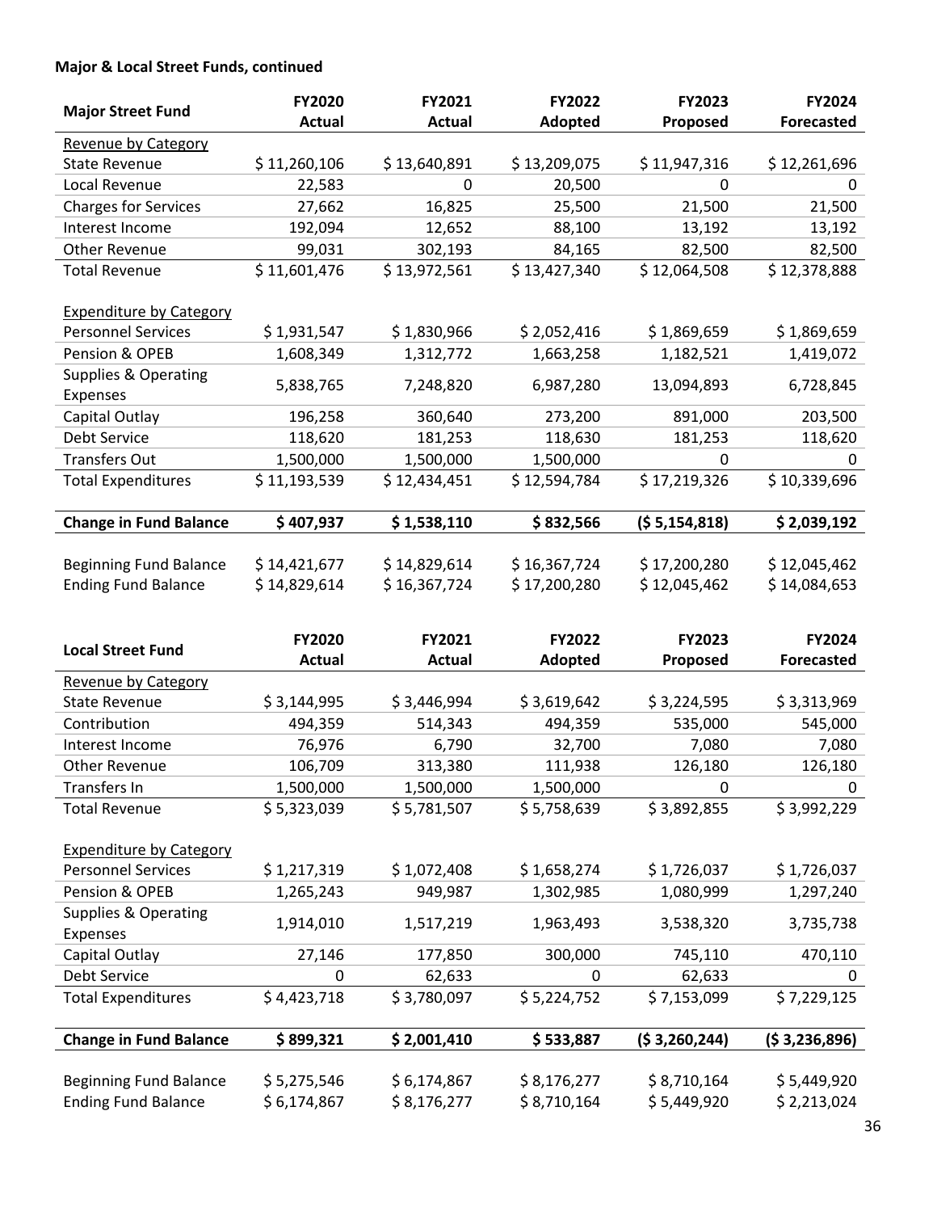**Major & Local Street Funds, continued**

| Major Street Fund | FY2020 Actual | FY2021 Actual | FY2022 Adopted | FY2023 Proposed | FY2024 Forecasted |
|---|---|---|---|---|---|
| Revenue by Category | | | | | |
| State Revenue | $ 11,260,106 | $ 13,640,891 | $ 13,209,075 | $ 11,947,316 | $ 12,261,696 |
| Local Revenue | 22,583 | 0 | 20,500 | 0 | 0 |
| Charges for Services | 27,662 | 16,825 | 25,500 | 21,500 | 21,500 |
| Interest Income | 192,094 | 12,652 | 88,100 | 13,192 | 13,192 |
| Other Revenue | 99,031 | 302,193 | 84,165 | 82,500 | 82,500 |
| Total Revenue | $ 11,601,476 | $ 13,972,561 | $ 13,427,340 | $ 12,064,508 | $ 12,378,888 |
| | | | | | |
| Expenditure by Category | | | | | |
| Personnel Services | $ 1,931,547 | $ 1,830,966 | $ 2,052,416 | $ 1,869,659 | $ 1,869,659 |
| Pension & OPEB | 1,608,349 | 1,312,772 | 1,663,258 | 1,182,521 | 1,419,072 |
| Supplies & Operating Expenses | 5,838,765 | 7,248,820 | 6,987,280 | 13,094,893 | 6,728,845 |
| Capital Outlay | 196,258 | 360,640 | 273,200 | 891,000 | 203,500 |
| Debt Service | 118,620 | 181,253 | 118,630 | 181,253 | 118,620 |
| Transfers Out | 1,500,000 | 1,500,000 | 1,500,000 | 0 | 0 |
| Total Expenditures | $ 11,193,539 | $ 12,434,451 | $ 12,594,784 | $ 17,219,326 | $ 10,339,696 |
| | | | | | |
| **Change in Fund Balance** | **$ 407,937** | **$ 1,538,110** | **$ 832,566** | **($ 5,154,818)** | **$ 2,039,192** |
| | | | | | |
| Beginning Fund Balance | $ 14,421,677 | $ 14,829,614 | $ 16,367,724 | $ 17,200,280 | $ 12,045,462 |
| Ending Fund Balance | $ 14,829,614 | $ 16,367,724 | $ 17,200,280 | $ 12,045,462 | $ 14,084,653 |

| Local Street Fund | FY2020 Actual | FY2021 Actual | FY2022 Adopted | FY2023 Proposed | FY2024 Forecasted |
|---|---|---|---|---|---|
| Revenue by Category | | | | | |
| State Revenue | $ 3,144,995 | $ 3,446,994 | $ 3,619,642 | $ 3,224,595 | $ 3,313,969 |
| Contribution | 494,359 | 514,343 | 494,359 | 535,000 | 545,000 |
| Interest Income | 76,976 | 6,790 | 32,700 | 7,080 | 7,080 |
| Other Revenue | 106,709 | 313,380 | 111,938 | 126,180 | 126,180 |
| Transfers In | 1,500,000 | 1,500,000 | 1,500,000 | 0 | 0 |
| Total Revenue | $ 5,323,039 | $ 5,781,507 | $ 5,758,639 | $ 3,892,855 | $ 3,992,229 |
| | | | | | |
| Expenditure by Category | | | | | |
| Personnel Services | $ 1,217,319 | $ 1,072,408 | $ 1,658,274 | $ 1,726,037 | $ 1,726,037 |
| Pension & OPEB | 1,265,243 | 949,987 | 1,302,985 | 1,080,999 | 1,297,240 |
| Supplies & Operating Expenses | 1,914,010 | 1,517,219 | 1,963,493 | 3,538,320 | 3,735,738 |
| Capital Outlay | 27,146 | 177,850 | 300,000 | 745,110 | 470,110 |
| Debt Service | 0 | 62,633 | 0 | 62,633 | 0 |
| Total Expenditures | $ 4,423,718 | $ 3,780,097 | $ 5,224,752 | $ 7,153,099 | $ 7,229,125 |
| | | | | | |
| **Change in Fund Balance** | **$ 899,321** | **$ 2,001,410** | **$ 533,887** | **($ 3,260,244)** | **($ 3,236,896)** |
| | | | | | |
| Beginning Fund Balance | $ 5,275,546 | $ 6,174,867 | $ 8,176,277 | $ 8,710,164 | $ 5,449,920 |
| Ending Fund Balance | $ 6,174,867 | $ 8,176,277 | $ 8,710,164 | $ 5,449,920 | $ 2,213,024 |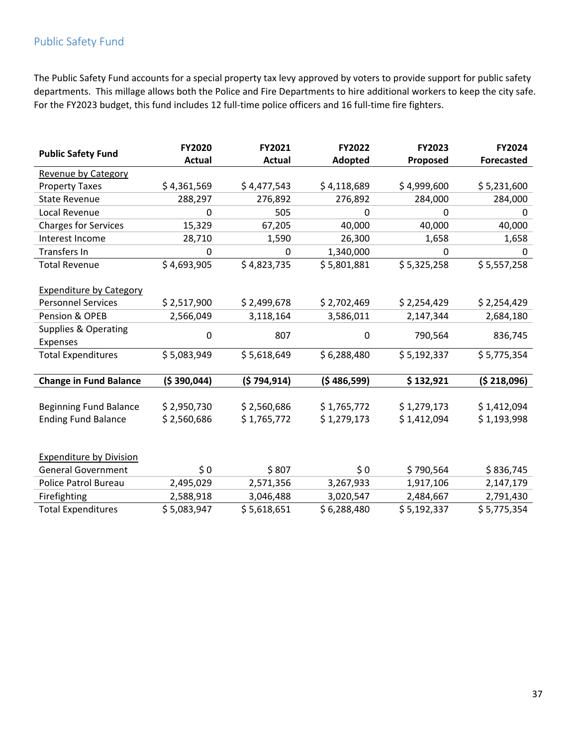## Public Safety Fund

The Public Safety Fund accounts for a special property tax levy approved by voters to provide support for public safety departments. This millage allows both the Police and Fire Departments to hire additional workers to keep the city safe. For the FY2023 budget, this fund includes 12 full-time police officers and 16 full-time fire fighters.

| Public Safety Fund | FY2020 Actual | FY2021 Actual | FY2022 Adopted | FY2023 Proposed | FY2024 Forecasted |
|---|---|---|---|---|---|
| Revenue by Category | | | | | |
| Property Taxes | $ 4,361,569 | $ 4,477,543 | $ 4,118,689 | $ 4,999,600 | $ 5,231,600 |
| State Revenue | 288,297 | 276,892 | 276,892 | 284,000 | 284,000 |
| Local Revenue | 0 | 505 | 0 | 0 | 0 |
| Charges for Services | 15,329 | 67,205 | 40,000 | 40,000 | 40,000 |
| Interest Income | 28,710 | 1,590 | 26,300 | 1,658 | 1,658 |
| Transfers In | 0 | 0 | 1,340,000 | 0 | 0 |
| Total Revenue | $ 4,693,905 | $ 4,823,735 | $ 5,801,881 | $ 5,325,258 | $ 5,557,258 |
| | | | | | |
| Expenditure by Category | | | | | |
| Personnel Services | $ 2,517,900 | $ 2,499,678 | $ 2,702,469 | $ 2,254,429 | $ 2,254,429 |
| Pension & OPEB | 2,566,049 | 3,118,164 | 3,586,011 | 2,147,344 | 2,684,180 |
| Supplies & Operating Expenses | 0 | 807 | 0 | 790,564 | 836,745 |
| Total Expenditures | $ 5,083,949 | $ 5,618,649 | $ 6,288,480 | $ 5,192,337 | $ 5,775,354 |
| | | | | | |
| **Change in Fund Balance** | **($ 390,044)** | **($ 794,914)** | **($ 486,599)** | **$ 132,921** | **($ 218,096)** |
| | | | | | |
| Beginning Fund Balance | $ 2,950,730 | $ 2,560,686 | $ 1,765,772 | $ 1,279,173 | $ 1,412,094 |
| Ending Fund Balance | $ 2,560,686 | $ 1,765,772 | $ 1,279,173 | $ 1,412,094 | $ 1,193,998 |
| | | | | | |
| Expenditure by Division | | | | | |
| General Government | $ 0 | $ 807 | $ 0 | $ 790,564 | $ 836,745 |
| Police Patrol Bureau | 2,495,029 | 2,571,356 | 3,267,933 | 1,917,106 | 2,147,179 |
| Firefighting | 2,588,918 | 3,046,488 | 3,020,547 | 2,484,667 | 2,791,430 |
| Total Expenditures | $ 5,083,947 | $ 5,618,651 | $ 6,288,480 | $ 5,192,337 | $ 5,775,354 |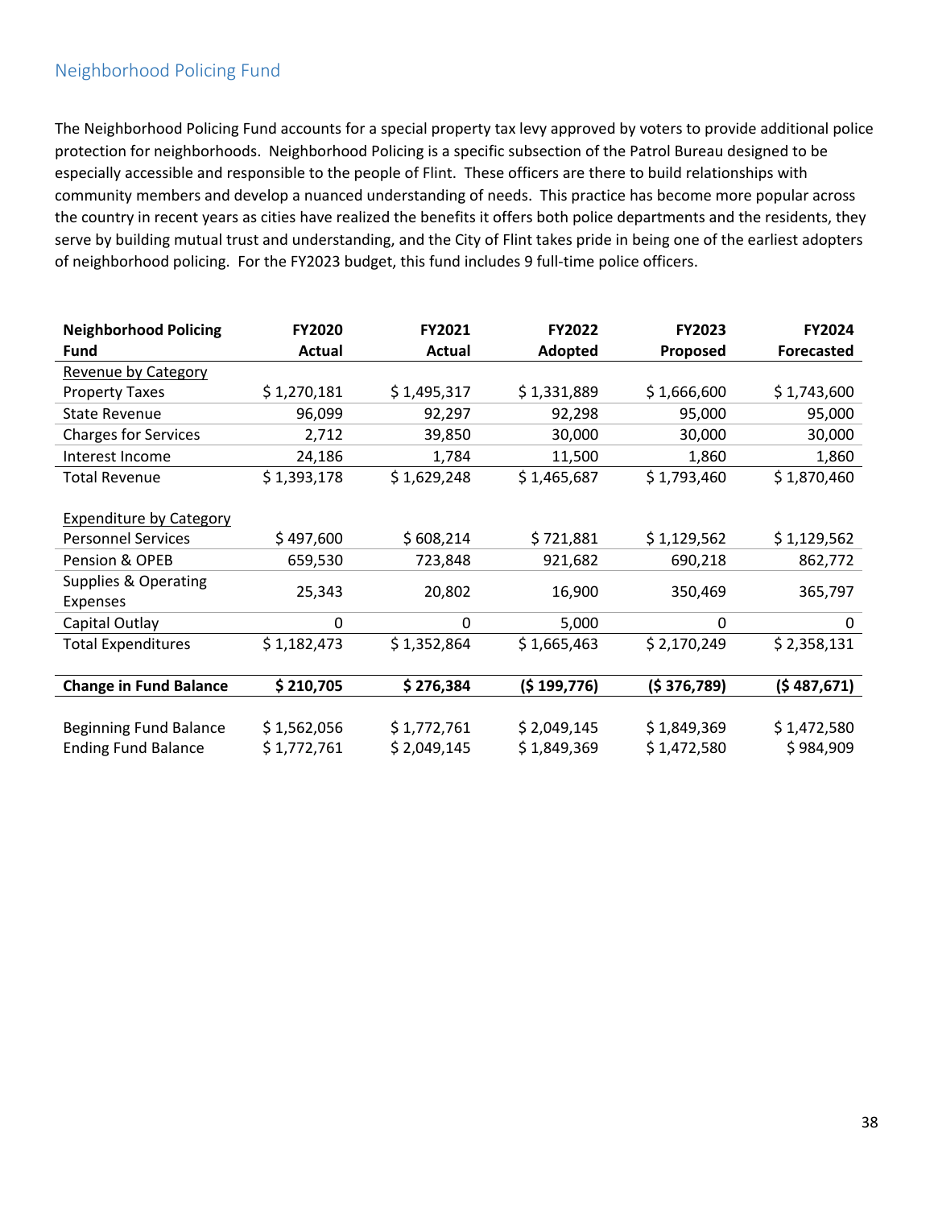## Neighborhood Policing Fund

The Neighborhood Policing Fund accounts for a special property tax levy approved by voters to provide additional police protection for neighborhoods. Neighborhood Policing is a specific subsection of the Patrol Bureau designed to be especially accessible and responsible to the people of Flint. These officers are there to build relationships with community members and develop a nuanced understanding of needs. This practice has become more popular across the country in recent years as cities have realized the benefits it offers both police departments and the residents, they serve by building mutual trust and understanding, and the City of Flint takes pride in being one of the earliest adopters of neighborhood policing. For the FY2023 budget, this fund includes 9 full-time police officers.

| **Neighborhood Policing Fund** | **FY2020 Actual** | **FY2021 Actual** | **FY2022 Adopted** | **FY2023 Proposed** | **FY2024 Forecasted** |
|---|---|---|---|---|---|
| Revenue by Category | | | | | |
| Property Taxes | $ 1,270,181 | $ 1,495,317 | $ 1,331,889 | $ 1,666,600 | $ 1,743,600 |
| State Revenue | 96,099 | 92,297 | 92,298 | 95,000 | 95,000 |
| Charges for Services | 2,712 | 39,850 | 30,000 | 30,000 | 30,000 |
| Interest Income | 24,186 | 1,784 | 11,500 | 1,860 | 1,860 |
| Total Revenue | $ 1,393,178 | $ 1,629,248 | $ 1,465,687 | $ 1,793,460 | $ 1,870,460 |
| Expenditure by Category | | | | | |
| Personnel Services | $ 497,600 | $ 608,214 | $ 721,881 | $ 1,129,562 | $ 1,129,562 |
| Pension & OPEB | 659,530 | 723,848 | 921,682 | 690,218 | 862,772 |
| Supplies & Operating Expenses | 25,343 | 20,802 | 16,900 | 350,469 | 365,797 |
| Capital Outlay | 0 | 0 | 5,000 | 0 | 0 |
| Total Expenditures | $ 1,182,473 | $ 1,352,864 | $ 1,665,463 | $ 2,170,249 | $ 2,358,131 |
| **Change in Fund Balance** | **$ 210,705** | **$ 276,384** | **($ 199,776)** | **($ 376,789)** | **($ 487,671)** |
| Beginning Fund Balance | $ 1,562,056 | $ 1,772,761 | $ 2,049,145 | $ 1,849,369 | $ 1,472,580 |
| Ending Fund Balance | $ 1,772,761 | $ 2,049,145 | $ 1,849,369 | $ 1,472,580 | $ 984,909 |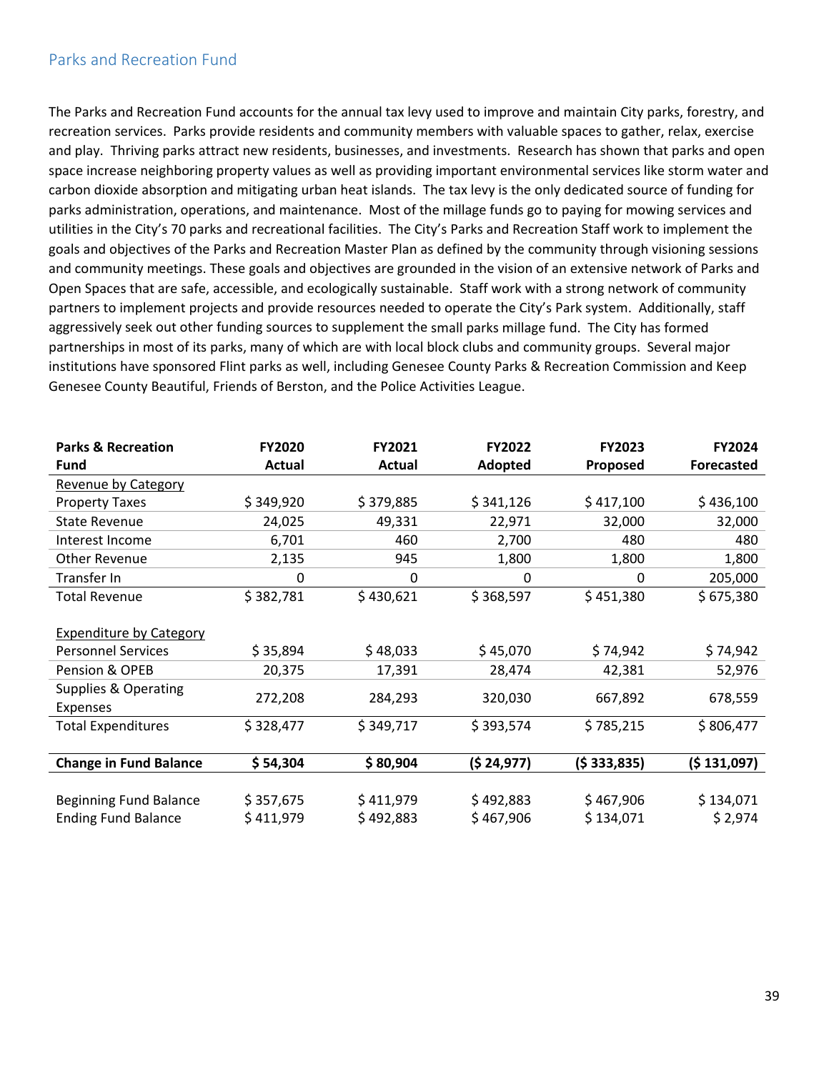## Parks and Recreation Fund

The Parks and Recreation Fund accounts for the annual tax levy used to improve and maintain City parks, forestry, and recreation services. Parks provide residents and community members with valuable spaces to gather, relax, exercise and play. Thriving parks attract new residents, businesses, and investments. Research has shown that parks and open space increase neighboring property values as well as providing important environmental services like storm water and carbon dioxide absorption and mitigating urban heat islands. The tax levy is the only dedicated source of funding for parks administration, operations, and maintenance. Most of the millage funds go to paying for mowing services and utilities in the City's 70 parks and recreational facilities. The City's Parks and Recreation Staff work to implement the goals and objectives of the Parks and Recreation Master Plan as defined by the community through visioning sessions and community meetings. These goals and objectives are grounded in the vision of an extensive network of Parks and Open Spaces that are safe, accessible, and ecologically sustainable. Staff work with a strong network of community partners to implement projects and provide resources needed to operate the City's Park system. Additionally, staff aggressively seek out other funding sources to supplement the small parks millage fund. The City has formed partnerships in most of its parks, many of which are with local block clubs and community groups. Several major institutions have sponsored Flint parks as well, including Genesee County Parks & Recreation Commission and Keep Genesee County Beautiful, Friends of Berston, and the Police Activities League.

| Parks & Recreation Fund | FY2020 Actual | FY2021 Actual | FY2022 Adopted | FY2023 Proposed | FY2024 Forecasted |
|---|---|---|---|---|---|
| Revenue by Category | | | | | |
| Property Taxes | $ 349,920 | $ 379,885 | $ 341,126 | $ 417,100 | $ 436,100 |
| State Revenue | 24,025 | 49,331 | 22,971 | 32,000 | 32,000 |
| Interest Income | 6,701 | 460 | 2,700 | 480 | 480 |
| Other Revenue | 2,135 | 945 | 1,800 | 1,800 | 1,800 |
| Transfer In | 0 | 0 | 0 | 0 | 205,000 |
| Total Revenue | $ 382,781 | $ 430,621 | $ 368,597 | $ 451,380 | $ 675,380 |
| | | | | | |
| Expenditure by Category | | | | | |
| Personnel Services | $ 35,894 | $ 48,033 | $ 45,070 | $ 74,942 | $ 74,942 |
| Pension & OPEB | 20,375 | 17,391 | 28,474 | 42,381 | 52,976 |
| Supplies & Operating Expenses | 272,208 | 284,293 | 320,030 | 667,892 | 678,559 |
| Total Expenditures | $ 328,477 | $ 349,717 | $ 393,574 | $ 785,215 | $ 806,477 |
| | | | | | |
| **Change in Fund Balance** | **$ 54,304** | **$ 80,904** | **($ 24,977)** | **($ 333,835)** | **($ 131,097)** |
| | | | | | |
| Beginning Fund Balance | $ 357,675 | $ 411,979 | $ 492,883 | $ 467,906 | $ 134,071 |
| Ending Fund Balance | $ 411,979 | $ 492,883 | $ 467,906 | $ 134,071 | $ 2,974 |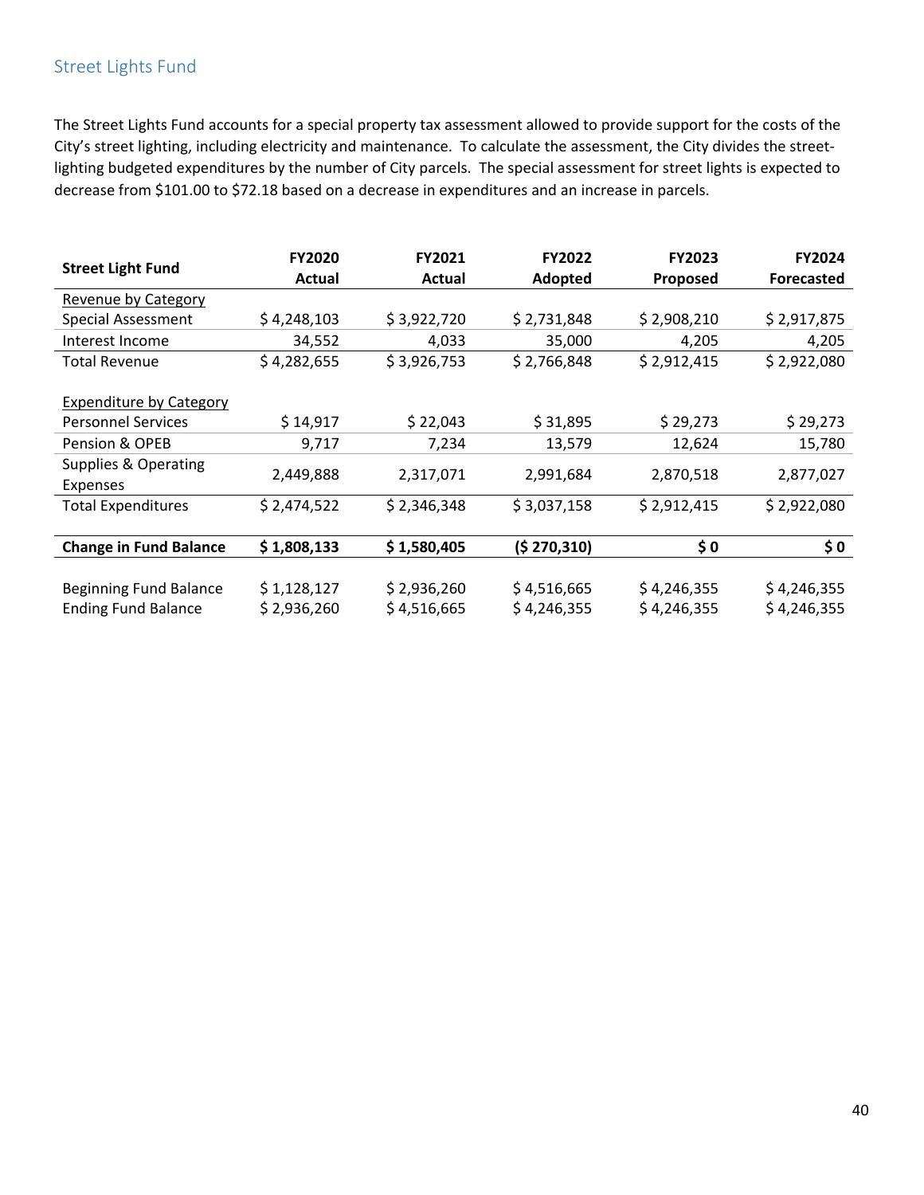## Street Lights Fund

The Street Lights Fund accounts for a special property tax assessment allowed to provide support for the costs of the City's street lighting, including electricity and maintenance. To calculate the assessment, the City divides the street-lighting budgeted expenditures by the number of City parcels. The special assessment for street lights is expected to decrease from $101.00 to $72.18 based on a decrease in expenditures and an increase in parcels.

| Street Light Fund | FY2020 Actual | FY2021 Actual | FY2022 Adopted | FY2023 Proposed | FY2024 Forecasted |
|---|---|---|---|---|---|
| Revenue by Category | | | | | |
| Special Assessment | $ 4,248,103 | $ 3,922,720 | $ 2,731,848 | $ 2,908,210 | $ 2,917,875 |
| Interest Income | 34,552 | 4,033 | 35,000 | 4,205 | 4,205 |
| Total Revenue | $ 4,282,655 | $ 3,926,753 | $ 2,766,848 | $ 2,912,415 | $ 2,922,080 |
| | | | | | |
| Expenditure by Category | | | | | |
| Personnel Services | $ 14,917 | $ 22,043 | $ 31,895 | $ 29,273 | $ 29,273 |
| Pension & OPEB | 9,717 | 7,234 | 13,579 | 12,624 | 15,780 |
| Supplies & Operating Expenses | 2,449,888 | 2,317,071 | 2,991,684 | 2,870,518 | 2,877,027 |
| Total Expenditures | $ 2,474,522 | $ 2,346,348 | $ 3,037,158 | $ 2,912,415 | $ 2,922,080 |
| | | | | | |
| **Change in Fund Balance** | **$ 1,808,133** | **$ 1,580,405** | **($ 270,310)** | **$ 0** | **$ 0** |
| | | | | | |
| Beginning Fund Balance | $ 1,128,127 | $ 2,936,260 | $ 4,516,665 | $ 4,246,355 | $ 4,246,355 |
| Ending Fund Balance | $ 2,936,260 | $ 4,516,665 | $ 4,246,355 | $ 4,246,355 | $ 4,246,355 |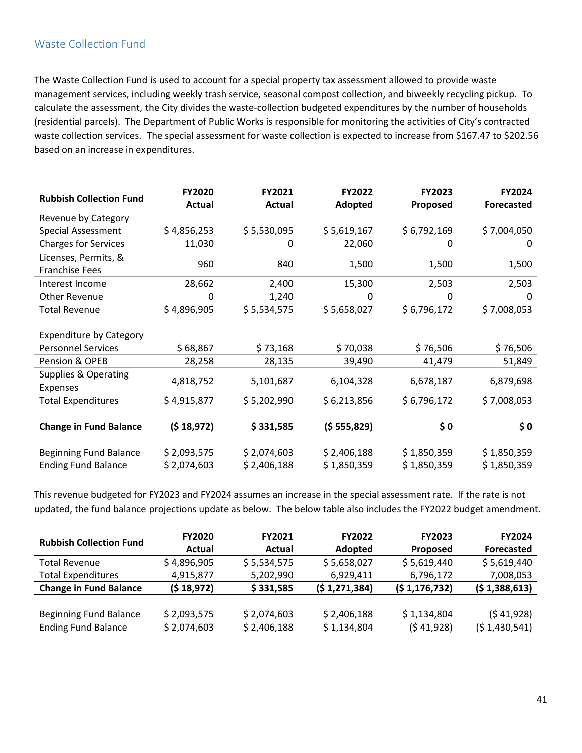## Waste Collection Fund

The Waste Collection Fund is used to account for a special property tax assessment allowed to provide waste management services, including weekly trash service, seasonal compost collection, and biweekly recycling pickup. To calculate the assessment, the City divides the waste-collection budgeted expenditures by the number of households (residential parcels). The Department of Public Works is responsible for monitoring the activities of City's contracted waste collection services. The special assessment for waste collection is expected to increase from $167.47 to $202.56 based on an increase in expenditures.

| Rubbish Collection Fund | FY2020 Actual | FY2021 Actual | FY2022 Adopted | FY2023 Proposed | FY2024 Forecasted |
|---|---|---|---|---|---|
| Revenue by Category | | | | | |
| Special Assessment | $ 4,856,253 | $ 5,530,095 | $ 5,619,167 | $ 6,792,169 | $ 7,004,050 |
| Charges for Services | 11,030 | 0 | 22,060 | 0 | 0 |
| Licenses, Permits, & Franchise Fees | 960 | 840 | 1,500 | 1,500 | 1,500 |
| Interest Income | 28,662 | 2,400 | 15,300 | 2,503 | 2,503 |
| Other Revenue | 0 | 1,240 | 0 | 0 | 0 |
| Total Revenue | $ 4,896,905 | $ 5,534,575 | $ 5,658,027 | $ 6,796,172 | $ 7,008,053 |
| | | | | | |
| Expenditure by Category | | | | | |
| Personnel Services | $ 68,867 | $ 73,168 | $ 70,038 | $ 76,506 | $ 76,506 |
| Pension & OPEB | 28,258 | 28,135 | 39,490 | 41,479 | 51,849 |
| Supplies & Operating Expenses | 4,818,752 | 5,101,687 | 6,104,328 | 6,678,187 | 6,879,698 |
| Total Expenditures | $ 4,915,877 | $ 5,202,990 | $ 6,213,856 | $ 6,796,172 | $ 7,008,053 |
| | | | | | |
| **Change in Fund Balance** | **($ 18,972)** | **$ 331,585** | **($ 555,829)** | **$ 0** | **$ 0** |
| | | | | | |
| Beginning Fund Balance | $ 2,093,575 | $ 2,074,603 | $ 2,406,188 | $ 1,850,359 | $ 1,850,359 |
| Ending Fund Balance | $ 2,074,603 | $ 2,406,188 | $ 1,850,359 | $ 1,850,359 | $ 1,850,359 |

This revenue budgeted for FY2023 and FY2024 assumes an increase in the special assessment rate. If the rate is not updated, the fund balance projections update as below. The below table also includes the FY2022 budget amendment.

| Rubbish Collection Fund | FY2020 Actual | FY2021 Actual | FY2022 Adopted | FY2023 Proposed | FY2024 Forecasted |
|---|---|---|---|---|---|
| Total Revenue | $ 4,896,905 | $ 5,534,575 | $ 5,658,027 | $ 5,619,440 | $ 5,619,440 |
| Total Expenditures | 4,915,877 | 5,202,990 | 6,929,411 | 6,796,172 | 7,008,053 |
| **Change in Fund Balance** | **($ 18,972)** | **$ 331,585** | **($ 1,271,384)** | **($ 1,176,732)** | **($ 1,388,613)** |
| | | | | | |
| Beginning Fund Balance | $ 2,093,575 | $ 2,074,603 | $ 2,406,188 | $ 1,134,804 | ($ 41,928) |
| Ending Fund Balance | $ 2,074,603 | $ 2,406,188 | $ 1,134,804 | ($ 41,928) | ($ 1,430,541) |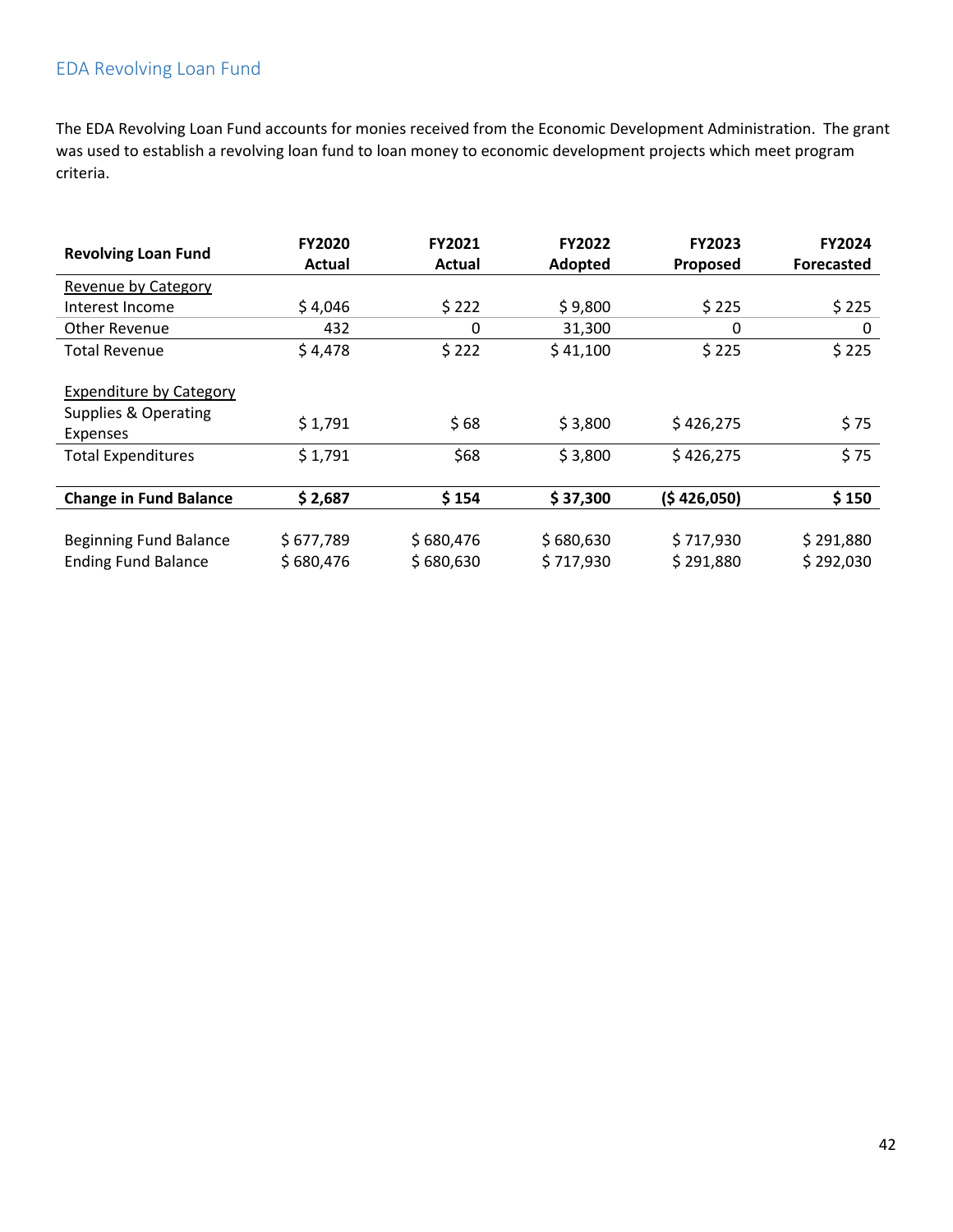## EDA Revolving Loan Fund

The EDA Revolving Loan Fund accounts for monies received from the Economic Development Administration. The grant was used to establish a revolving loan fund to loan money to economic development projects which meet program criteria.

| **Revolving Loan Fund** | **FY2020 Actual** | **FY2021 Actual** | **FY2022 Adopted** | **FY2023 Proposed** | **FY2024 Forecasted** |
|---|---|---|---|---|---|
| Revenue by Category | | | | | |
| Interest Income | $ 4,046 | $ 222 | $ 9,800 | $ 225 | $ 225 |
| Other Revenue | 432 | 0 | 31,300 | 0 | 0 |
| Total Revenue | $ 4,478 | $ 222 | $ 41,100 | $ 225 | $ 225 |
| Expenditure by Category | | | | | |
| Supplies & Operating Expenses | $ 1,791 | $ 68 | $ 3,800 | $ 426,275 | $ 75 |
| Total Expenditures | $ 1,791 | $68 | $ 3,800 | $ 426,275 | $ 75 |
| **Change in Fund Balance** | **$ 2,687** | **$ 154** | **$ 37,300** | **($ 426,050)** | **$ 150** |
| Beginning Fund Balance | $ 677,789 | $ 680,476 | $ 680,630 | $ 717,930 | $ 291,880 |
| Ending Fund Balance | $ 680,476 | $ 680,630 | $ 717,930 | $ 291,880 | $ 292,030 |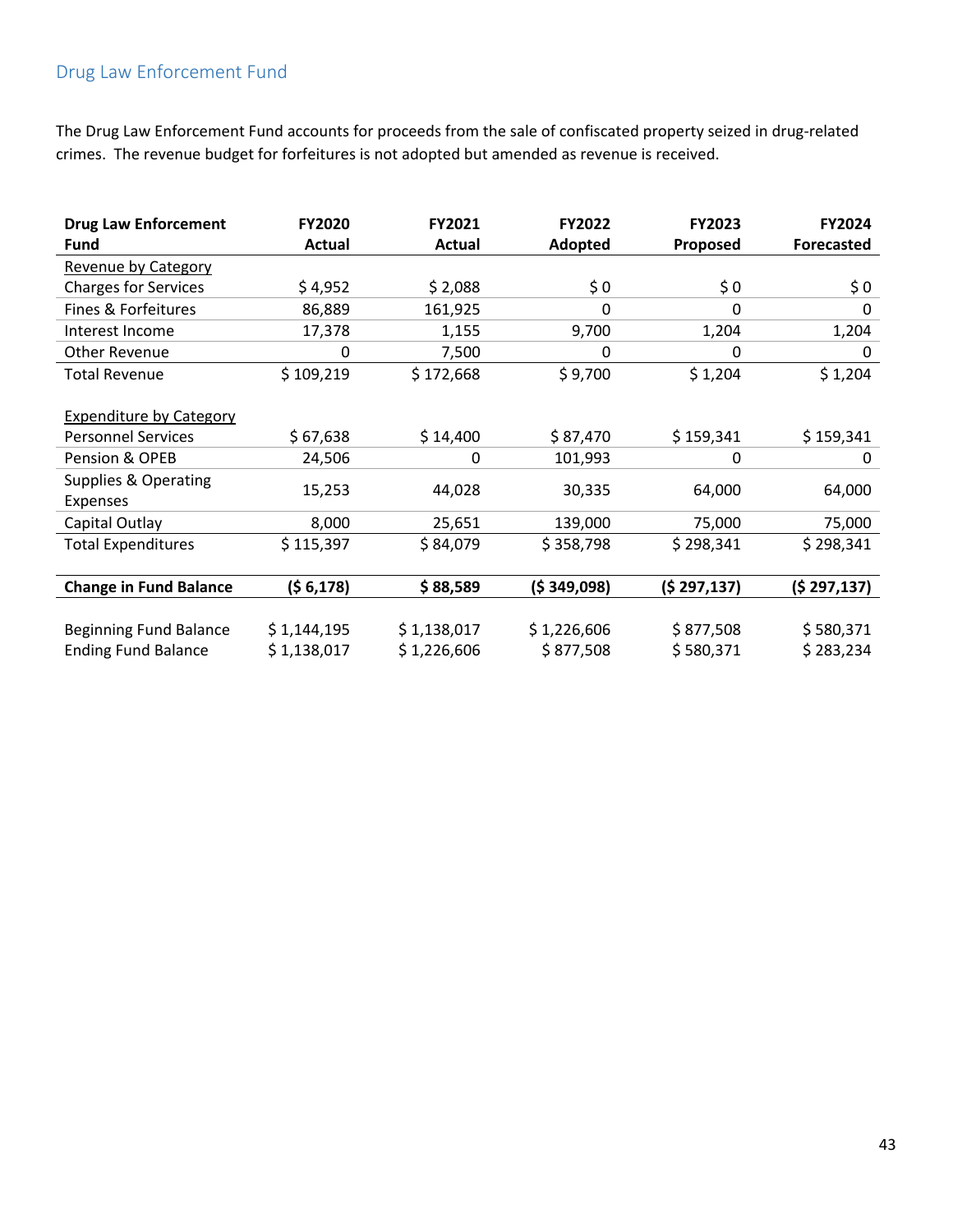## Drug Law Enforcement Fund

The Drug Law Enforcement Fund accounts for proceeds from the sale of confiscated property seized in drug-related crimes. The revenue budget for forfeitures is not adopted but amended as revenue is received.

| **Drug Law Enforcement Fund** | **FY2020 Actual** | **FY2021 Actual** | **FY2022 Adopted** | **FY2023 Proposed** | **FY2024 Forecasted** |
|---|---|---|---|---|---|
| Revenue by Category | | | | | |
| Charges for Services | $ 4,952 | $ 2,088 | $ 0 | $ 0 | $ 0 |
| Fines & Forfeitures | 86,889 | 161,925 | 0 | 0 | 0 |
| Interest Income | 17,378 | 1,155 | 9,700 | 1,204 | 1,204 |
| Other Revenue | 0 | 7,500 | 0 | 0 | 0 |
| Total Revenue | $ 109,219 | $ 172,668 | $ 9,700 | $ 1,204 | $ 1,204 |
| | | | | | |
| Expenditure by Category | | | | | |
| Personnel Services | $ 67,638 | $ 14,400 | $ 87,470 | $ 159,341 | $ 159,341 |
| Pension & OPEB | 24,506 | 0 | 101,993 | 0 | 0 |
| Supplies & Operating Expenses | 15,253 | 44,028 | 30,335 | 64,000 | 64,000 |
| Capital Outlay | 8,000 | 25,651 | 139,000 | 75,000 | 75,000 |
| Total Expenditures | $ 115,397 | $ 84,079 | $ 358,798 | $ 298,341 | $ 298,341 |
| | | | | | |
| **Change in Fund Balance** | **($ 6,178)** | **$ 88,589** | **($ 349,098)** | **($ 297,137)** | **($ 297,137)** |
| | | | | | |
| Beginning Fund Balance | $ 1,144,195 | $ 1,138,017 | $ 1,226,606 | $ 877,508 | $ 580,371 |
| Ending Fund Balance | $ 1,138,017 | $ 1,226,606 | $ 877,508 | $ 580,371 | $ 283,234 |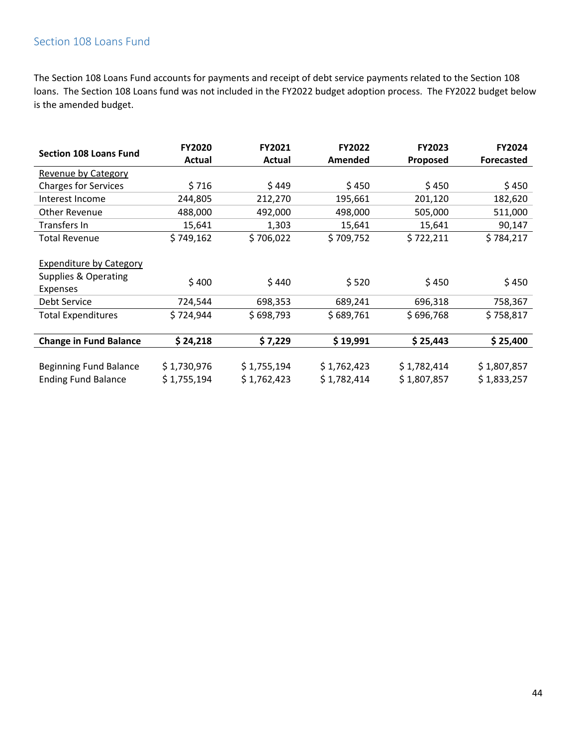## Section 108 Loans Fund

The Section 108 Loans Fund accounts for payments and receipt of debt service payments related to the Section 108 loans. The Section 108 Loans fund was not included in the FY2022 budget adoption process. The FY2022 budget below is the amended budget.

| Section 108 Loans Fund | FY2020 Actual | FY2021 Actual | FY2022 Amended | FY2023 Proposed | FY2024 Forecasted |
|---|---|---|---|---|---|
| Revenue by Category | | | | | |
| Charges for Services | $ 716 | $ 449 | $ 450 | $ 450 | $ 450 |
| Interest Income | 244,805 | 212,270 | 195,661 | 201,120 | 182,620 |
| Other Revenue | 488,000 | 492,000 | 498,000 | 505,000 | 511,000 |
| Transfers In | 15,641 | 1,303 | 15,641 | 15,641 | 90,147 |
| Total Revenue | $ 749,162 | $ 706,022 | $ 709,752 | $ 722,211 | $ 784,217 |
| | | | | | |
| Expenditure by Category | | | | | |
| Supplies & Operating Expenses | $ 400 | $ 440 | $ 520 | $ 450 | $ 450 |
| Debt Service | 724,544 | 698,353 | 689,241 | 696,318 | 758,367 |
| Total Expenditures | $ 724,944 | $ 698,793 | $ 689,761 | $ 696,768 | $ 758,817 |
| | | | | | |
| **Change in Fund Balance** | **$ 24,218** | **$ 7,229** | **$ 19,991** | **$ 25,443** | **$ 25,400** |
| | | | | | |
| Beginning Fund Balance | $ 1,730,976 | $ 1,755,194 | $ 1,762,423 | $ 1,782,414 | $ 1,807,857 |
| Ending Fund Balance | $ 1,755,194 | $ 1,762,423 | $ 1,782,414 | $ 1,807,857 | $ 1,833,257 |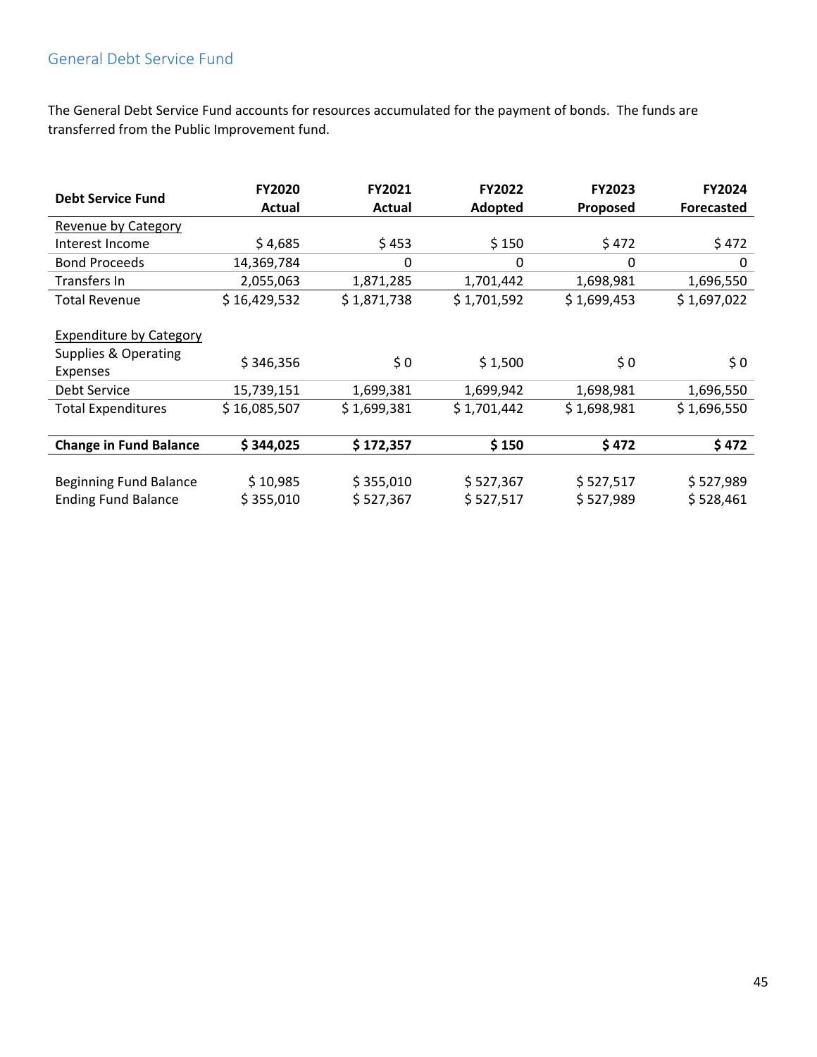## General Debt Service Fund

The General Debt Service Fund accounts for resources accumulated for the payment of bonds. The funds are transferred from the Public Improvement fund.

| Debt Service Fund | FY2020 Actual | FY2021 Actual | FY2022 Adopted | FY2023 Proposed | FY2024 Forecasted |
|---|---|---|---|---|---|
| Revenue by Category | | | | | |
| Interest Income | $ 4,685 | $ 453 | $ 150 | $ 472 | $ 472 |
| Bond Proceeds | 14,369,784 | 0 | 0 | 0 | 0 |
| Transfers In | 2,055,063 | 1,871,285 | 1,701,442 | 1,698,981 | 1,696,550 |
| Total Revenue | $ 16,429,532 | $ 1,871,738 | $ 1,701,592 | $ 1,699,453 | $ 1,697,022 |
| | | | | | |
| Expenditure by Category | | | | | |
| Supplies & Operating Expenses | $ 346,356 | $ 0 | $ 1,500 | $ 0 | $ 0 |
| Debt Service | 15,739,151 | 1,699,381 | 1,699,942 | 1,698,981 | 1,696,550 |
| Total Expenditures | $ 16,085,507 | $ 1,699,381 | $ 1,701,442 | $ 1,698,981 | $ 1,696,550 |
| | | | | | |
| **Change in Fund Balance** | **$ 344,025** | **$ 172,357** | **$ 150** | **$ 472** | **$ 472** |
| | | | | | |
| Beginning Fund Balance | $ 10,985 | $ 355,010 | $ 527,367 | $ 527,517 | $ 527,989 |
| Ending Fund Balance | $ 355,010 | $ 527,367 | $ 527,517 | $ 527,989 | $ 528,461 |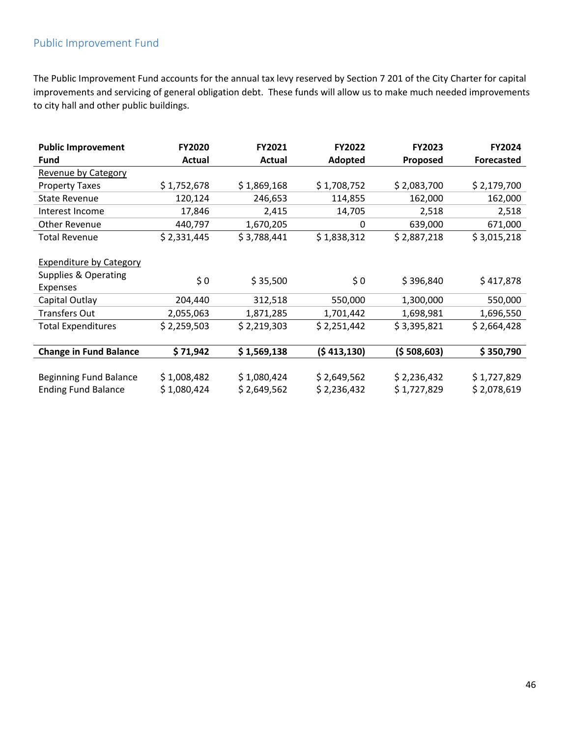## Public Improvement Fund

The Public Improvement Fund accounts for the annual tax levy reserved by Section 7 201 of the City Charter for capital improvements and servicing of general obligation debt. These funds will allow us to make much needed improvements to city hall and other public buildings.

| **Public Improvement Fund** | **FY2020 Actual** | **FY2021 Actual** | **FY2022 Adopted** | **FY2023 Proposed** | **FY2024 Forecasted** |
|---|---|---|---|---|---|
| Revenue by Category | | | | | |
| Property Taxes | $ 1,752,678 | $ 1,869,168 | $ 1,708,752 | $ 2,083,700 | $ 2,179,700 |
| State Revenue | 120,124 | 246,653 | 114,855 | 162,000 | 162,000 |
| Interest Income | 17,846 | 2,415 | 14,705 | 2,518 | 2,518 |
| Other Revenue | 440,797 | 1,670,205 | 0 | 639,000 | 671,000 |
| Total Revenue | $ 2,331,445 | $ 3,788,441 | $ 1,838,312 | $ 2,887,218 | $ 3,015,218 |
| | | | | | |
| Expenditure by Category | | | | | |
| Supplies & Operating Expenses | $ 0 | $ 35,500 | $ 0 | $ 396,840 | $ 417,878 |
| Capital Outlay | 204,440 | 312,518 | 550,000 | 1,300,000 | 550,000 |
| Transfers Out | 2,055,063 | 1,871,285 | 1,701,442 | 1,698,981 | 1,696,550 |
| Total Expenditures | $ 2,259,503 | $ 2,219,303 | $ 2,251,442 | $ 3,395,821 | $ 2,664,428 |
| | | | | | |
| **Change in Fund Balance** | **$ 71,942** | **$ 1,569,138** | **($ 413,130)** | **($ 508,603)** | **$ 350,790** |
| | | | | | |
| Beginning Fund Balance | $ 1,008,482 | $ 1,080,424 | $ 2,649,562 | $ 2,236,432 | $ 1,727,829 |
| Ending Fund Balance | $ 1,080,424 | $ 2,649,562 | $ 2,236,432 | $ 1,727,829 | $ 2,078,619 |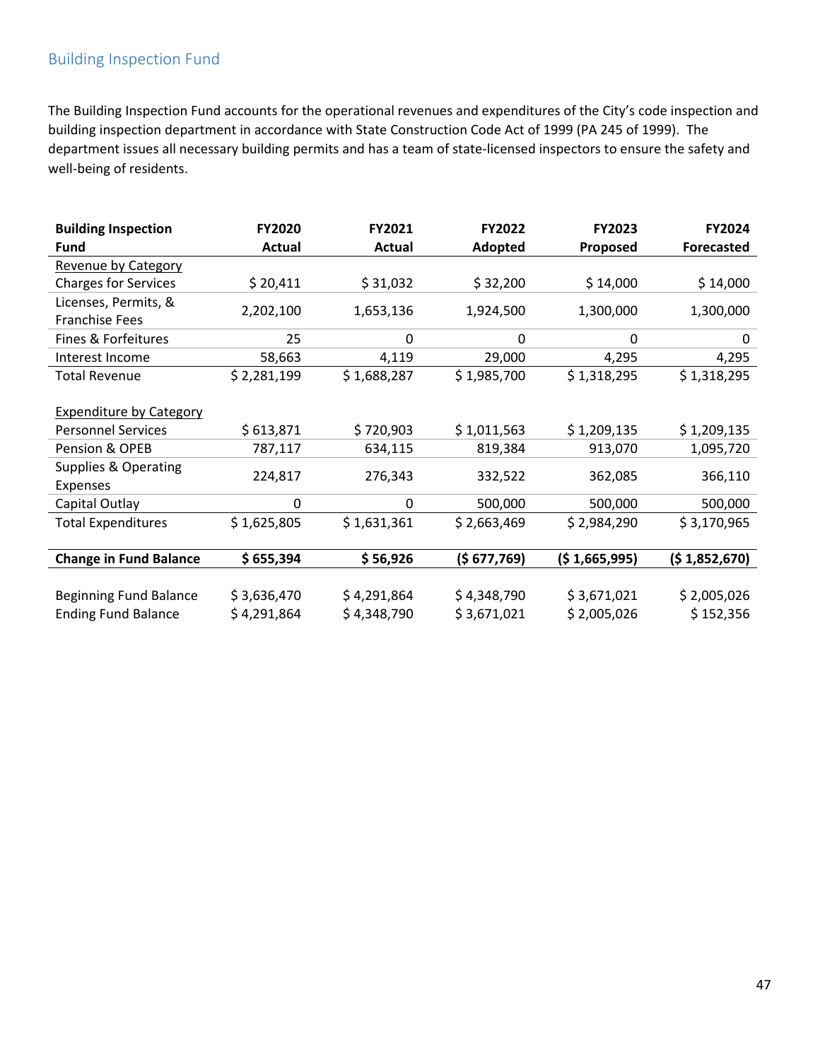## Building Inspection Fund

The Building Inspection Fund accounts for the operational revenues and expenditures of the City's code inspection and building inspection department in accordance with State Construction Code Act of 1999 (PA 245 of 1999). The department issues all necessary building permits and has a team of state-licensed inspectors to ensure the safety and well-being of residents.

| Building Inspection Fund | FY2020 Actual | FY2021 Actual | FY2022 Adopted | FY2023 Proposed | FY2024 Forecasted |
|---|---|---|---|---|---|
| Revenue by Category | | | | | |
| Charges for Services | $ 20,411 | $ 31,032 | $ 32,200 | $ 14,000 | $ 14,000 |
| Licenses, Permits, & Franchise Fees | 2,202,100 | 1,653,136 | 1,924,500 | 1,300,000 | 1,300,000 |
| Fines & Forfeitures | 25 | 0 | 0 | 0 | 0 |
| Interest Income | 58,663 | 4,119 | 29,000 | 4,295 | 4,295 |
| Total Revenue | $ 2,281,199 | $ 1,688,287 | $ 1,985,700 | $ 1,318,295 | $ 1,318,295 |
| Expenditure by Category | | | | | |
| Personnel Services | $ 613,871 | $ 720,903 | $ 1,011,563 | $ 1,209,135 | $ 1,209,135 |
| Pension & OPEB | 787,117 | 634,115 | 819,384 | 913,070 | 1,095,720 |
| Supplies & Operating Expenses | 224,817 | 276,343 | 332,522 | 362,085 | 366,110 |
| Capital Outlay | 0 | 0 | 500,000 | 500,000 | 500,000 |
| Total Expenditures | $ 1,625,805 | $ 1,631,361 | $ 2,663,469 | $ 2,984,290 | $ 3,170,965 |
| **Change in Fund Balance** | **$ 655,394** | **$ 56,926** | **($ 677,769)** | **($ 1,665,995)** | **($ 1,852,670)** |
| Beginning Fund Balance | $ 3,636,470 | $ 4,291,864 | $ 4,348,790 | $ 3,671,021 | $ 2,005,026 |
| Ending Fund Balance | $ 4,291,864 | $ 4,348,790 | $ 3,671,021 | $ 2,005,026 | $ 152,356 |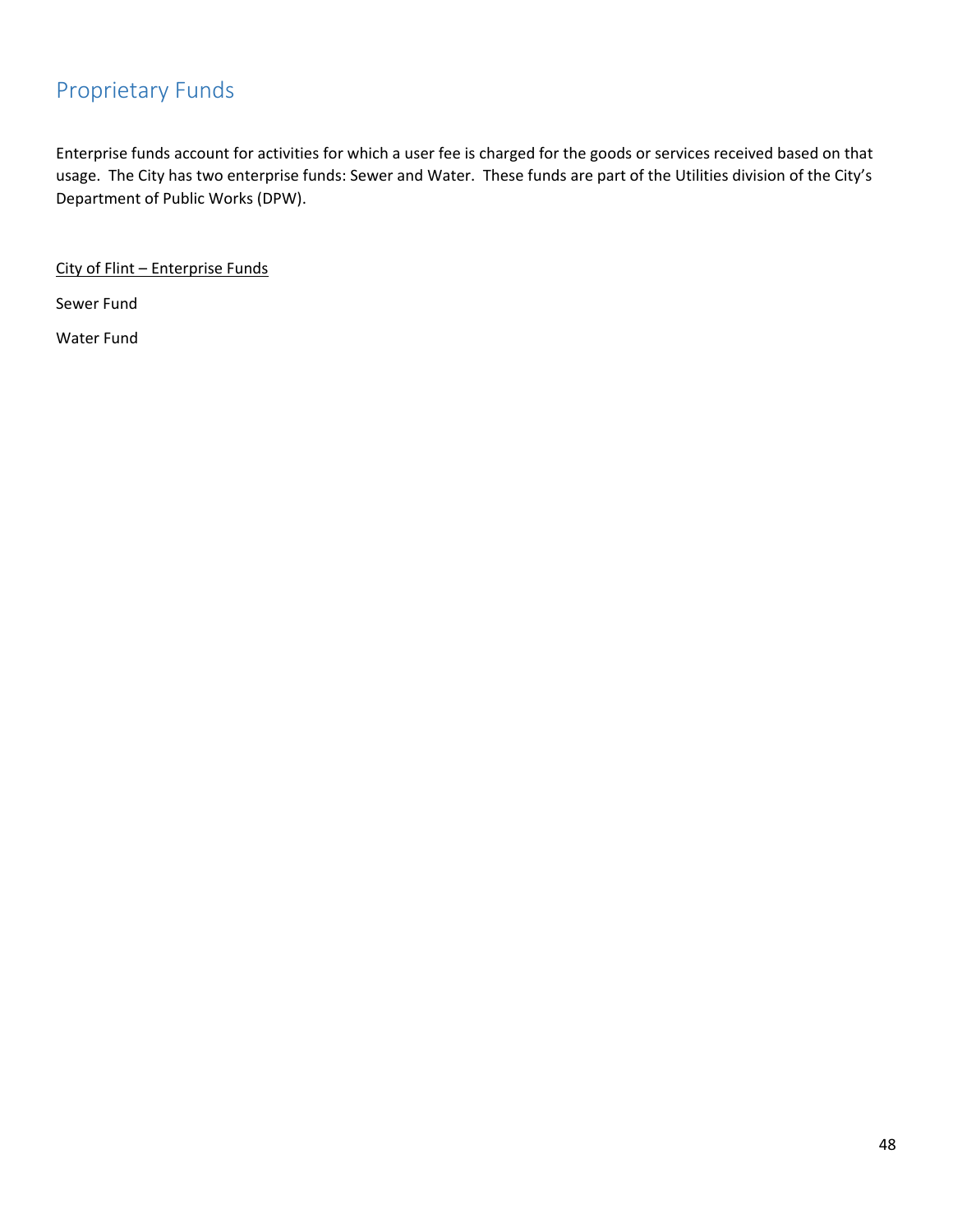## Proprietary Funds

Enterprise funds account for activities for which a user fee is charged for the goods or services received based on that usage. The City has two enterprise funds: Sewer and Water. These funds are part of the Utilities division of the City's Department of Public Works (DPW).

<u>City of Flint – Enterprise Funds</u>

Sewer Fund

Water Fund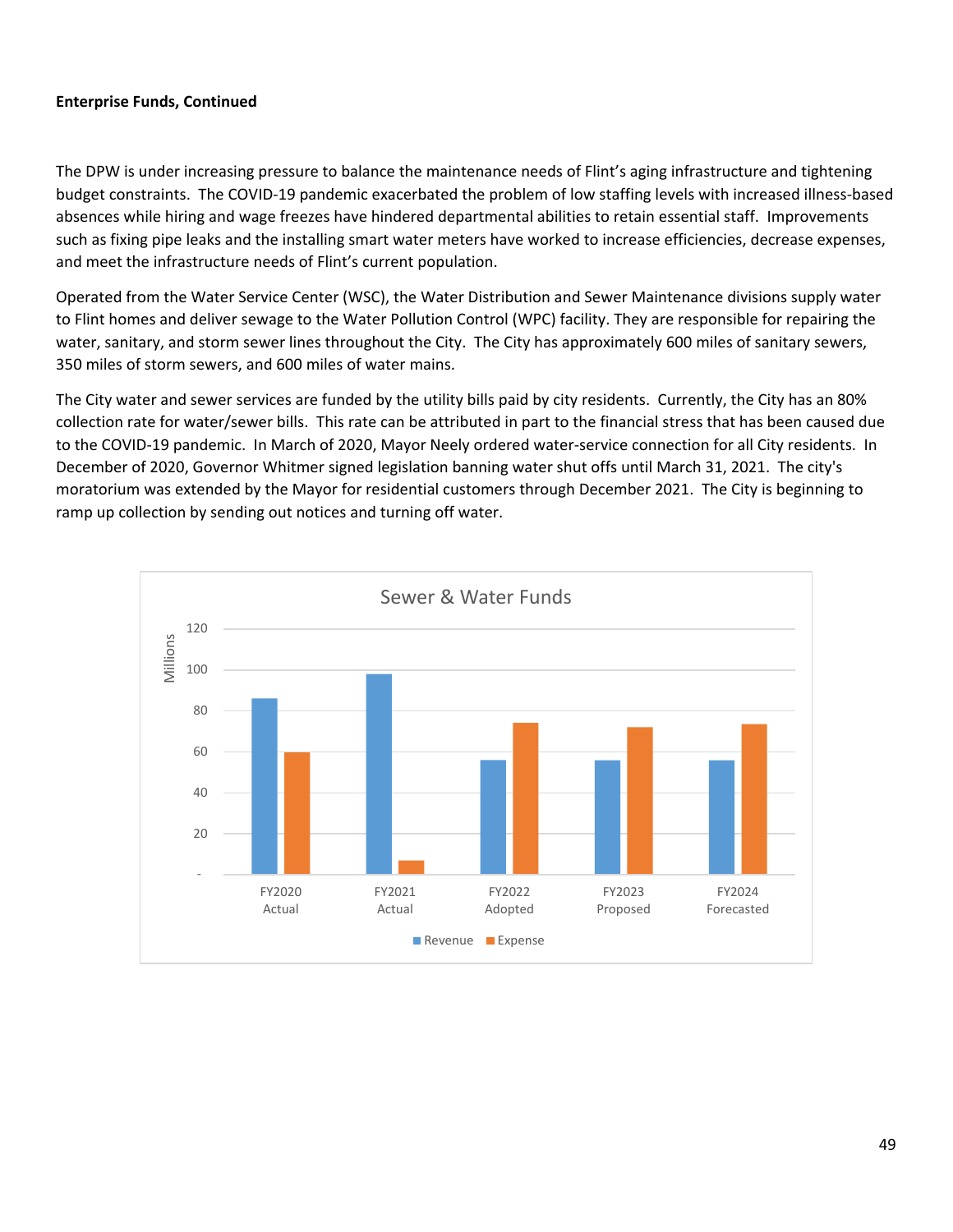**Enterprise Funds, Continued**

The DPW is under increasing pressure to balance the maintenance needs of Flint's aging infrastructure and tightening budget constraints. The COVID-19 pandemic exacerbated the problem of low staffing levels with increased illness-based absences while hiring and wage freezes have hindered departmental abilities to retain essential staff. Improvements such as fixing pipe leaks and the installing smart water meters have worked to increase efficiencies, decrease expenses, and meet the infrastructure needs of Flint's current population.

Operated from the Water Service Center (WSC), the Water Distribution and Sewer Maintenance divisions supply water to Flint homes and deliver sewage to the Water Pollution Control (WPC) facility. They are responsible for repairing the water, sanitary, and storm sewer lines throughout the City. The City has approximately 600 miles of sanitary sewers, 350 miles of storm sewers, and 600 miles of water mains.

The City water and sewer services are funded by the utility bills paid by city residents. Currently, the City has an 80% collection rate for water/sewer bills. This rate can be attributed in part to the financial stress that has been caused due to the COVID-19 pandemic. In March of 2020, Mayor Neely ordered water-service connection for all City residents. In December of 2020, Governor Whitmer signed legislation banning water shut offs until March 31, 2021. The city's moratorium was extended by the Mayor for residential customers through December 2021. The City is beginning to ramp up collection by sending out notices and turning off water.

Sewer & Water Funds

| | Revenue (Millions) | Expense (Millions) |
|---|---|---|
| FY2020 Actual | ~86 | ~60 |
| FY2021 Actual | ~98 | ~7 |
| FY2022 Adopted | ~56 | ~74 |
| FY2023 Proposed | ~56 | ~72 |
| FY2024 Forecasted | ~56 | ~73 |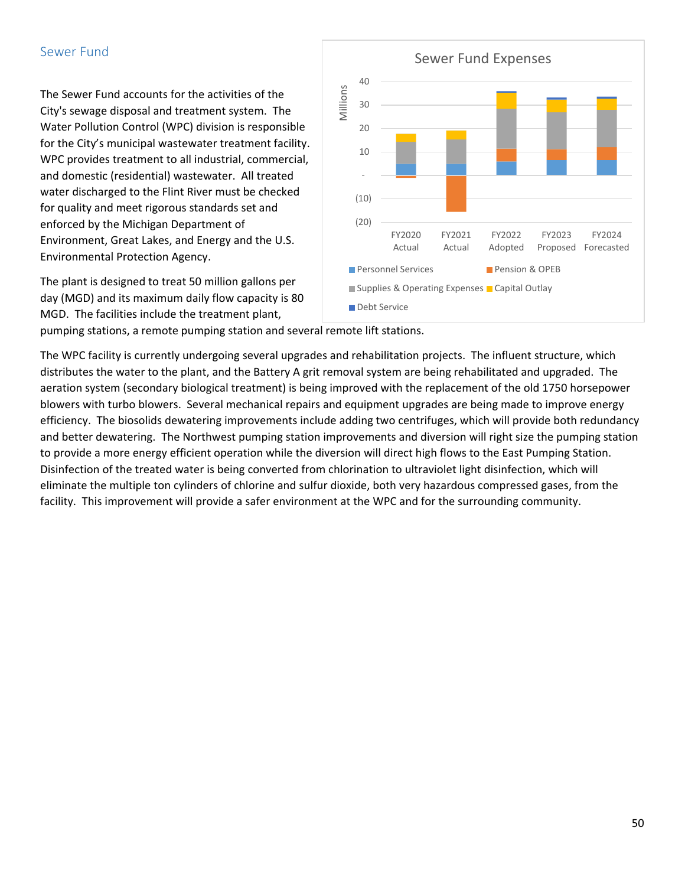## Sewer Fund

The Sewer Fund accounts for the activities of the City's sewage disposal and treatment system. The Water Pollution Control (WPC) division is responsible for the City's municipal wastewater treatment facility. WPC provides treatment to all industrial, commercial, and domestic (residential) wastewater. All treated water discharged to the Flint River must be checked for quality and meet rigorous standards set and enforced by the Michigan Department of Environment, Great Lakes, and Energy and the U.S. Environmental Protection Agency.

The plant is designed to treat 50 million gallons per day (MGD) and its maximum daily flow capacity is 80 MGD. The facilities include the treatment plant, pumping stations, a remote pumping station and several remote lift stations.

The WPC facility is currently undergoing several upgrades and rehabilitation projects. The influent structure, which distributes the water to the plant, and the Battery A grit removal system are being rehabilitated and upgraded. The aeration system (secondary biological treatment) is being improved with the replacement of the old 1750 horsepower blowers with turbo blowers. Several mechanical repairs and equipment upgrades are being made to improve energy efficiency. The biosolids dewatering improvements include adding two centrifuges, which will provide both redundancy and better dewatering. The Northwest pumping station improvements and diversion will right size the pumping station to provide a more energy efficient operation while the diversion will direct high flows to the East Pumping Station. Disinfection of the treated water is being converted from chlorination to ultraviolet light disinfection, which will eliminate the multiple ton cylinders of chlorine and sulfur dioxide, both very hazardous compressed gases, from the facility. This improvement will provide a safer environment at the WPC and for the surrounding community.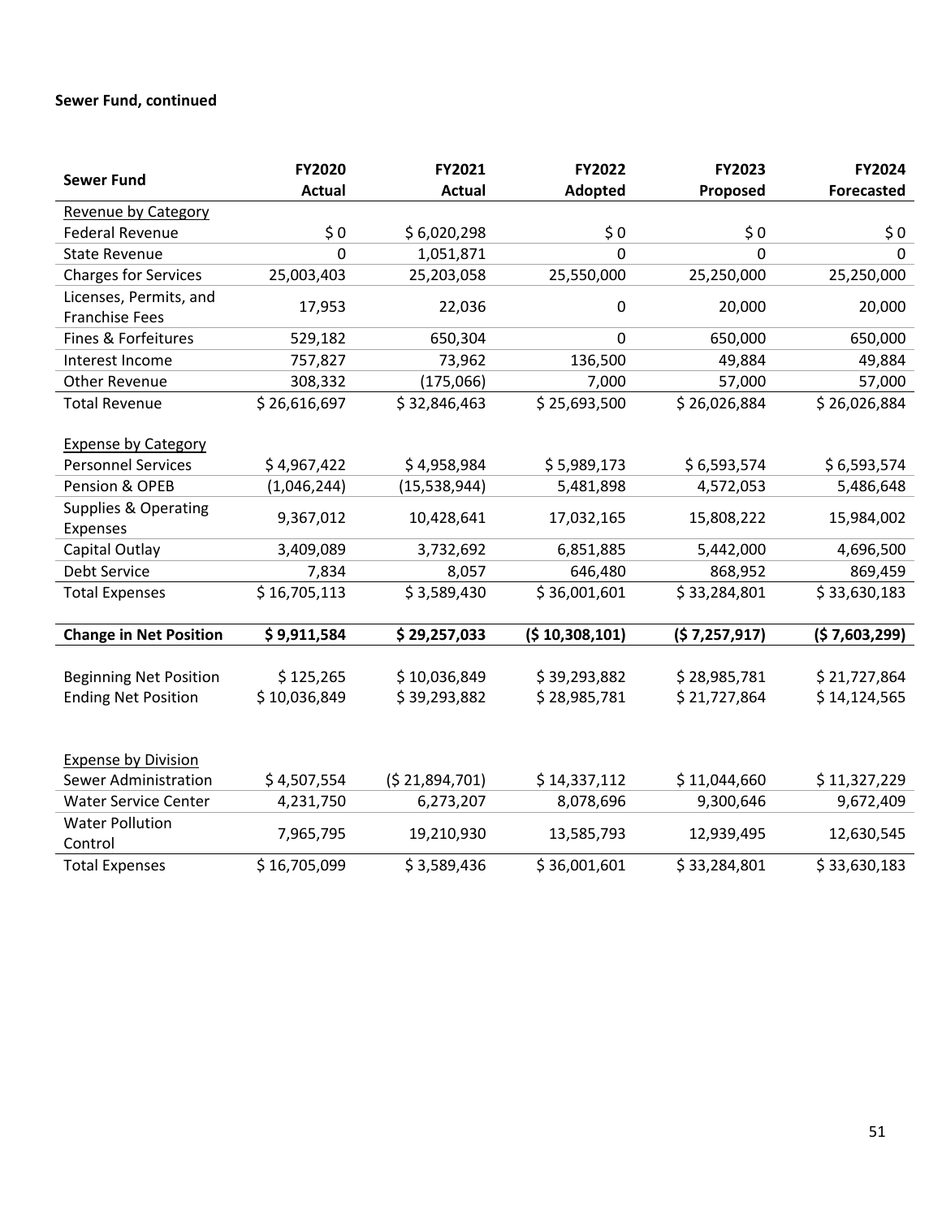**Sewer Fund, continued**

| Sewer Fund | FY2020 Actual | FY2021 Actual | FY2022 Adopted | FY2023 Proposed | FY2024 Forecasted |
|---|---|---|---|---|---|
| Revenue by Category | | | | | |
| Federal Revenue | $ 0 | $ 6,020,298 | $ 0 | $ 0 | $ 0 |
| State Revenue | 0 | 1,051,871 | 0 | 0 | 0 |
| Charges for Services | 25,003,403 | 25,203,058 | 25,550,000 | 25,250,000 | 25,250,000 |
| Licenses, Permits, and Franchise Fees | 17,953 | 22,036 | 0 | 20,000 | 20,000 |
| Fines & Forfeitures | 529,182 | 650,304 | 0 | 650,000 | 650,000 |
| Interest Income | 757,827 | 73,962 | 136,500 | 49,884 | 49,884 |
| Other Revenue | 308,332 | (175,066) | 7,000 | 57,000 | 57,000 |
| Total Revenue | $ 26,616,697 | $ 32,846,463 | $ 25,693,500 | $ 26,026,884 | $ 26,026,884 |
| | | | | | |
| Expense by Category | | | | | |
| Personnel Services | $ 4,967,422 | $ 4,958,984 | $ 5,989,173 | $ 6,593,574 | $ 6,593,574 |
| Pension & OPEB | (1,046,244) | (15,538,944) | 5,481,898 | 4,572,053 | 5,486,648 |
| Supplies & Operating Expenses | 9,367,012 | 10,428,641 | 17,032,165 | 15,808,222 | 15,984,002 |
| Capital Outlay | 3,409,089 | 3,732,692 | 6,851,885 | 5,442,000 | 4,696,500 |
| Debt Service | 7,834 | 8,057 | 646,480 | 868,952 | 869,459 |
| Total Expenses | $ 16,705,113 | $ 3,589,430 | $ 36,001,601 | $ 33,284,801 | $ 33,630,183 |
| | | | | | |
| **Change in Net Position** | **$ 9,911,584** | **$ 29,257,033** | **($ 10,308,101)** | **($ 7,257,917)** | **($ 7,603,299)** |
| | | | | | |
| Beginning Net Position | $ 125,265 | $ 10,036,849 | $ 39,293,882 | $ 28,985,781 | $ 21,727,864 |
| Ending Net Position | $ 10,036,849 | $ 39,293,882 | $ 28,985,781 | $ 21,727,864 | $ 14,124,565 |
| | | | | | |
| Expense by Division | | | | | |
| Sewer Administration | $ 4,507,554 | ($ 21,894,701) | $ 14,337,112 | $ 11,044,660 | $ 11,327,229 |
| Water Service Center | 4,231,750 | 6,273,207 | 8,078,696 | 9,300,646 | 9,672,409 |
| Water Pollution Control | 7,965,795 | 19,210,930 | 13,585,793 | 12,939,495 | 12,630,545 |
| Total Expenses | $ 16,705,099 | $ 3,589,436 | $ 36,001,601 | $ 33,284,801 | $ 33,630,183 |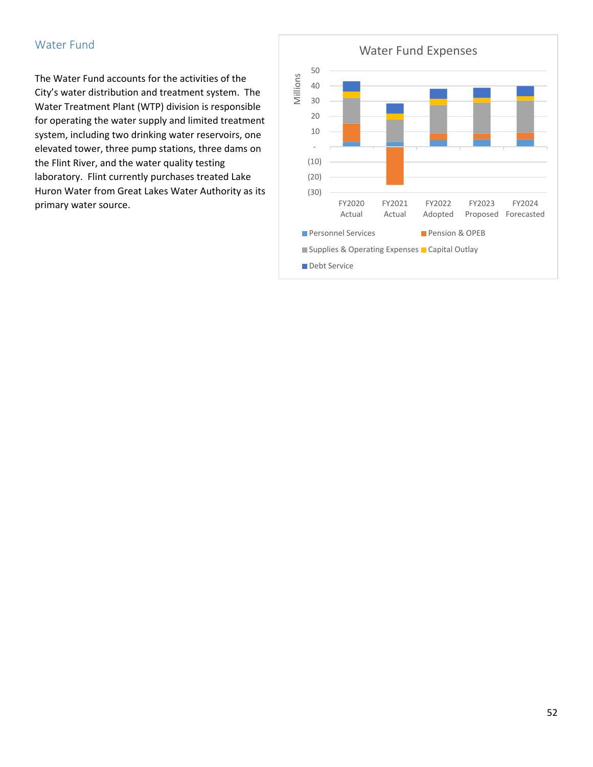## Water Fund

The Water Fund accounts for the activities of the City's water distribution and treatment system. The Water Treatment Plant (WTP) division is responsible for operating the water supply and limited treatment system, including two drinking water reservoirs, one elevated tower, three pump stations, three dams on the Flint River, and the water quality testing laboratory. Flint currently purchases treated Lake Huron Water from Great Lakes Water Authority as its primary water source.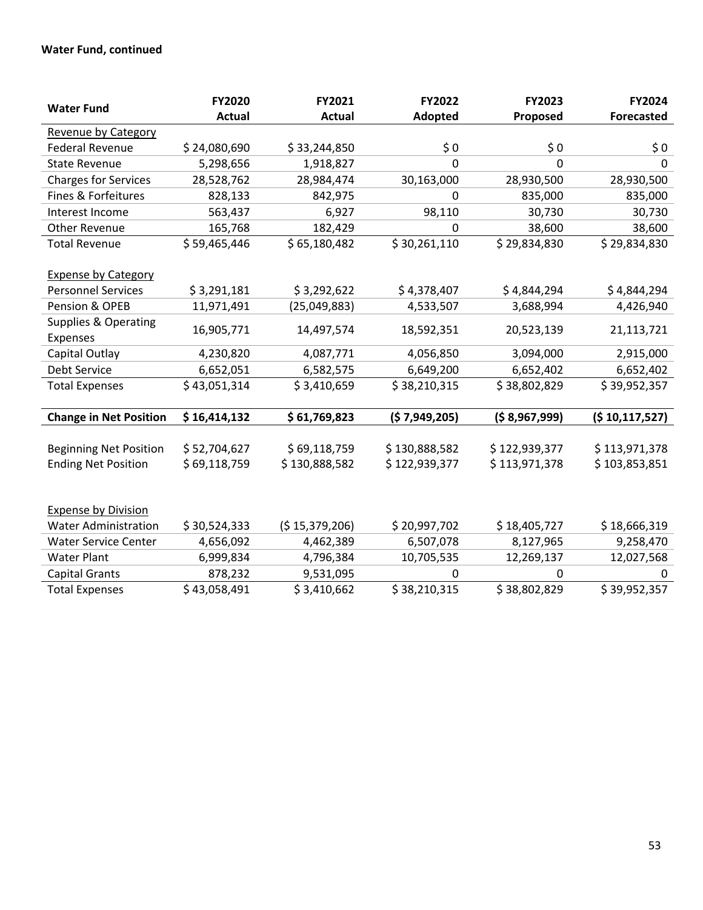**Water Fund, continued**

| Water Fund | FY2020 Actual | FY2021 Actual | FY2022 Adopted | FY2023 Proposed | FY2024 Forecasted |
|---|---|---|---|---|---|
| Revenue by Category | | | | | |
| Federal Revenue | $ 24,080,690 | $ 33,244,850 | $ 0 | $ 0 | $ 0 |
| State Revenue | 5,298,656 | 1,918,827 | 0 | 0 | 0 |
| Charges for Services | 28,528,762 | 28,984,474 | 30,163,000 | 28,930,500 | 28,930,500 |
| Fines & Forfeitures | 828,133 | 842,975 | 0 | 835,000 | 835,000 |
| Interest Income | 563,437 | 6,927 | 98,110 | 30,730 | 30,730 |
| Other Revenue | 165,768 | 182,429 | 0 | 38,600 | 38,600 |
| Total Revenue | $ 59,465,446 | $ 65,180,482 | $ 30,261,110 | $ 29,834,830 | $ 29,834,830 |
| | | | | | |
| Expense by Category | | | | | |
| Personnel Services | $ 3,291,181 | $ 3,292,622 | $ 4,378,407 | $ 4,844,294 | $ 4,844,294 |
| Pension & OPEB | 11,971,491 | (25,049,883) | 4,533,507 | 3,688,994 | 4,426,940 |
| Supplies & Operating Expenses | 16,905,771 | 14,497,574 | 18,592,351 | 20,523,139 | 21,113,721 |
| Capital Outlay | 4,230,820 | 4,087,771 | 4,056,850 | 3,094,000 | 2,915,000 |
| Debt Service | 6,652,051 | 6,582,575 | 6,649,200 | 6,652,402 | 6,652,402 |
| Total Expenses | $ 43,051,314 | $ 3,410,659 | $ 38,210,315 | $ 38,802,829 | $ 39,952,357 |
| | | | | | |
| **Change in Net Position** | **$ 16,414,132** | **$ 61,769,823** | **($ 7,949,205)** | **($ 8,967,999)** | **($ 10,117,527)** |
| | | | | | |
| Beginning Net Position | $ 52,704,627 | $ 69,118,759 | $ 130,888,582 | $ 122,939,377 | $ 113,971,378 |
| Ending Net Position | $ 69,118,759 | $ 130,888,582 | $ 122,939,377 | $ 113,971,378 | $ 103,853,851 |
| | | | | | |
| Expense by Division | | | | | |
| Water Administration | $ 30,524,333 | ($ 15,379,206) | $ 20,997,702 | $ 18,405,727 | $ 18,666,319 |
| Water Service Center | 4,656,092 | 4,462,389 | 6,507,078 | 8,127,965 | 9,258,470 |
| Water Plant | 6,999,834 | 4,796,384 | 10,705,535 | 12,269,137 | 12,027,568 |
| Capital Grants | 878,232 | 9,531,095 | 0 | 0 | 0 |
| Total Expenses | $ 43,058,491 | $ 3,410,662 | $ 38,210,315 | $ 38,802,829 | $ 39,952,357 |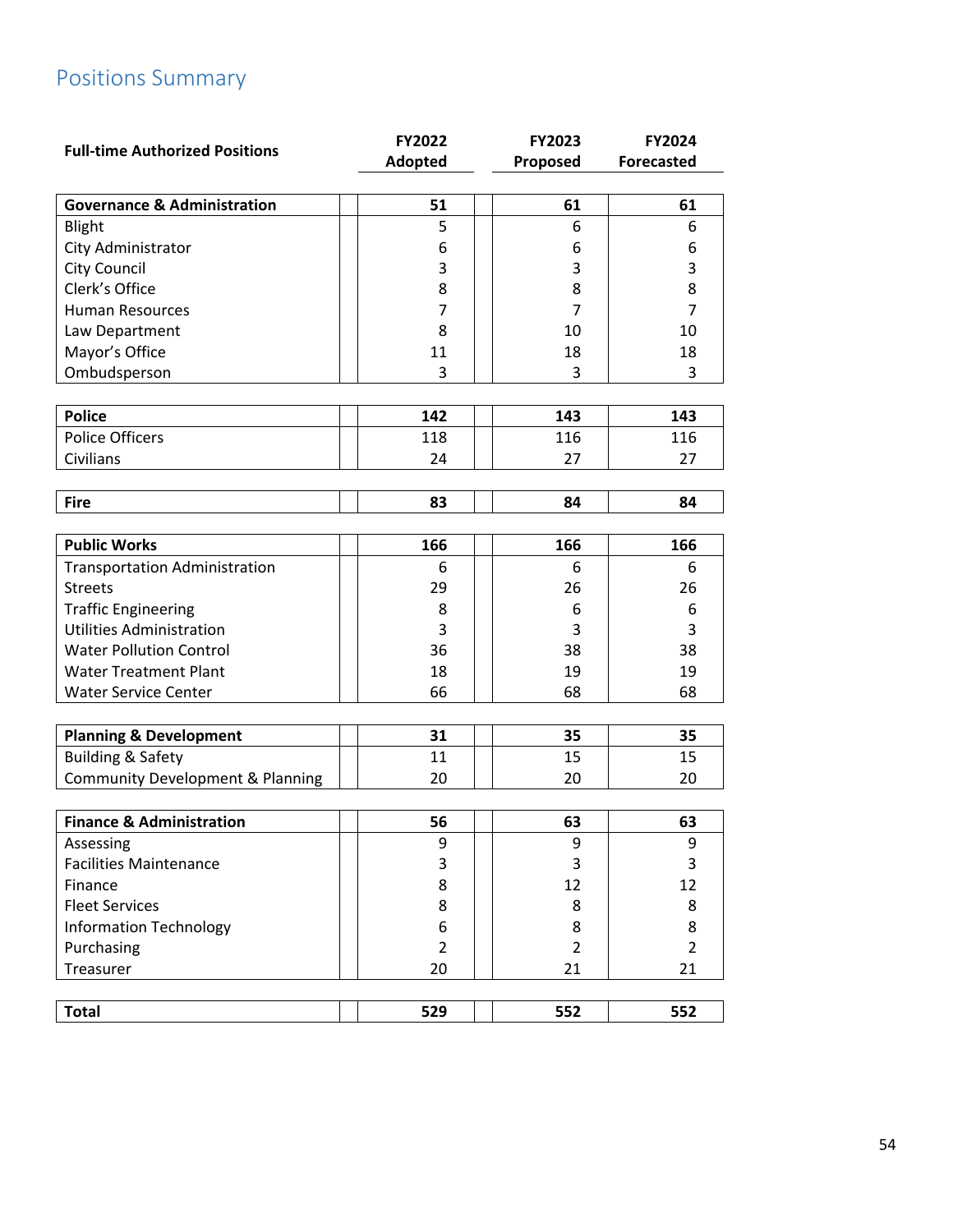## Positions Summary

| Full-time Authorized Positions | FY2022 Adopted | FY2023 Proposed | FY2024 Forecasted |
|---|---|---|---|
| **Governance & Administration** | **51** | **61** | **61** |
| Blight | 5 | 6 | 6 |
| City Administrator | 6 | 6 | 6 |
| City Council | 3 | 3 | 3 |
| Clerk's Office | 8 | 8 | 8 |
| Human Resources | 7 | 7 | 7 |
| Law Department | 8 | 10 | 10 |
| Mayor's Office | 11 | 18 | 18 |
| Ombudsperson | 3 | 3 | 3 |
| **Police** | **142** | **143** | **143** |
| Police Officers | 118 | 116 | 116 |
| Civilians | 24 | 27 | 27 |
| **Fire** | **83** | **84** | **84** |
| **Public Works** | **166** | **166** | **166** |
| Transportation Administration | 6 | 6 | 6 |
| Streets | 29 | 26 | 26 |
| Traffic Engineering | 8 | 6 | 6 |
| Utilities Administration | 3 | 3 | 3 |
| Water Pollution Control | 36 | 38 | 38 |
| Water Treatment Plant | 18 | 19 | 19 |
| Water Service Center | 66 | 68 | 68 |
| **Planning & Development** | **31** | **35** | **35** |
| Building & Safety | 11 | 15 | 15 |
| Community Development & Planning | 20 | 20 | 20 |
| **Finance & Administration** | **56** | **63** | **63** |
| Assessing | 9 | 9 | 9 |
| Facilities Maintenance | 3 | 3 | 3 |
| Finance | 8 | 12 | 12 |
| Fleet Services | 8 | 8 | 8 |
| Information Technology | 6 | 8 | 8 |
| Purchasing | 2 | 2 | 2 |
| Treasurer | 20 | 21 | 21 |
| **Total** | **529** | **552** | **552** |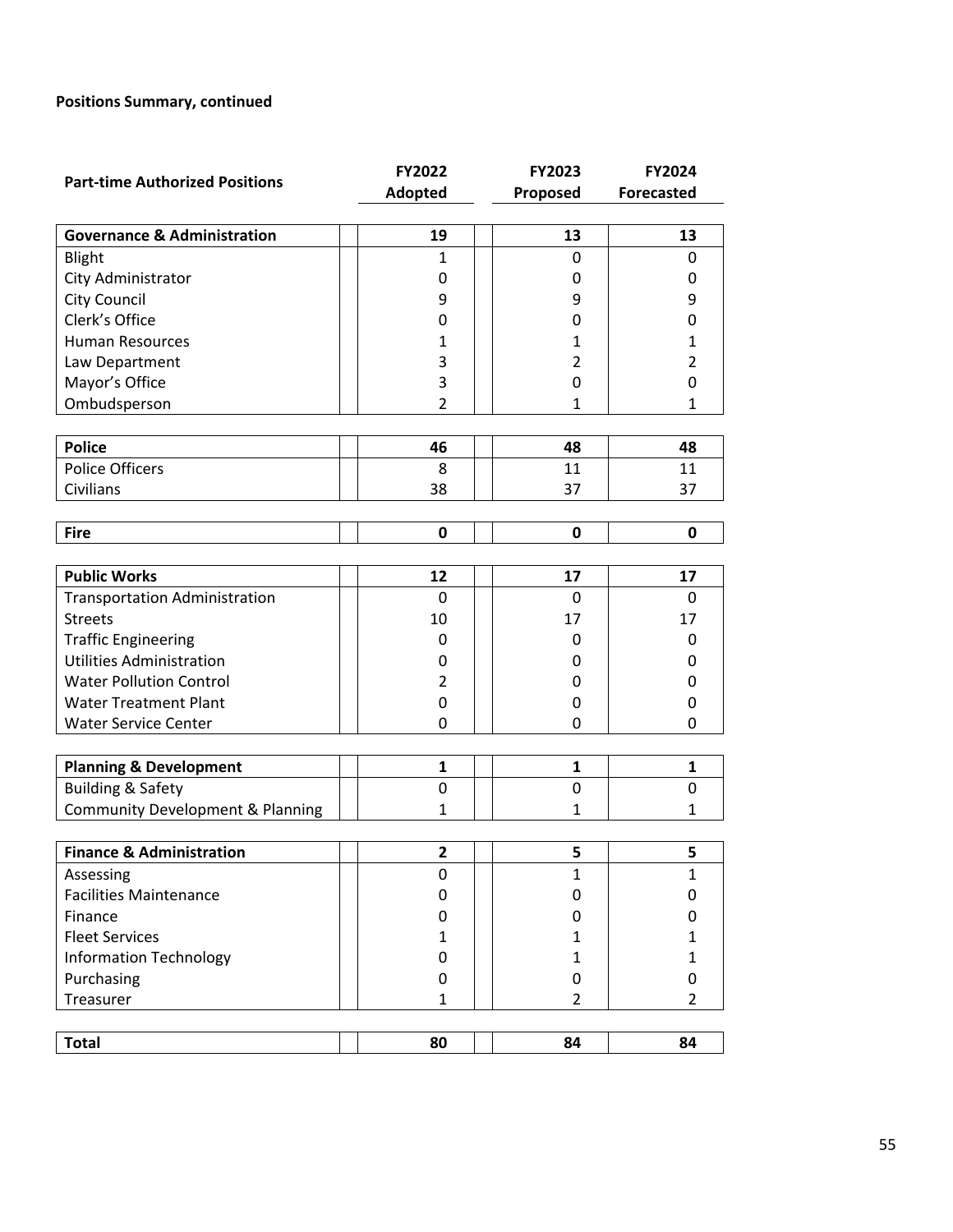**Positions Summary, continued**

| Part-time Authorized Positions | FY2022 Adopted | FY2023 Proposed | FY2024 Forecasted |
|---|---|---|---|
| **Governance & Administration** | **19** | **13** | **13** |
| Blight | 1 | 0 | 0 |
| City Administrator | 0 | 0 | 0 |
| City Council | 9 | 9 | 9 |
| Clerk's Office | 0 | 0 | 0 |
| Human Resources | 1 | 1 | 1 |
| Law Department | 3 | 2 | 2 |
| Mayor's Office | 3 | 0 | 0 |
| Ombudsperson | 2 | 1 | 1 |
| | | | |
| **Police** | **46** | **48** | **48** |
| Police Officers | 8 | 11 | 11 |
| Civilians | 38 | 37 | 37 |
| | | | |
| **Fire** | **0** | **0** | **0** |
| | | | |
| **Public Works** | **12** | **17** | **17** |
| Transportation Administration | 0 | 0 | 0 |
| Streets | 10 | 17 | 17 |
| Traffic Engineering | 0 | 0 | 0 |
| Utilities Administration | 0 | 0 | 0 |
| Water Pollution Control | 2 | 0 | 0 |
| Water Treatment Plant | 0 | 0 | 0 |
| Water Service Center | 0 | 0 | 0 |
| | | | |
| **Planning & Development** | **1** | **1** | **1** |
| Building & Safety | 0 | 0 | 0 |
| Community Development & Planning | 1 | 1 | 1 |
| | | | |
| **Finance & Administration** | **2** | **5** | **5** |
| Assessing | 0 | 1 | 1 |
| Facilities Maintenance | 0 | 0 | 0 |
| Finance | 0 | 0 | 0 |
| Fleet Services | 1 | 1 | 1 |
| Information Technology | 0 | 1 | 1 |
| Purchasing | 0 | 0 | 0 |
| Treasurer | 1 | 2 | 2 |
| | | | |
| **Total** | **80** | **84** | **84** |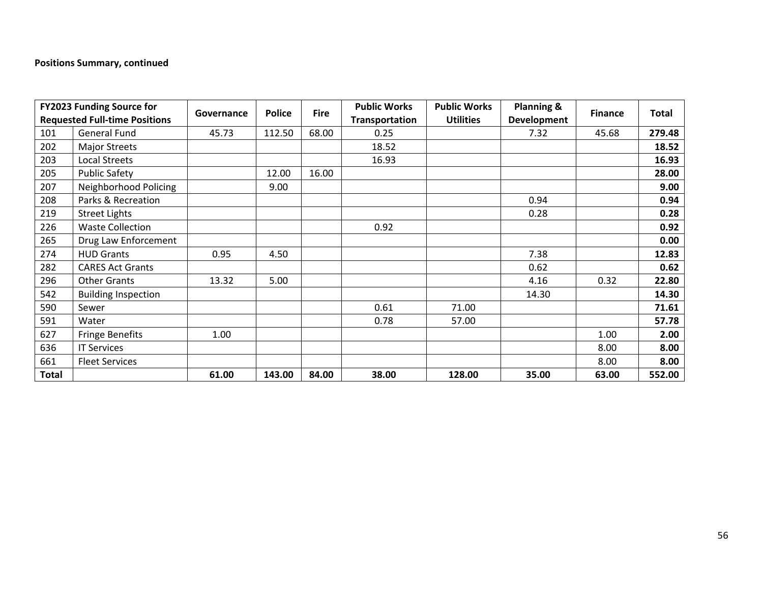**Positions Summary, continued**

| FY2023 Funding Source for Requested Full-time Positions | | Governance | Police | Fire | Public Works Transportation | Public Works Utilities | Planning & Development | Finance | Total |
|---|---|---|---|---|---|---|---|---|---|
| 101 | General Fund | 45.73 | 112.50 | 68.00 | 0.25 | | 7.32 | 45.68 | **279.48** |
| 202 | Major Streets | | | | 18.52 | | | | **18.52** |
| 203 | Local Streets | | | | 16.93 | | | | **16.93** |
| 205 | Public Safety | | 12.00 | 16.00 | | | | | **28.00** |
| 207 | Neighborhood Policing | | 9.00 | | | | | | **9.00** |
| 208 | Parks & Recreation | | | | | | 0.94 | | **0.94** |
| 219 | Street Lights | | | | | | 0.28 | | **0.28** |
| 226 | Waste Collection | | | | 0.92 | | | | **0.92** |
| 265 | Drug Law Enforcement | | | | | | | | **0.00** |
| 274 | HUD Grants | 0.95 | 4.50 | | | | 7.38 | | **12.83** |
| 282 | CARES Act Grants | | | | | | 0.62 | | **0.62** |
| 296 | Other Grants | 13.32 | 5.00 | | | | 4.16 | 0.32 | **22.80** |
| 542 | Building Inspection | | | | | | 14.30 | | **14.30** |
| 590 | Sewer | | | | 0.61 | 71.00 | | | **71.61** |
| 591 | Water | | | | 0.78 | 57.00 | | | **57.78** |
| 627 | Fringe Benefits | 1.00 | | | | | | 1.00 | **2.00** |
| 636 | IT Services | | | | | | | 8.00 | **8.00** |
| 661 | Fleet Services | | | | | | | 8.00 | **8.00** |
| **Total** | | **61.00** | **143.00** | **84.00** | **38.00** | **128.00** | **35.00** | **63.00** | **552.00** |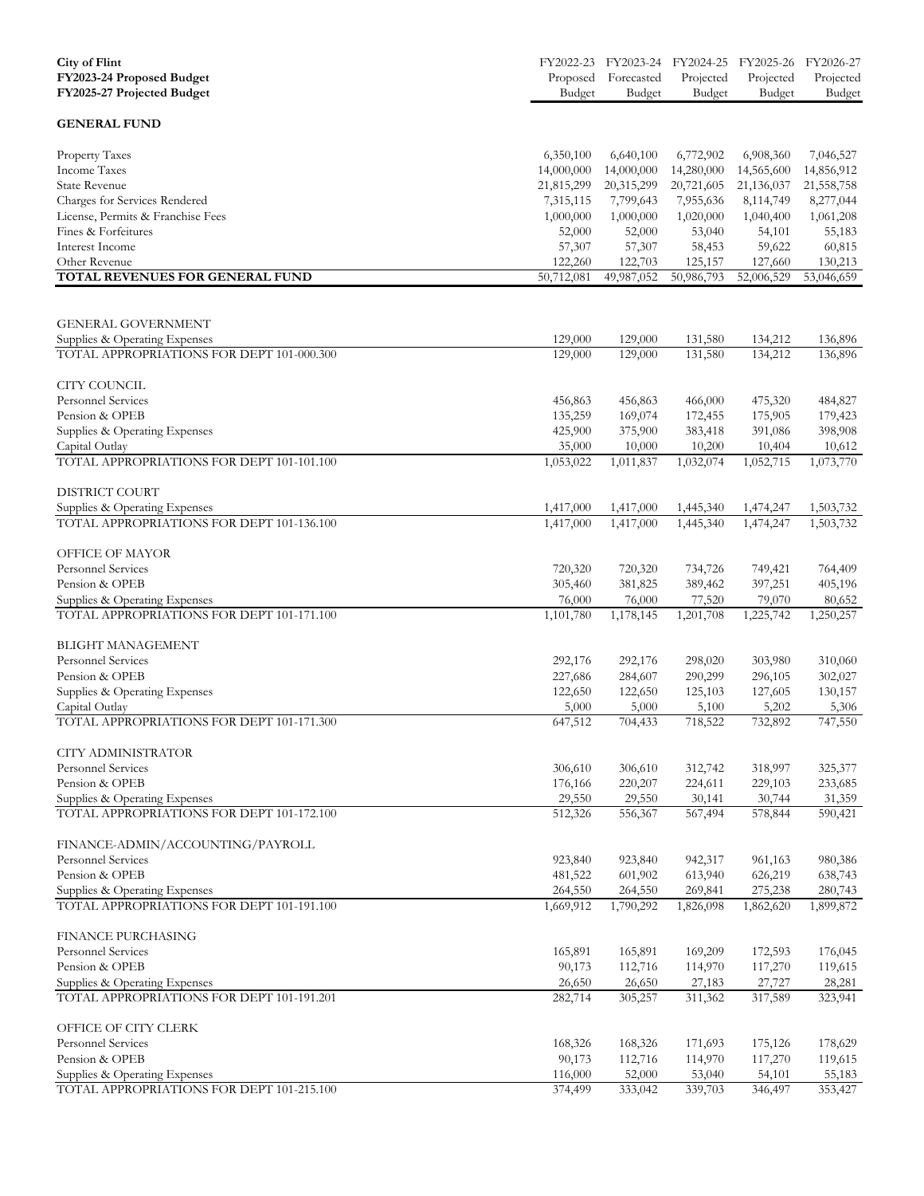| City of Flint<br>FY2023-24 Proposed Budget<br>FY2025-27 Projected Budget | FY2022-23 Proposed Budget | FY2023-24 Forecasted Budget | FY2024-25 Projected Budget | FY2025-26 Projected Budget | FY2026-27 Projected Budget |
|---|---|---|---|---|---|
| **GENERAL FUND** | | | | | |
| Property Taxes | 6,350,100 | 6,640,100 | 6,772,902 | 6,908,360 | 7,046,527 |
| Income Taxes | 14,000,000 | 14,000,000 | 14,280,000 | 14,565,600 | 14,856,912 |
| State Revenue | 21,815,299 | 20,315,299 | 20,721,605 | 21,136,037 | 21,558,758 |
| Charges for Services Rendered | 7,315,115 | 7,799,643 | 7,955,636 | 8,114,749 | 8,277,044 |
| License, Permits & Franchise Fees | 1,000,000 | 1,000,000 | 1,020,000 | 1,040,400 | 1,061,208 |
| Fines & Forfeitures | 52,000 | 52,000 | 53,040 | 54,101 | 55,183 |
| Interest Income | 57,307 | 57,307 | 58,453 | 59,622 | 60,815 |
| Other Revenue | 122,260 | 122,703 | 125,157 | 127,660 | 130,213 |
| **TOTAL REVENUES FOR GENERAL FUND** | 50,712,081 | 49,987,052 | 50,986,793 | 52,006,529 | 53,046,659 |
| | | | | | |
| GENERAL GOVERNMENT | | | | | |
| Supplies & Operating Expenses | 129,000 | 129,000 | 131,580 | 134,212 | 136,896 |
| TOTAL APPROPRIATIONS FOR DEPT 101-000.300 | 129,000 | 129,000 | 131,580 | 134,212 | 136,896 |
| | | | | | |
| CITY COUNCIL | | | | | |
| Personnel Services | 456,863 | 456,863 | 466,000 | 475,320 | 484,827 |
| Pension & OPEB | 135,259 | 169,074 | 172,455 | 175,905 | 179,423 |
| Supplies & Operating Expenses | 425,900 | 375,900 | 383,418 | 391,086 | 398,908 |
| Capital Outlay | 35,000 | 10,000 | 10,200 | 10,404 | 10,612 |
| TOTAL APPROPRIATIONS FOR DEPT 101-101.100 | 1,053,022 | 1,011,837 | 1,032,074 | 1,052,715 | 1,073,770 |
| | | | | | |
| DISTRICT COURT | | | | | |
| Supplies & Operating Expenses | 1,417,000 | 1,417,000 | 1,445,340 | 1,474,247 | 1,503,732 |
| TOTAL APPROPRIATIONS FOR DEPT 101-136.100 | 1,417,000 | 1,417,000 | 1,445,340 | 1,474,247 | 1,503,732 |
| | | | | | |
| OFFICE OF MAYOR | | | | | |
| Personnel Services | 720,320 | 720,320 | 734,726 | 749,421 | 764,409 |
| Pension & OPEB | 305,460 | 381,825 | 389,462 | 397,251 | 405,196 |
| Supplies & Operating Expenses | 76,000 | 76,000 | 77,520 | 79,070 | 80,652 |
| TOTAL APPROPRIATIONS FOR DEPT 101-171.100 | 1,101,780 | 1,178,145 | 1,201,708 | 1,225,742 | 1,250,257 |
| | | | | | |
| BLIGHT MANAGEMENT | | | | | |
| Personnel Services | 292,176 | 292,176 | 298,020 | 303,980 | 310,060 |
| Pension & OPEB | 227,686 | 284,607 | 290,299 | 296,105 | 302,027 |
| Supplies & Operating Expenses | 122,650 | 122,650 | 125,103 | 127,605 | 130,157 |
| Capital Outlay | 5,000 | 5,000 | 5,100 | 5,202 | 5,306 |
| TOTAL APPROPRIATIONS FOR DEPT 101-171.300 | 647,512 | 704,433 | 718,522 | 732,892 | 747,550 |
| | | | | | |
| CITY ADMINISTRATOR | | | | | |
| Personnel Services | 306,610 | 306,610 | 312,742 | 318,997 | 325,377 |
| Pension & OPEB | 176,166 | 220,207 | 224,611 | 229,103 | 233,685 |
| Supplies & Operating Expenses | 29,550 | 29,550 | 30,141 | 30,744 | 31,359 |
| TOTAL APPROPRIATIONS FOR DEPT 101-172.100 | 512,326 | 556,367 | 567,494 | 578,844 | 590,421 |
| | | | | | |
| FINANCE-ADMIN/ACCOUNTING/PAYROLL | | | | | |
| Personnel Services | 923,840 | 923,840 | 942,317 | 961,163 | 980,386 |
| Pension & OPEB | 481,522 | 601,902 | 613,940 | 626,219 | 638,743 |
| Supplies & Operating Expenses | 264,550 | 264,550 | 269,841 | 275,238 | 280,743 |
| TOTAL APPROPRIATIONS FOR DEPT 101-191.100 | 1,669,912 | 1,790,292 | 1,826,098 | 1,862,620 | 1,899,872 |
| | | | | | |
| FINANCE PURCHASING | | | | | |
| Personnel Services | 165,891 | 165,891 | 169,209 | 172,593 | 176,045 |
| Pension & OPEB | 90,173 | 112,716 | 114,970 | 117,270 | 119,615 |
| Supplies & Operating Expenses | 26,650 | 26,650 | 27,183 | 27,727 | 28,281 |
| TOTAL APPROPRIATIONS FOR DEPT 101-191.201 | 282,714 | 305,257 | 311,362 | 317,589 | 323,941 |
| | | | | | |
| OFFICE OF CITY CLERK | | | | | |
| Personnel Services | 168,326 | 168,326 | 171,693 | 175,126 | 178,629 |
| Pension & OPEB | 90,173 | 112,716 | 114,970 | 117,270 | 119,615 |
| Supplies & Operating Expenses | 116,000 | 52,000 | 53,040 | 54,101 | 55,183 |
| TOTAL APPROPRIATIONS FOR DEPT 101-215.100 | 374,499 | 333,042 | 339,703 | 346,497 | 353,427 |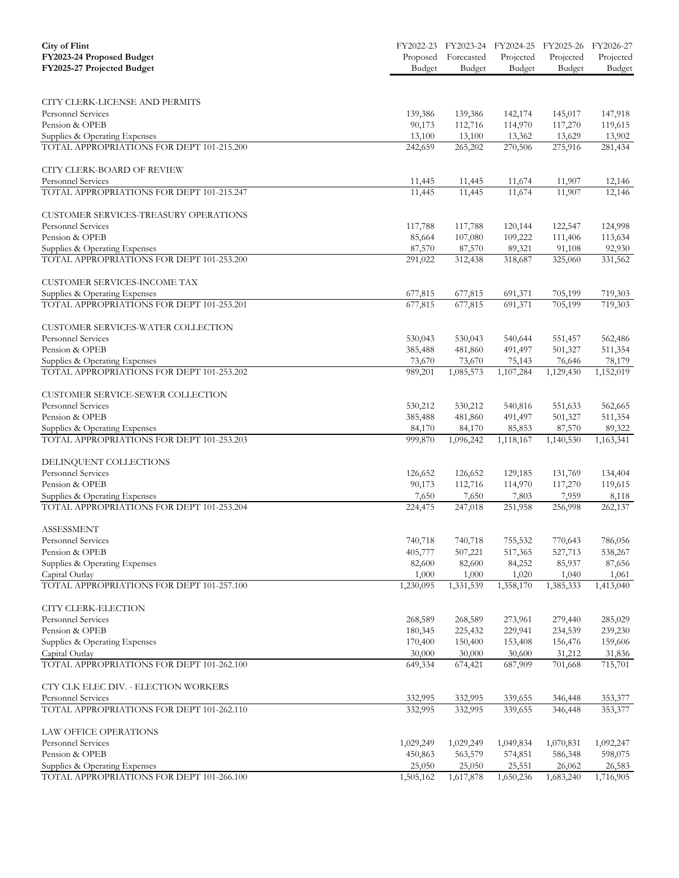| City of Flint<br>FY2023-24 Proposed Budget<br>FY2025-27 Projected Budget | FY2022-23 Proposed Budget | FY2023-24 Forecasted Budget | FY2024-25 Projected Budget | FY2025-26 Projected Budget | FY2026-27 Projected Budget |
|---|---|---|---|---|---|
| CITY CLERK-LICENSE AND PERMITS | | | | | |
| Personnel Services | 139,386 | 139,386 | 142,174 | 145,017 | 147,918 |
| Pension & OPEB | 90,173 | 112,716 | 114,970 | 117,270 | 119,615 |
| Supplies & Operating Expenses | 13,100 | 13,100 | 13,362 | 13,629 | 13,902 |
| TOTAL APPROPRIATIONS FOR DEPT 101-215.200 | 242,659 | 265,202 | 270,506 | 275,916 | 281,434 |
| CITY CLERK-BOARD OF REVIEW | | | | | |
| Personnel Services | 11,445 | 11,445 | 11,674 | 11,907 | 12,146 |
| TOTAL APPROPRIATIONS FOR DEPT 101-215.247 | 11,445 | 11,445 | 11,674 | 11,907 | 12,146 |
| CUSTOMER SERVICES-TREASURY OPERATIONS | | | | | |
| Personnel Services | 117,788 | 117,788 | 120,144 | 122,547 | 124,998 |
| Pension & OPEB | 85,664 | 107,080 | 109,222 | 111,406 | 113,634 |
| Supplies & Operating Expenses | 87,570 | 87,570 | 89,321 | 91,108 | 92,930 |
| TOTAL APPROPRIATIONS FOR DEPT 101-253.200 | 291,022 | 312,438 | 318,687 | 325,060 | 331,562 |
| CUSTOMER SERVICES-INCOME TAX | | | | | |
| Supplies & Operating Expenses | 677,815 | 677,815 | 691,371 | 705,199 | 719,303 |
| TOTAL APPROPRIATIONS FOR DEPT 101-253.201 | 677,815 | 677,815 | 691,371 | 705,199 | 719,303 |
| CUSTOMER SERVICES-WATER COLLECTION | | | | | |
| Personnel Services | 530,043 | 530,043 | 540,644 | 551,457 | 562,486 |
| Pension & OPEB | 385,488 | 481,860 | 491,497 | 501,327 | 511,354 |
| Supplies & Operating Expenses | 73,670 | 73,670 | 75,143 | 76,646 | 78,179 |
| TOTAL APPROPRIATIONS FOR DEPT 101-253.202 | 989,201 | 1,085,573 | 1,107,284 | 1,129,430 | 1,152,019 |
| CUSTOMER SERVICE-SEWER COLLECTION | | | | | |
| Personnel Services | 530,212 | 530,212 | 540,816 | 551,633 | 562,665 |
| Pension & OPEB | 385,488 | 481,860 | 491,497 | 501,327 | 511,354 |
| Supplies & Operating Expenses | 84,170 | 84,170 | 85,853 | 87,570 | 89,322 |
| TOTAL APPROPRIATIONS FOR DEPT 101-253.203 | 999,870 | 1,096,242 | 1,118,167 | 1,140,530 | 1,163,341 |
| DELINQUENT COLLECTIONS | | | | | |
| Personnel Services | 126,652 | 126,652 | 129,185 | 131,769 | 134,404 |
| Pension & OPEB | 90,173 | 112,716 | 114,970 | 117,270 | 119,615 |
| Supplies & Operating Expenses | 7,650 | 7,650 | 7,803 | 7,959 | 8,118 |
| TOTAL APPROPRIATIONS FOR DEPT 101-253.204 | 224,475 | 247,018 | 251,958 | 256,998 | 262,137 |
| ASSESSMENT | | | | | |
| Personnel Services | 740,718 | 740,718 | 755,532 | 770,643 | 786,056 |
| Pension & OPEB | 405,777 | 507,221 | 517,365 | 527,713 | 538,267 |
| Supplies & Operating Expenses | 82,600 | 82,600 | 84,252 | 85,937 | 87,656 |
| Capital Outlay | 1,000 | 1,000 | 1,020 | 1,040 | 1,061 |
| TOTAL APPROPRIATIONS FOR DEPT 101-257.100 | 1,230,095 | 1,331,539 | 1,358,170 | 1,385,333 | 1,413,040 |
| CITY CLERK-ELECTION | | | | | |
| Personnel Services | 268,589 | 268,589 | 273,961 | 279,440 | 285,029 |
| Pension & OPEB | 180,345 | 225,432 | 229,941 | 234,539 | 239,230 |
| Supplies & Operating Expenses | 170,400 | 150,400 | 153,408 | 156,476 | 159,606 |
| Capital Outlay | 30,000 | 30,000 | 30,600 | 31,212 | 31,836 |
| TOTAL APPROPRIATIONS FOR DEPT 101-262.100 | 649,334 | 674,421 | 687,909 | 701,668 | 715,701 |
| CTY CLK ELEC DIV. - ELECTION WORKERS | | | | | |
| Personnel Services | 332,995 | 332,995 | 339,655 | 346,448 | 353,377 |
| TOTAL APPROPRIATIONS FOR DEPT 101-262.110 | 332,995 | 332,995 | 339,655 | 346,448 | 353,377 |
| LAW OFFICE OPERATIONS | | | | | |
| Personnel Services | 1,029,249 | 1,029,249 | 1,049,834 | 1,070,831 | 1,092,247 |
| Pension & OPEB | 450,863 | 563,579 | 574,851 | 586,348 | 598,075 |
| Supplies & Operating Expenses | 25,050 | 25,050 | 25,551 | 26,062 | 26,583 |
| TOTAL APPROPRIATIONS FOR DEPT 101-266.100 | 1,505,162 | 1,617,878 | 1,650,236 | 1,683,240 | 1,716,905 |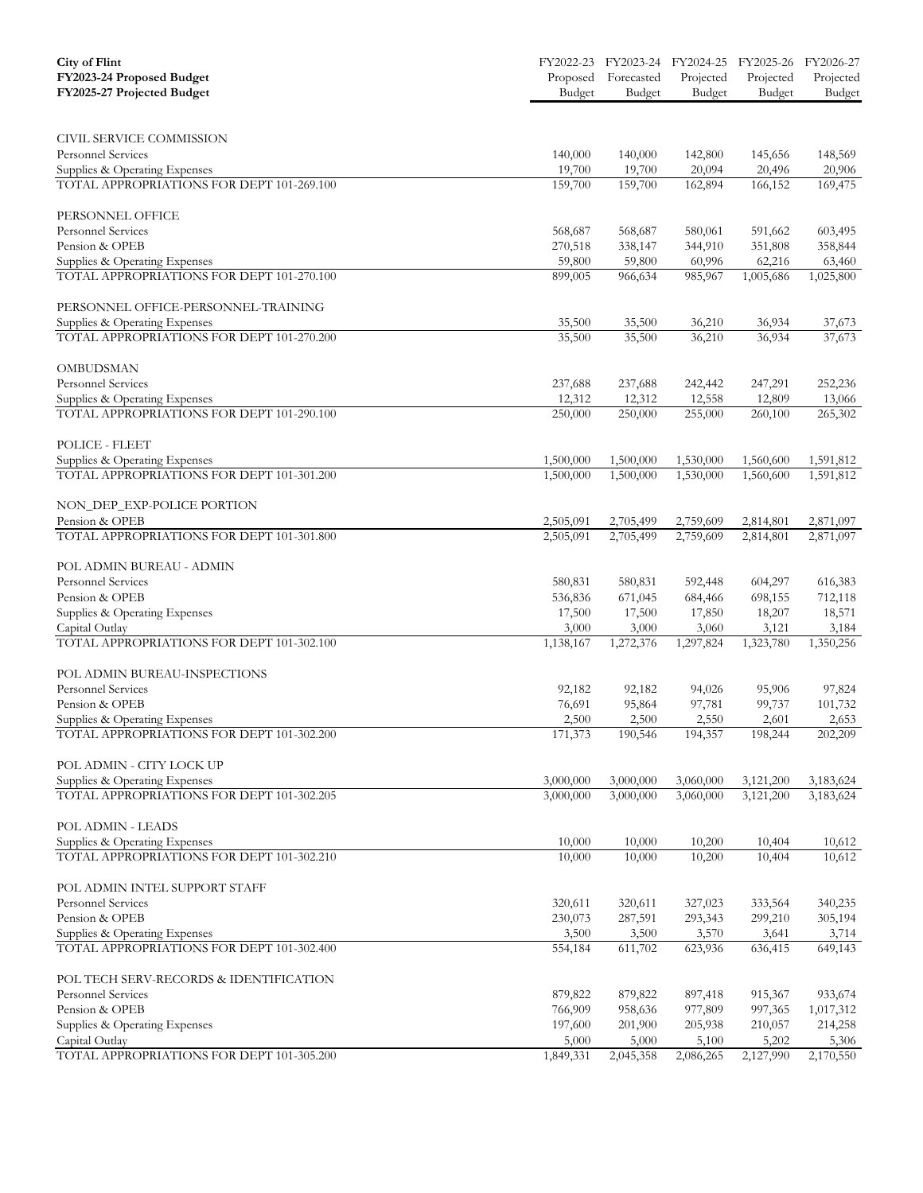| City of Flint<br>FY2023-24 Proposed Budget<br>FY2025-27 Projected Budget | FY2022-23 Proposed Budget | FY2023-24 Forecasted Budget | FY2024-25 Projected Budget | FY2025-26 Projected Budget | FY2026-27 Projected Budget |
|---|---|---|---|---|---|
| CIVIL SERVICE COMMISSION | | | | | |
| Personnel Services | 140,000 | 140,000 | 142,800 | 145,656 | 148,569 |
| Supplies & Operating Expenses | 19,700 | 19,700 | 20,094 | 20,496 | 20,906 |
| TOTAL APPROPRIATIONS FOR DEPT 101-269.100 | 159,700 | 159,700 | 162,894 | 166,152 | 169,475 |
| PERSONNEL OFFICE | | | | | |
| Personnel Services | 568,687 | 568,687 | 580,061 | 591,662 | 603,495 |
| Pension & OPEB | 270,518 | 338,147 | 344,910 | 351,808 | 358,844 |
| Supplies & Operating Expenses | 59,800 | 59,800 | 60,996 | 62,216 | 63,460 |
| TOTAL APPROPRIATIONS FOR DEPT 101-270.100 | 899,005 | 966,634 | 985,967 | 1,005,686 | 1,025,800 |
| PERSONNEL OFFICE-PERSONNEL-TRAINING | | | | | |
| Supplies & Operating Expenses | 35,500 | 35,500 | 36,210 | 36,934 | 37,673 |
| TOTAL APPROPRIATIONS FOR DEPT 101-270.200 | 35,500 | 35,500 | 36,210 | 36,934 | 37,673 |
| OMBUDSMAN | | | | | |
| Personnel Services | 237,688 | 237,688 | 242,442 | 247,291 | 252,236 |
| Supplies & Operating Expenses | 12,312 | 12,312 | 12,558 | 12,809 | 13,066 |
| TOTAL APPROPRIATIONS FOR DEPT 101-290.100 | 250,000 | 250,000 | 255,000 | 260,100 | 265,302 |
| POLICE - FLEET | | | | | |
| Supplies & Operating Expenses | 1,500,000 | 1,500,000 | 1,530,000 | 1,560,600 | 1,591,812 |
| TOTAL APPROPRIATIONS FOR DEPT 101-301.200 | 1,500,000 | 1,500,000 | 1,530,000 | 1,560,600 | 1,591,812 |
| NON_DEP_EXP-POLICE PORTION | | | | | |
| Pension & OPEB | 2,505,091 | 2,705,499 | 2,759,609 | 2,814,801 | 2,871,097 |
| TOTAL APPROPRIATIONS FOR DEPT 101-301.800 | 2,505,091 | 2,705,499 | 2,759,609 | 2,814,801 | 2,871,097 |
| POL ADMIN BUREAU - ADMIN | | | | | |
| Personnel Services | 580,831 | 580,831 | 592,448 | 604,297 | 616,383 |
| Pension & OPEB | 536,836 | 671,045 | 684,466 | 698,155 | 712,118 |
| Supplies & Operating Expenses | 17,500 | 17,500 | 17,850 | 18,207 | 18,571 |
| Capital Outlay | 3,000 | 3,000 | 3,060 | 3,121 | 3,184 |
| TOTAL APPROPRIATIONS FOR DEPT 101-302.100 | 1,138,167 | 1,272,376 | 1,297,824 | 1,323,780 | 1,350,256 |
| POL ADMIN BUREAU-INSPECTIONS | | | | | |
| Personnel Services | 92,182 | 92,182 | 94,026 | 95,906 | 97,824 |
| Pension & OPEB | 76,691 | 95,864 | 97,781 | 99,737 | 101,732 |
| Supplies & Operating Expenses | 2,500 | 2,500 | 2,550 | 2,601 | 2,653 |
| TOTAL APPROPRIATIONS FOR DEPT 101-302.200 | 171,373 | 190,546 | 194,357 | 198,244 | 202,209 |
| POL ADMIN - CITY LOCK UP | | | | | |
| Supplies & Operating Expenses | 3,000,000 | 3,000,000 | 3,060,000 | 3,121,200 | 3,183,624 |
| TOTAL APPROPRIATIONS FOR DEPT 101-302.205 | 3,000,000 | 3,000,000 | 3,060,000 | 3,121,200 | 3,183,624 |
| POL ADMIN - LEADS | | | | | |
| Supplies & Operating Expenses | 10,000 | 10,000 | 10,200 | 10,404 | 10,612 |
| TOTAL APPROPRIATIONS FOR DEPT 101-302.210 | 10,000 | 10,000 | 10,200 | 10,404 | 10,612 |
| POL ADMIN INTEL SUPPORT STAFF | | | | | |
| Personnel Services | 320,611 | 320,611 | 327,023 | 333,564 | 340,235 |
| Pension & OPEB | 230,073 | 287,591 | 293,343 | 299,210 | 305,194 |
| Supplies & Operating Expenses | 3,500 | 3,500 | 3,570 | 3,641 | 3,714 |
| TOTAL APPROPRIATIONS FOR DEPT 101-302.400 | 554,184 | 611,702 | 623,936 | 636,415 | 649,143 |
| POL TECH SERV-RECORDS & IDENTIFICATION | | | | | |
| Personnel Services | 879,822 | 879,822 | 897,418 | 915,367 | 933,674 |
| Pension & OPEB | 766,909 | 958,636 | 977,809 | 997,365 | 1,017,312 |
| Supplies & Operating Expenses | 197,600 | 201,900 | 205,938 | 210,057 | 214,258 |
| Capital Outlay | 5,000 | 5,000 | 5,100 | 5,202 | 5,306 |
| TOTAL APPROPRIATIONS FOR DEPT 101-305.200 | 1,849,331 | 2,045,358 | 2,086,265 | 2,127,990 | 2,170,550 |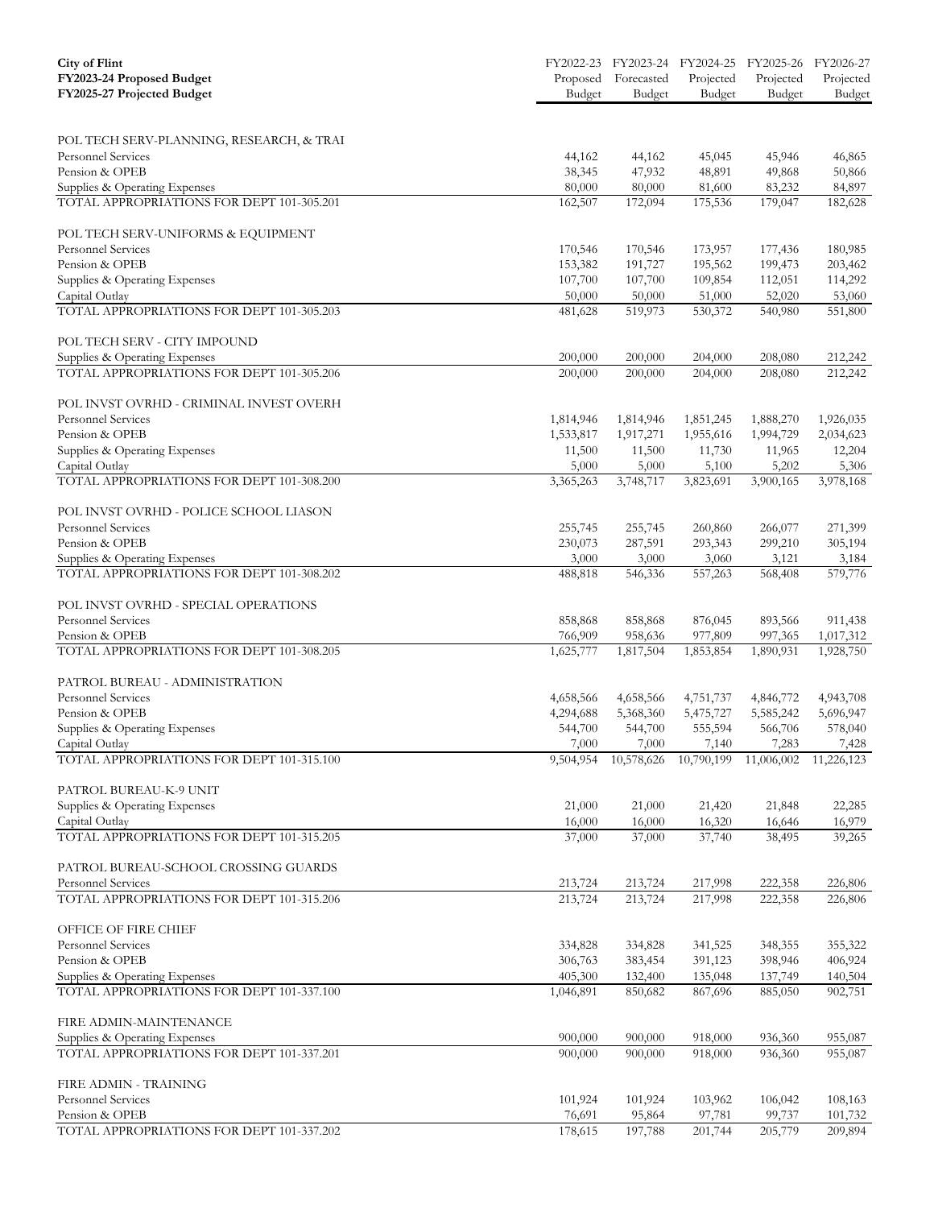| City of Flint<br>FY2023-24 Proposed Budget<br>FY2025-27 Projected Budget | FY2022-23 Proposed Budget | FY2023-24 Forecasted Budget | FY2024-25 Projected Budget | FY2025-26 Projected Budget | FY2026-27 Projected Budget |
|---|---|---|---|---|---|
| POL TECH SERV-PLANNING, RESEARCH, & TRAI | | | | | |
| Personnel Services | 44,162 | 44,162 | 45,045 | 45,946 | 46,865 |
| Pension & OPEB | 38,345 | 47,932 | 48,891 | 49,868 | 50,866 |
| Supplies & Operating Expenses | 80,000 | 80,000 | 81,600 | 83,232 | 84,897 |
| TOTAL APPROPRIATIONS FOR DEPT 101-305.201 | 162,507 | 172,094 | 175,536 | 179,047 | 182,628 |
| POL TECH SERV-UNIFORMS & EQUIPMENT | | | | | |
| Personnel Services | 170,546 | 170,546 | 173,957 | 177,436 | 180,985 |
| Pension & OPEB | 153,382 | 191,727 | 195,562 | 199,473 | 203,462 |
| Supplies & Operating Expenses | 107,700 | 107,700 | 109,854 | 112,051 | 114,292 |
| Capital Outlay | 50,000 | 50,000 | 51,000 | 52,020 | 53,060 |
| TOTAL APPROPRIATIONS FOR DEPT 101-305.203 | 481,628 | 519,973 | 530,372 | 540,980 | 551,800 |
| POL TECH SERV - CITY IMPOUND | | | | | |
| Supplies & Operating Expenses | 200,000 | 200,000 | 204,000 | 208,080 | 212,242 |
| TOTAL APPROPRIATIONS FOR DEPT 101-305.206 | 200,000 | 200,000 | 204,000 | 208,080 | 212,242 |
| POL INVST OVRHD - CRIMINAL INVEST OVERH | | | | | |
| Personnel Services | 1,814,946 | 1,814,946 | 1,851,245 | 1,888,270 | 1,926,035 |
| Pension & OPEB | 1,533,817 | 1,917,271 | 1,955,616 | 1,994,729 | 2,034,623 |
| Supplies & Operating Expenses | 11,500 | 11,500 | 11,730 | 11,965 | 12,204 |
| Capital Outlay | 5,000 | 5,000 | 5,100 | 5,202 | 5,306 |
| TOTAL APPROPRIATIONS FOR DEPT 101-308.200 | 3,365,263 | 3,748,717 | 3,823,691 | 3,900,165 | 3,978,168 |
| POL INVST OVRHD - POLICE SCHOOL LIASON | | | | | |
| Personnel Services | 255,745 | 255,745 | 260,860 | 266,077 | 271,399 |
| Pension & OPEB | 230,073 | 287,591 | 293,343 | 299,210 | 305,194 |
| Supplies & Operating Expenses | 3,000 | 3,000 | 3,060 | 3,121 | 3,184 |
| TOTAL APPROPRIATIONS FOR DEPT 101-308.202 | 488,818 | 546,336 | 557,263 | 568,408 | 579,776 |
| POL INVST OVRHD - SPECIAL OPERATIONS | | | | | |
| Personnel Services | 858,868 | 858,868 | 876,045 | 893,566 | 911,438 |
| Pension & OPEB | 766,909 | 958,636 | 977,809 | 997,365 | 1,017,312 |
| TOTAL APPROPRIATIONS FOR DEPT 101-308.205 | 1,625,777 | 1,817,504 | 1,853,854 | 1,890,931 | 1,928,750 |
| PATROL BUREAU - ADMINISTRATION | | | | | |
| Personnel Services | 4,658,566 | 4,658,566 | 4,751,737 | 4,846,772 | 4,943,708 |
| Pension & OPEB | 4,294,688 | 5,368,360 | 5,475,727 | 5,585,242 | 5,696,947 |
| Supplies & Operating Expenses | 544,700 | 544,700 | 555,594 | 566,706 | 578,040 |
| Capital Outlay | 7,000 | 7,000 | 7,140 | 7,283 | 7,428 |
| TOTAL APPROPRIATIONS FOR DEPT 101-315.100 | 9,504,954 | 10,578,626 | 10,790,199 | 11,006,002 | 11,226,123 |
| PATROL BUREAU-K-9 UNIT | | | | | |
| Supplies & Operating Expenses | 21,000 | 21,000 | 21,420 | 21,848 | 22,285 |
| Capital Outlay | 16,000 | 16,000 | 16,320 | 16,646 | 16,979 |
| TOTAL APPROPRIATIONS FOR DEPT 101-315.205 | 37,000 | 37,000 | 37,740 | 38,495 | 39,265 |
| PATROL BUREAU-SCHOOL CROSSING GUARDS | | | | | |
| Personnel Services | 213,724 | 213,724 | 217,998 | 222,358 | 226,806 |
| TOTAL APPROPRIATIONS FOR DEPT 101-315.206 | 213,724 | 213,724 | 217,998 | 222,358 | 226,806 |
| OFFICE OF FIRE CHIEF | | | | | |
| Personnel Services | 334,828 | 334,828 | 341,525 | 348,355 | 355,322 |
| Pension & OPEB | 306,763 | 383,454 | 391,123 | 398,946 | 406,924 |
| Supplies & Operating Expenses | 405,300 | 132,400 | 135,048 | 137,749 | 140,504 |
| TOTAL APPROPRIATIONS FOR DEPT 101-337.100 | 1,046,891 | 850,682 | 867,696 | 885,050 | 902,751 |
| FIRE ADMIN-MAINTENANCE | | | | | |
| Supplies & Operating Expenses | 900,000 | 900,000 | 918,000 | 936,360 | 955,087 |
| TOTAL APPROPRIATIONS FOR DEPT 101-337.201 | 900,000 | 900,000 | 918,000 | 936,360 | 955,087 |
| FIRE ADMIN - TRAINING | | | | | |
| Personnel Services | 101,924 | 101,924 | 103,962 | 106,042 | 108,163 |
| Pension & OPEB | 76,691 | 95,864 | 97,781 | 99,737 | 101,732 |
| TOTAL APPROPRIATIONS FOR DEPT 101-337.202 | 178,615 | 197,788 | 201,744 | 205,779 | 209,894 |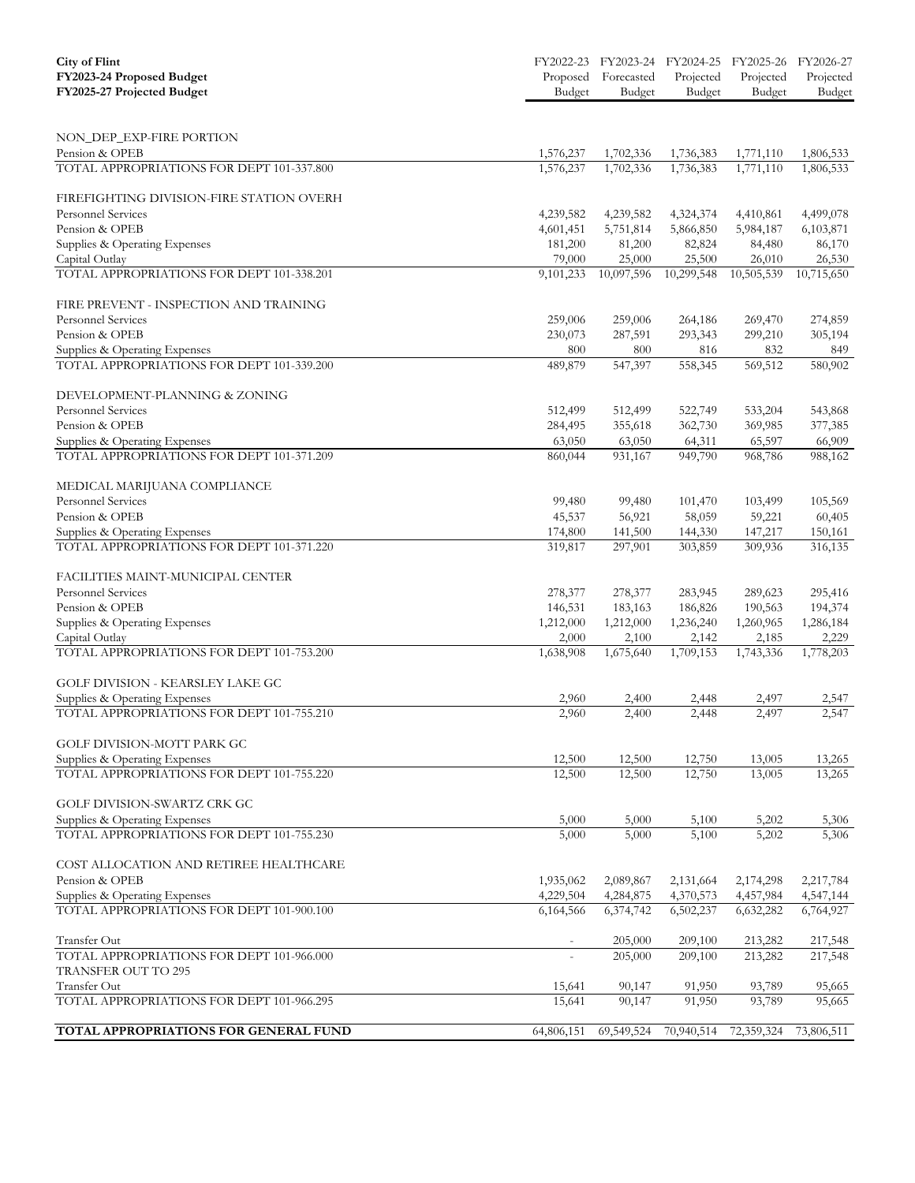| City of Flint<br>FY2023-24 Proposed Budget<br>FY2025-27 Projected Budget | FY2022-23 Proposed Budget | FY2023-24 Forecasted Budget | FY2024-25 Projected Budget | FY2025-26 Projected Budget | FY2026-27 Projected Budget |
|---|---|---|---|---|---|
| NON_DEP_EXP-FIRE PORTION | | | | | |
| Pension & OPEB | 1,576,237 | 1,702,336 | 1,736,383 | 1,771,110 | 1,806,533 |
| TOTAL APPROPRIATIONS FOR DEPT 101-337.800 | 1,576,237 | 1,702,336 | 1,736,383 | 1,771,110 | 1,806,533 |
| FIREFIGHTING DIVISION-FIRE STATION OVERH | | | | | |
| Personnel Services | 4,239,582 | 4,239,582 | 4,324,374 | 4,410,861 | 4,499,078 |
| Pension & OPEB | 4,601,451 | 5,751,814 | 5,866,850 | 5,984,187 | 6,103,871 |
| Supplies & Operating Expenses | 181,200 | 81,200 | 82,824 | 84,480 | 86,170 |
| Capital Outlay | 79,000 | 25,000 | 25,500 | 26,010 | 26,530 |
| TOTAL APPROPRIATIONS FOR DEPT 101-338.201 | 9,101,233 | 10,097,596 | 10,299,548 | 10,505,539 | 10,715,650 |
| FIRE PREVENT - INSPECTION AND TRAINING | | | | | |
| Personnel Services | 259,006 | 259,006 | 264,186 | 269,470 | 274,859 |
| Pension & OPEB | 230,073 | 287,591 | 293,343 | 299,210 | 305,194 |
| Supplies & Operating Expenses | 800 | 800 | 816 | 832 | 849 |
| TOTAL APPROPRIATIONS FOR DEPT 101-339.200 | 489,879 | 547,397 | 558,345 | 569,512 | 580,902 |
| DEVELOPMENT-PLANNING & ZONING | | | | | |
| Personnel Services | 512,499 | 512,499 | 522,749 | 533,204 | 543,868 |
| Pension & OPEB | 284,495 | 355,618 | 362,730 | 369,985 | 377,385 |
| Supplies & Operating Expenses | 63,050 | 63,050 | 64,311 | 65,597 | 66,909 |
| TOTAL APPROPRIATIONS FOR DEPT 101-371.209 | 860,044 | 931,167 | 949,790 | 968,786 | 988,162 |
| MEDICAL MARIJUANA COMPLIANCE | | | | | |
| Personnel Services | 99,480 | 99,480 | 101,470 | 103,499 | 105,569 |
| Pension & OPEB | 45,537 | 56,921 | 58,059 | 59,221 | 60,405 |
| Supplies & Operating Expenses | 174,800 | 141,500 | 144,330 | 147,217 | 150,161 |
| TOTAL APPROPRIATIONS FOR DEPT 101-371.220 | 319,817 | 297,901 | 303,859 | 309,936 | 316,135 |
| FACILITIES MAINT-MUNICIPAL CENTER | | | | | |
| Personnel Services | 278,377 | 278,377 | 283,945 | 289,623 | 295,416 |
| Pension & OPEB | 146,531 | 183,163 | 186,826 | 190,563 | 194,374 |
| Supplies & Operating Expenses | 1,212,000 | 1,212,000 | 1,236,240 | 1,260,965 | 1,286,184 |
| Capital Outlay | 2,000 | 2,100 | 2,142 | 2,185 | 2,229 |
| TOTAL APPROPRIATIONS FOR DEPT 101-753.200 | 1,638,908 | 1,675,640 | 1,709,153 | 1,743,336 | 1,778,203 |
| GOLF DIVISION - KEARSLEY LAKE GC | | | | | |
| Supplies & Operating Expenses | 2,960 | 2,400 | 2,448 | 2,497 | 2,547 |
| TOTAL APPROPRIATIONS FOR DEPT 101-755.210 | 2,960 | 2,400 | 2,448 | 2,497 | 2,547 |
| GOLF DIVISION-MOTT PARK GC | | | | | |
| Supplies & Operating Expenses | 12,500 | 12,500 | 12,750 | 13,005 | 13,265 |
| TOTAL APPROPRIATIONS FOR DEPT 101-755.220 | 12,500 | 12,500 | 12,750 | 13,005 | 13,265 |
| GOLF DIVISION-SWARTZ CRK GC | | | | | |
| Supplies & Operating Expenses | 5,000 | 5,000 | 5,100 | 5,202 | 5,306 |
| TOTAL APPROPRIATIONS FOR DEPT 101-755.230 | 5,000 | 5,000 | 5,100 | 5,202 | 5,306 |
| COST ALLOCATION AND RETIREE HEALTHCARE | | | | | |
| Pension & OPEB | 1,935,062 | 2,089,867 | 2,131,664 | 2,174,298 | 2,217,784 |
| Supplies & Operating Expenses | 4,229,504 | 4,284,875 | 4,370,573 | 4,457,984 | 4,547,144 |
| TOTAL APPROPRIATIONS FOR DEPT 101-900.100 | 6,164,566 | 6,374,742 | 6,502,237 | 6,632,282 | 6,764,927 |
| Transfer Out | - | 205,000 | 209,100 | 213,282 | 217,548 |
| TOTAL APPROPRIATIONS FOR DEPT 101-966.000 | - | 205,000 | 209,100 | 213,282 | 217,548 |
| TRANSFER OUT TO 295 | | | | | |
| Transfer Out | 15,641 | 90,147 | 91,950 | 93,789 | 95,665 |
| TOTAL APPROPRIATIONS FOR DEPT 101-966.295 | 15,641 | 90,147 | 91,950 | 93,789 | 95,665 |
| **TOTAL APPROPRIATIONS FOR GENERAL FUND** | 64,806,151 | 69,549,524 | 70,940,514 | 72,359,324 | 73,806,511 |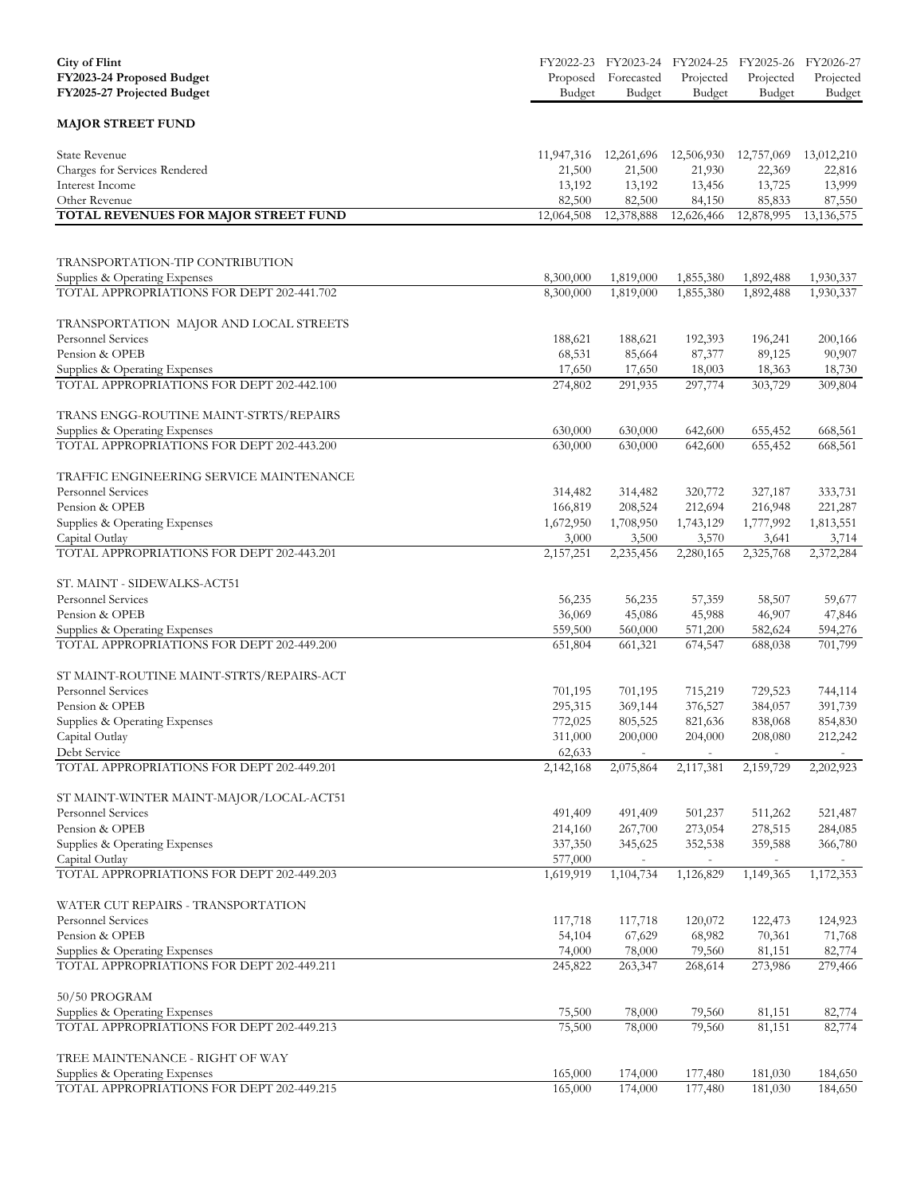| City of Flint<br>FY2023-24 Proposed Budget<br>FY2025-27 Projected Budget | FY2022-23 Proposed Budget | FY2023-24 Forecasted Budget | FY2024-25 Projected Budget | FY2025-26 Projected Budget | FY2026-27 Projected Budget |
|---|---|---|---|---|---|
| **MAJOR STREET FUND** | | | | | |
| State Revenue | 11,947,316 | 12,261,696 | 12,506,930 | 12,757,069 | 13,012,210 |
| Charges for Services Rendered | 21,500 | 21,500 | 21,930 | 22,369 | 22,816 |
| Interest Income | 13,192 | 13,192 | 13,456 | 13,725 | 13,999 |
| Other Revenue | 82,500 | 82,500 | 84,150 | 85,833 | 87,550 |
| **TOTAL REVENUES FOR MAJOR STREET FUND** | 12,064,508 | 12,378,888 | 12,626,466 | 12,878,995 | 13,136,575 |
| | | | | | |
| TRANSPORTATION-TIP CONTRIBUTION | | | | | |
| Supplies & Operating Expenses | 8,300,000 | 1,819,000 | 1,855,380 | 1,892,488 | 1,930,337 |
| TOTAL APPROPRIATIONS FOR DEPT 202-441.702 | 8,300,000 | 1,819,000 | 1,855,380 | 1,892,488 | 1,930,337 |
| | | | | | |
| TRANSPORTATION MAJOR AND LOCAL STREETS | | | | | |
| Personnel Services | 188,621 | 188,621 | 192,393 | 196,241 | 200,166 |
| Pension & OPEB | 68,531 | 85,664 | 87,377 | 89,125 | 90,907 |
| Supplies & Operating Expenses | 17,650 | 17,650 | 18,003 | 18,363 | 18,730 |
| TOTAL APPROPRIATIONS FOR DEPT 202-442.100 | 274,802 | 291,935 | 297,774 | 303,729 | 309,804 |
| | | | | | |
| TRANS ENGG-ROUTINE MAINT-STRTS/REPAIRS | | | | | |
| Supplies & Operating Expenses | 630,000 | 630,000 | 642,600 | 655,452 | 668,561 |
| TOTAL APPROPRIATIONS FOR DEPT 202-443.200 | 630,000 | 630,000 | 642,600 | 655,452 | 668,561 |
| | | | | | |
| TRAFFIC ENGINEERING SERVICE MAINTENANCE | | | | | |
| Personnel Services | 314,482 | 314,482 | 320,772 | 327,187 | 333,731 |
| Pension & OPEB | 166,819 | 208,524 | 212,694 | 216,948 | 221,287 |
| Supplies & Operating Expenses | 1,672,950 | 1,708,950 | 1,743,129 | 1,777,992 | 1,813,551 |
| Capital Outlay | 3,000 | 3,500 | 3,570 | 3,641 | 3,714 |
| TOTAL APPROPRIATIONS FOR DEPT 202-443.201 | 2,157,251 | 2,235,456 | 2,280,165 | 2,325,768 | 2,372,284 |
| | | | | | |
| ST. MAINT - SIDEWALKS-ACT51 | | | | | |
| Personnel Services | 56,235 | 56,235 | 57,359 | 58,507 | 59,677 |
| Pension & OPEB | 36,069 | 45,086 | 45,988 | 46,907 | 47,846 |
| Supplies & Operating Expenses | 559,500 | 560,000 | 571,200 | 582,624 | 594,276 |
| TOTAL APPROPRIATIONS FOR DEPT 202-449.200 | 651,804 | 661,321 | 674,547 | 688,038 | 701,799 |
| | | | | | |
| ST MAINT-ROUTINE MAINT-STRTS/REPAIRS-ACT | | | | | |
| Personnel Services | 701,195 | 701,195 | 715,219 | 729,523 | 744,114 |
| Pension & OPEB | 295,315 | 369,144 | 376,527 | 384,057 | 391,739 |
| Supplies & Operating Expenses | 772,025 | 805,525 | 821,636 | 838,068 | 854,830 |
| Capital Outlay | 311,000 | 200,000 | 204,000 | 208,080 | 212,242 |
| Debt Service | 62,633 | - | - | - | - |
| TOTAL APPROPRIATIONS FOR DEPT 202-449.201 | 2,142,168 | 2,075,864 | 2,117,381 | 2,159,729 | 2,202,923 |
| | | | | | |
| ST MAINT-WINTER MAINT-MAJOR/LOCAL-ACT51 | | | | | |
| Personnel Services | 491,409 | 491,409 | 501,237 | 511,262 | 521,487 |
| Pension & OPEB | 214,160 | 267,700 | 273,054 | 278,515 | 284,085 |
| Supplies & Operating Expenses | 337,350 | 345,625 | 352,538 | 359,588 | 366,780 |
| Capital Outlay | 577,000 | - | - | - | - |
| TOTAL APPROPRIATIONS FOR DEPT 202-449.203 | 1,619,919 | 1,104,734 | 1,126,829 | 1,149,365 | 1,172,353 |
| | | | | | |
| WATER CUT REPAIRS - TRANSPORTATION | | | | | |
| Personnel Services | 117,718 | 117,718 | 120,072 | 122,473 | 124,923 |
| Pension & OPEB | 54,104 | 67,629 | 68,982 | 70,361 | 71,768 |
| Supplies & Operating Expenses | 74,000 | 78,000 | 79,560 | 81,151 | 82,774 |
| TOTAL APPROPRIATIONS FOR DEPT 202-449.211 | 245,822 | 263,347 | 268,614 | 273,986 | 279,466 |
| | | | | | |
| 50/50 PROGRAM | | | | | |
| Supplies & Operating Expenses | 75,500 | 78,000 | 79,560 | 81,151 | 82,774 |
| TOTAL APPROPRIATIONS FOR DEPT 202-449.213 | 75,500 | 78,000 | 79,560 | 81,151 | 82,774 |
| | | | | | |
| TREE MAINTENANCE - RIGHT OF WAY | | | | | |
| Supplies & Operating Expenses | 165,000 | 174,000 | 177,480 | 181,030 | 184,650 |
| TOTAL APPROPRIATIONS FOR DEPT 202-449.215 | 165,000 | 174,000 | 177,480 | 181,030 | 184,650 |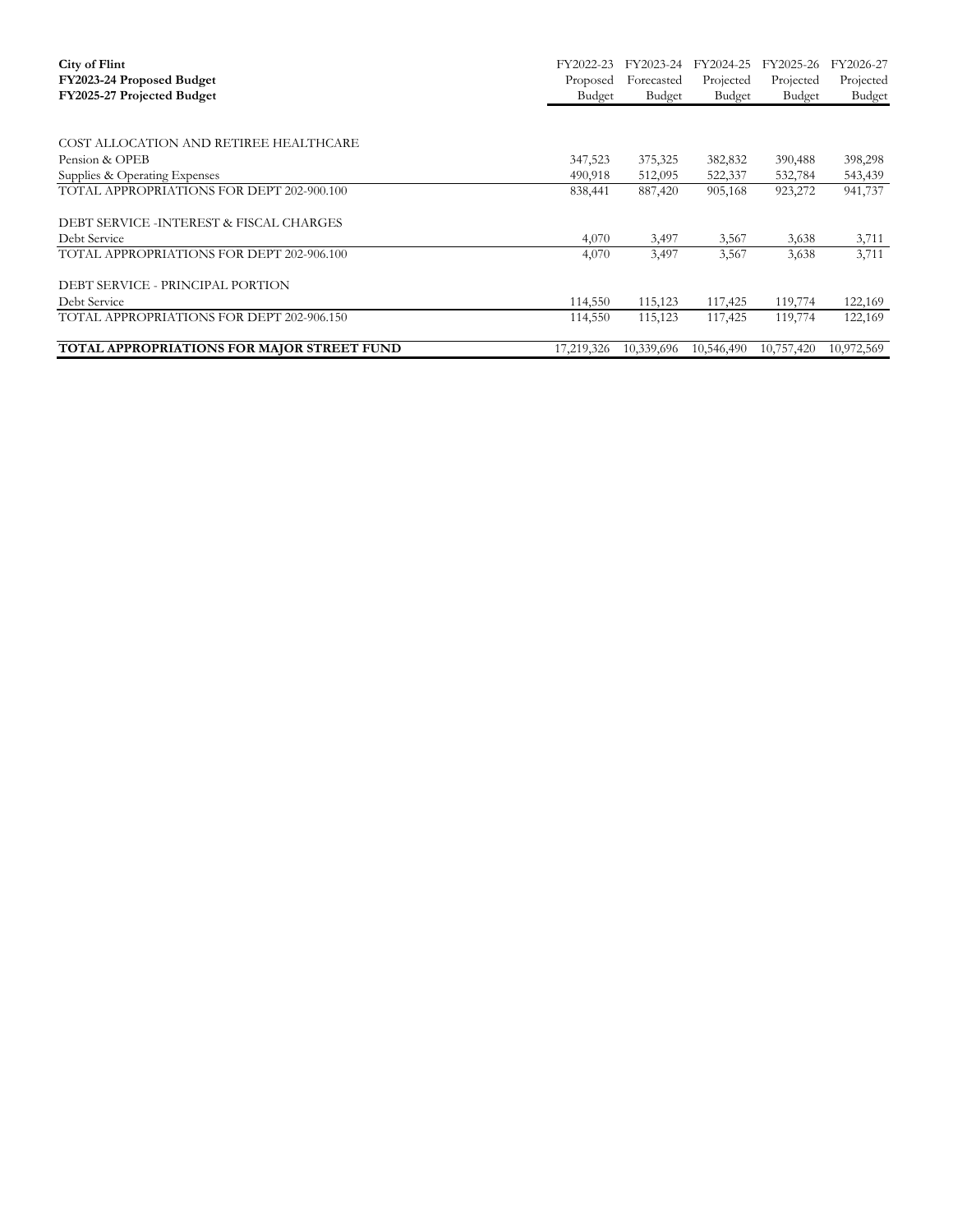| City of Flint<br>FY2023-24 Proposed Budget<br>FY2025-27 Projected Budget | FY2022-23 Proposed Budget | FY2023-24 Forecasted Budget | FY2024-25 Projected Budget | FY2025-26 Projected Budget | FY2026-27 Projected Budget |
|---|---|---|---|---|---|
| COST ALLOCATION AND RETIREE HEALTHCARE | | | | | |
| Pension & OPEB | 347,523 | 375,325 | 382,832 | 390,488 | 398,298 |
| Supplies & Operating Expenses | 490,918 | 512,095 | 522,337 | 532,784 | 543,439 |
| TOTAL APPROPRIATIONS FOR DEPT 202-900.100 | 838,441 | 887,420 | 905,168 | 923,272 | 941,737 |
| DEBT SERVICE -INTEREST & FISCAL CHARGES | | | | | |
| Debt Service | 4,070 | 3,497 | 3,567 | 3,638 | 3,711 |
| TOTAL APPROPRIATIONS FOR DEPT 202-906.100 | 4,070 | 3,497 | 3,567 | 3,638 | 3,711 |
| DEBT SERVICE - PRINCIPAL PORTION | | | | | |
| Debt Service | 114,550 | 115,123 | 117,425 | 119,774 | 122,169 |
| TOTAL APPROPRIATIONS FOR DEPT 202-906.150 | 114,550 | 115,123 | 117,425 | 119,774 | 122,169 |
| **TOTAL APPROPRIATIONS FOR MAJOR STREET FUND** | 17,219,326 | 10,339,696 | 10,546,490 | 10,757,420 | 10,972,569 |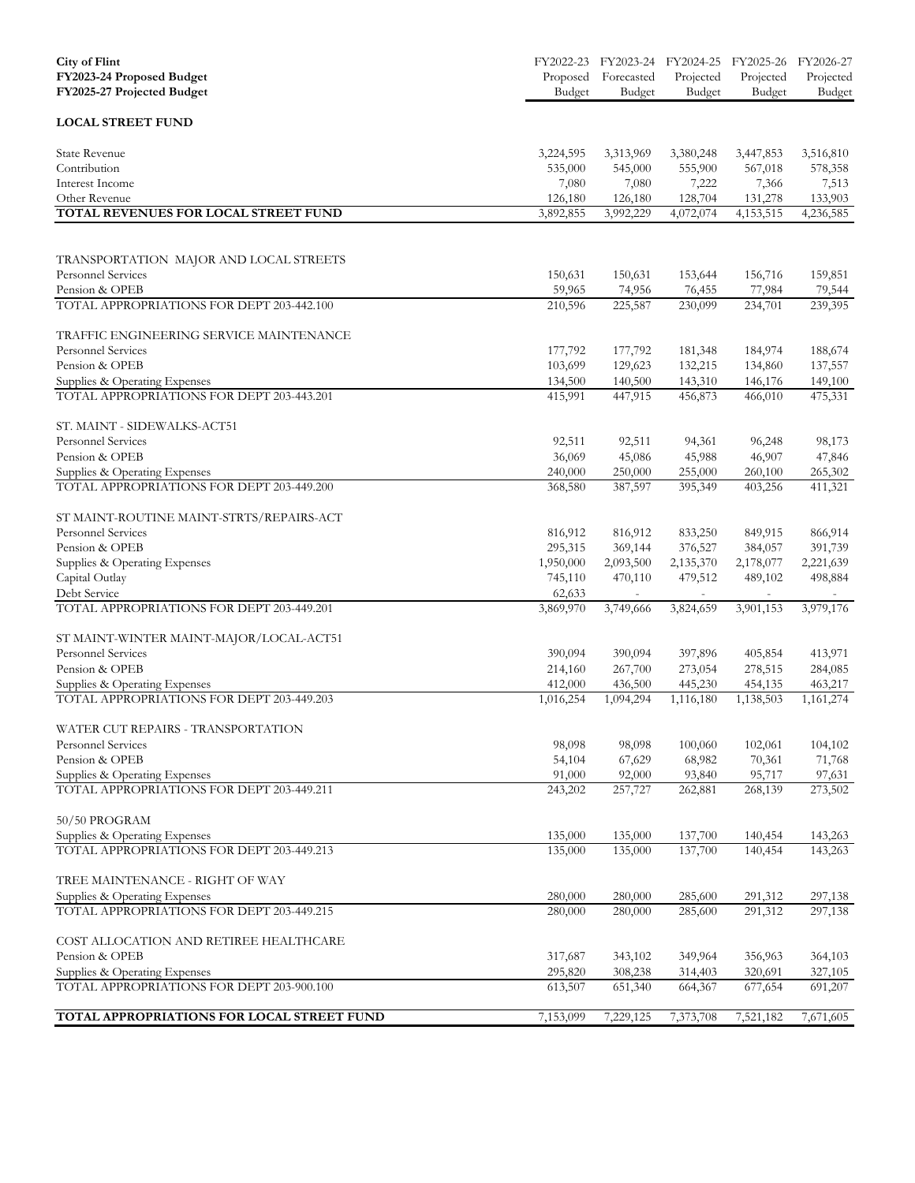| City of Flint<br>FY2023-24 Proposed Budget<br>FY2025-27 Projected Budget | FY2022-23 Proposed Budget | FY2023-24 Forecasted Budget | FY2024-25 Projected Budget | FY2025-26 Projected Budget | FY2026-27 Projected Budget |
|---|---|---|---|---|---|
| **LOCAL STREET FUND** | | | | | |
| State Revenue | 3,224,595 | 3,313,969 | 3,380,248 | 3,447,853 | 3,516,810 |
| Contribution | 535,000 | 545,000 | 555,900 | 567,018 | 578,358 |
| Interest Income | 7,080 | 7,080 | 7,222 | 7,366 | 7,513 |
| Other Revenue | 126,180 | 126,180 | 128,704 | 131,278 | 133,903 |
| **TOTAL REVENUES FOR LOCAL STREET FUND** | 3,892,855 | 3,992,229 | 4,072,074 | 4,153,515 | 4,236,585 |
| TRANSPORTATION MAJOR AND LOCAL STREETS | | | | | |
| Personnel Services | 150,631 | 150,631 | 153,644 | 156,716 | 159,851 |
| Pension & OPEB | 59,965 | 74,956 | 76,455 | 77,984 | 79,544 |
| TOTAL APPROPRIATIONS FOR DEPT 203-442.100 | 210,596 | 225,587 | 230,099 | 234,701 | 239,395 |
| TRAFFIC ENGINEERING SERVICE MAINTENANCE | | | | | |
| Personnel Services | 177,792 | 177,792 | 181,348 | 184,974 | 188,674 |
| Pension & OPEB | 103,699 | 129,623 | 132,215 | 134,860 | 137,557 |
| Supplies & Operating Expenses | 134,500 | 140,500 | 143,310 | 146,176 | 149,100 |
| TOTAL APPROPRIATIONS FOR DEPT 203-443.201 | 415,991 | 447,915 | 456,873 | 466,010 | 475,331 |
| ST. MAINT - SIDEWALKS-ACT51 | | | | | |
| Personnel Services | 92,511 | 92,511 | 94,361 | 96,248 | 98,173 |
| Pension & OPEB | 36,069 | 45,086 | 45,988 | 46,907 | 47,846 |
| Supplies & Operating Expenses | 240,000 | 250,000 | 255,000 | 260,100 | 265,302 |
| TOTAL APPROPRIATIONS FOR DEPT 203-449.200 | 368,580 | 387,597 | 395,349 | 403,256 | 411,321 |
| ST MAINT-ROUTINE MAINT-STRTS/REPAIRS-ACT | | | | | |
| Personnel Services | 816,912 | 816,912 | 833,250 | 849,915 | 866,914 |
| Pension & OPEB | 295,315 | 369,144 | 376,527 | 384,057 | 391,739 |
| Supplies & Operating Expenses | 1,950,000 | 2,093,500 | 2,135,370 | 2,178,077 | 2,221,639 |
| Capital Outlay | 745,110 | 470,110 | 479,512 | 489,102 | 498,884 |
| Debt Service | 62,633 | - | - | - | - |
| TOTAL APPROPRIATIONS FOR DEPT 203-449.201 | 3,869,970 | 3,749,666 | 3,824,659 | 3,901,153 | 3,979,176 |
| ST MAINT-WINTER MAINT-MAJOR/LOCAL-ACT51 | | | | | |
| Personnel Services | 390,094 | 390,094 | 397,896 | 405,854 | 413,971 |
| Pension & OPEB | 214,160 | 267,700 | 273,054 | 278,515 | 284,085 |
| Supplies & Operating Expenses | 412,000 | 436,500 | 445,230 | 454,135 | 463,217 |
| TOTAL APPROPRIATIONS FOR DEPT 203-449.203 | 1,016,254 | 1,094,294 | 1,116,180 | 1,138,503 | 1,161,274 |
| WATER CUT REPAIRS - TRANSPORTATION | | | | | |
| Personnel Services | 98,098 | 98,098 | 100,060 | 102,061 | 104,102 |
| Pension & OPEB | 54,104 | 67,629 | 68,982 | 70,361 | 71,768 |
| Supplies & Operating Expenses | 91,000 | 92,000 | 93,840 | 95,717 | 97,631 |
| TOTAL APPROPRIATIONS FOR DEPT 203-449.211 | 243,202 | 257,727 | 262,881 | 268,139 | 273,502 |
| 50/50 PROGRAM | | | | | |
| Supplies & Operating Expenses | 135,000 | 135,000 | 137,700 | 140,454 | 143,263 |
| TOTAL APPROPRIATIONS FOR DEPT 203-449.213 | 135,000 | 135,000 | 137,700 | 140,454 | 143,263 |
| TREE MAINTENANCE - RIGHT OF WAY | | | | | |
| Supplies & Operating Expenses | 280,000 | 280,000 | 285,600 | 291,312 | 297,138 |
| TOTAL APPROPRIATIONS FOR DEPT 203-449.215 | 280,000 | 280,000 | 285,600 | 291,312 | 297,138 |
| COST ALLOCATION AND RETIREE HEALTHCARE | | | | | |
| Pension & OPEB | 317,687 | 343,102 | 349,964 | 356,963 | 364,103 |
| Supplies & Operating Expenses | 295,820 | 308,238 | 314,403 | 320,691 | 327,105 |
| TOTAL APPROPRIATIONS FOR DEPT 203-900.100 | 613,507 | 651,340 | 664,367 | 677,654 | 691,207 |
| **TOTAL APPROPRIATIONS FOR LOCAL STREET FUND** | 7,153,099 | 7,229,125 | 7,373,708 | 7,521,182 | 7,671,605 |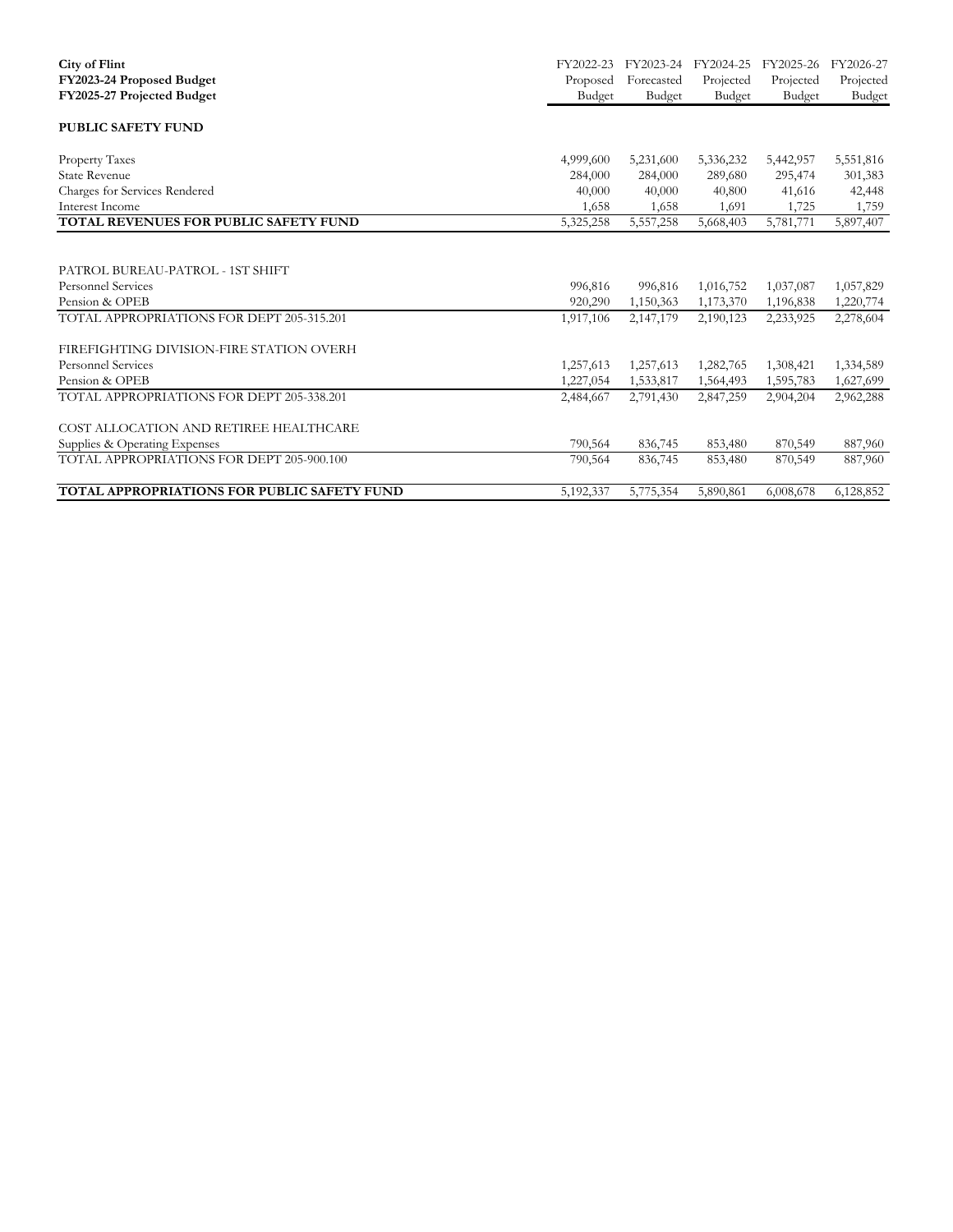| City of Flint<br>FY2023-24 Proposed Budget<br>FY2025-27 Projected Budget | FY2022-23<br>Proposed<br>Budget | FY2023-24<br>Forecasted<br>Budget | FY2024-25<br>Projected<br>Budget | FY2025-26<br>Projected<br>Budget | FY2026-27<br>Projected<br>Budget |
|---|---|---|---|---|---|
| **PUBLIC SAFETY FUND** | | | | | |
| Property Taxes | 4,999,600 | 5,231,600 | 5,336,232 | 5,442,957 | 5,551,816 |
| State Revenue | 284,000 | 284,000 | 289,680 | 295,474 | 301,383 |
| Charges for Services Rendered | 40,000 | 40,000 | 40,800 | 41,616 | 42,448 |
| Interest Income | 1,658 | 1,658 | 1,691 | 1,725 | 1,759 |
| **TOTAL REVENUES FOR PUBLIC SAFETY FUND** | 5,325,258 | 5,557,258 | 5,668,403 | 5,781,771 | 5,897,407 |
| | | | | | |
| PATROL BUREAU-PATROL - 1ST SHIFT | | | | | |
| Personnel Services | 996,816 | 996,816 | 1,016,752 | 1,037,087 | 1,057,829 |
| Pension & OPEB | 920,290 | 1,150,363 | 1,173,370 | 1,196,838 | 1,220,774 |
| TOTAL APPROPRIATIONS FOR DEPT 205-315.201 | 1,917,106 | 2,147,179 | 2,190,123 | 2,233,925 | 2,278,604 |
| | | | | | |
| FIREFIGHTING DIVISION-FIRE STATION OVERH | | | | | |
| Personnel Services | 1,257,613 | 1,257,613 | 1,282,765 | 1,308,421 | 1,334,589 |
| Pension & OPEB | 1,227,054 | 1,533,817 | 1,564,493 | 1,595,783 | 1,627,699 |
| TOTAL APPROPRIATIONS FOR DEPT 205-338.201 | 2,484,667 | 2,791,430 | 2,847,259 | 2,904,204 | 2,962,288 |
| | | | | | |
| COST ALLOCATION AND RETIREE HEALTHCARE | | | | | |
| Supplies & Operating Expenses | 790,564 | 836,745 | 853,480 | 870,549 | 887,960 |
| TOTAL APPROPRIATIONS FOR DEPT 205-900.100 | 790,564 | 836,745 | 853,480 | 870,549 | 887,960 |
| | | | | | |
| **TOTAL APPROPRIATIONS FOR PUBLIC SAFETY FUND** | 5,192,337 | 5,775,354 | 5,890,861 | 6,008,678 | 6,128,852 |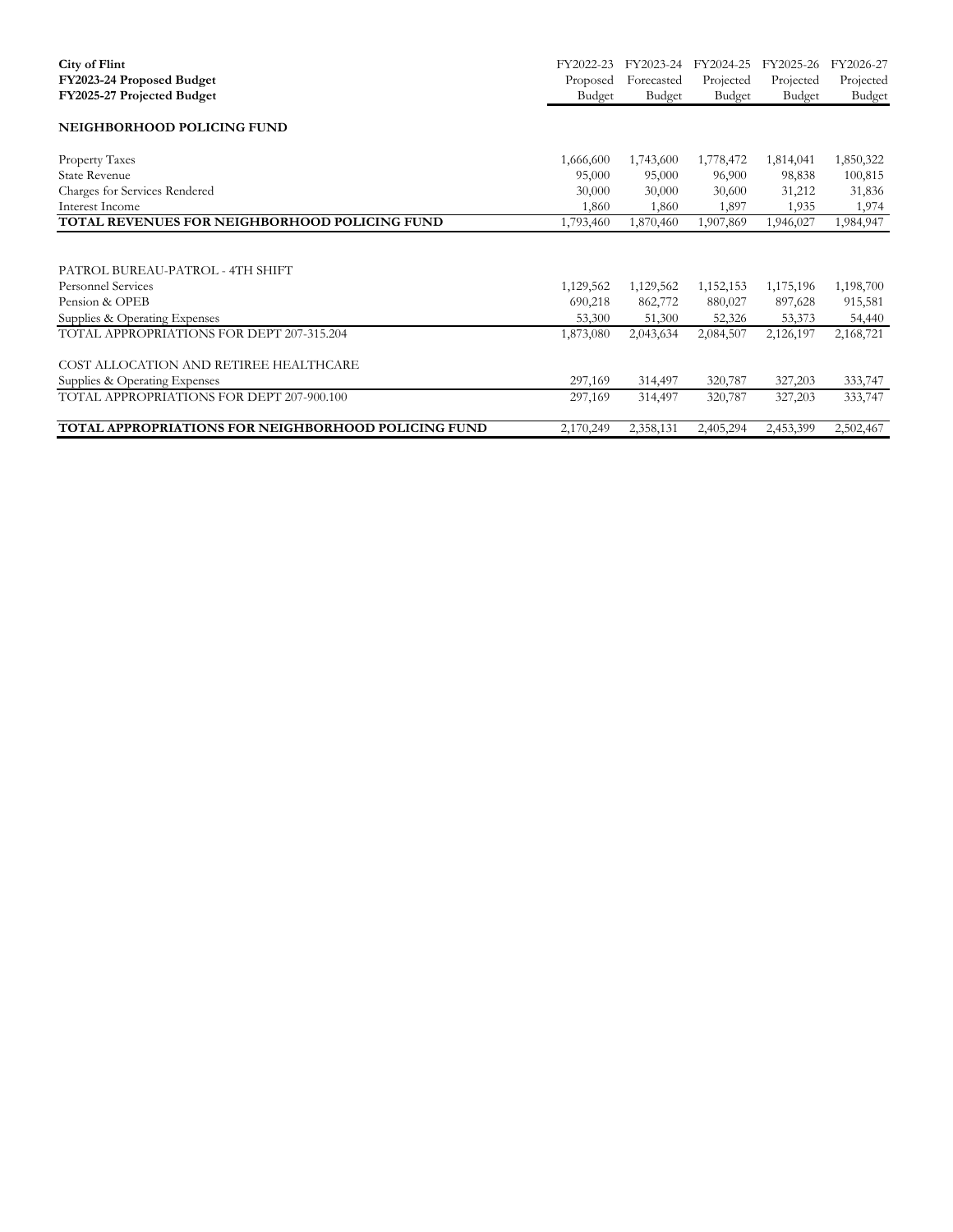| City of Flint<br>FY2023-24 Proposed Budget<br>FY2025-27 Projected Budget | FY2022-23<br>Proposed<br>Budget | FY2023-24<br>Forecasted<br>Budget | FY2024-25<br>Projected<br>Budget | FY2025-26<br>Projected<br>Budget | FY2026-27<br>Projected<br>Budget |
|---|---|---|---|---|---|
| **NEIGHBORHOOD POLICING FUND** | | | | | |
| Property Taxes | 1,666,600 | 1,743,600 | 1,778,472 | 1,814,041 | 1,850,322 |
| State Revenue | 95,000 | 95,000 | 96,900 | 98,838 | 100,815 |
| Charges for Services Rendered | 30,000 | 30,000 | 30,600 | 31,212 | 31,836 |
| Interest Income | 1,860 | 1,860 | 1,897 | 1,935 | 1,974 |
| **TOTAL REVENUES FOR NEIGHBORHOOD POLICING FUND** | 1,793,460 | 1,870,460 | 1,907,869 | 1,946,027 | 1,984,947 |
| | | | | | |
| PATROL BUREAU-PATROL - 4TH SHIFT | | | | | |
| Personnel Services | 1,129,562 | 1,129,562 | 1,152,153 | 1,175,196 | 1,198,700 |
| Pension & OPEB | 690,218 | 862,772 | 880,027 | 897,628 | 915,581 |
| Supplies & Operating Expenses | 53,300 | 51,300 | 52,326 | 53,373 | 54,440 |
| TOTAL APPROPRIATIONS FOR DEPT 207-315.204 | 1,873,080 | 2,043,634 | 2,084,507 | 2,126,197 | 2,168,721 |
| | | | | | |
| COST ALLOCATION AND RETIREE HEALTHCARE | | | | | |
| Supplies & Operating Expenses | 297,169 | 314,497 | 320,787 | 327,203 | 333,747 |
| TOTAL APPROPRIATIONS FOR DEPT 207-900.100 | 297,169 | 314,497 | 320,787 | 327,203 | 333,747 |
| | | | | | |
| **TOTAL APPROPRIATIONS FOR NEIGHBORHOOD POLICING FUND** | 2,170,249 | 2,358,131 | 2,405,294 | 2,453,399 | 2,502,467 |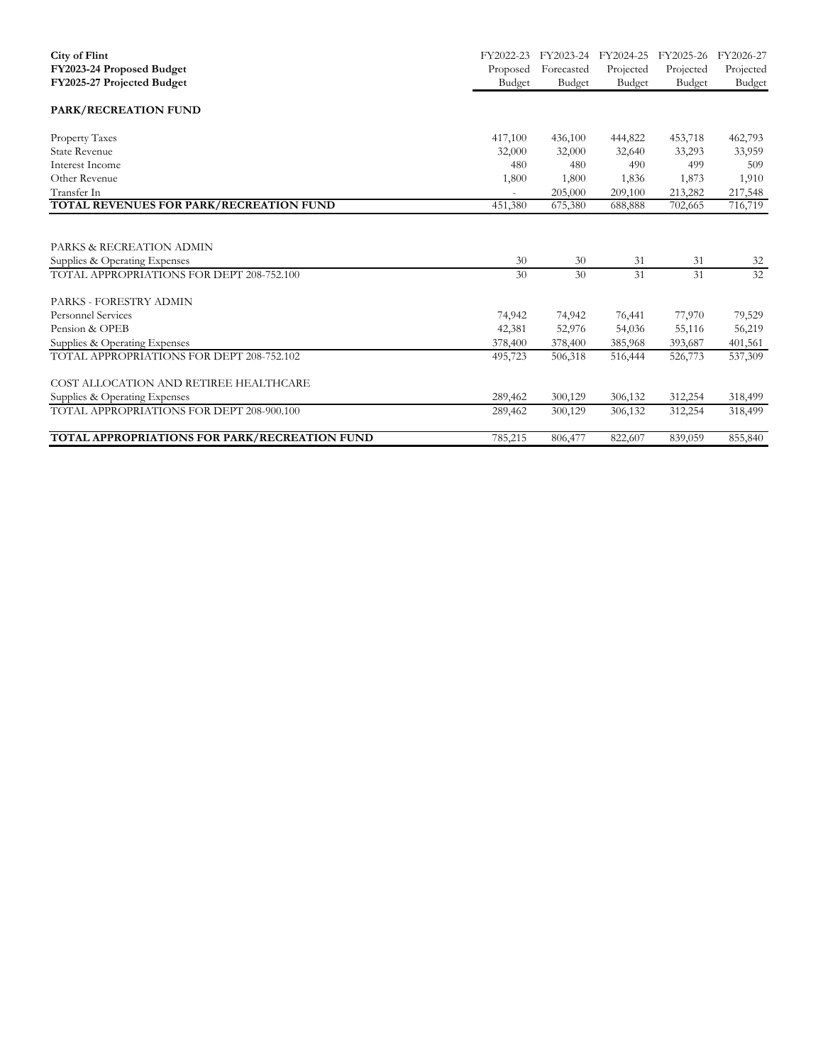| **City of Flint**<br>**FY2023-24 Proposed Budget**<br>**FY2025-27 Projected Budget** | FY2022-23 Proposed Budget | FY2023-24 Forecasted Budget | FY2024-25 Projected Budget | FY2025-26 Projected Budget | FY2026-27 Projected Budget |
|---|---|---|---|---|---|
| **PARK/RECREATION FUND** | | | | | |
| Property Taxes | 417,100 | 436,100 | 444,822 | 453,718 | 462,793 |
| State Revenue | 32,000 | 32,000 | 32,640 | 33,293 | 33,959 |
| Interest Income | 480 | 480 | 490 | 499 | 509 |
| Other Revenue | 1,800 | 1,800 | 1,836 | 1,873 | 1,910 |
| Transfer In | - | 205,000 | 209,100 | 213,282 | 217,548 |
| **TOTAL REVENUES FOR PARK/RECREATION FUND** | 451,380 | 675,380 | 688,888 | 702,665 | 716,719 |
| | | | | | |
| PARKS & RECREATION ADMIN | | | | | |
| Supplies & Operating Expenses | 30 | 30 | 31 | 31 | 32 |
| TOTAL APPROPRIATIONS FOR DEPT 208-752.100 | 30 | 30 | 31 | 31 | 32 |
| | | | | | |
| PARKS - FORESTRY ADMIN | | | | | |
| Personnel Services | 74,942 | 74,942 | 76,441 | 77,970 | 79,529 |
| Pension & OPEB | 42,381 | 52,976 | 54,036 | 55,116 | 56,219 |
| Supplies & Operating Expenses | 378,400 | 378,400 | 385,968 | 393,687 | 401,561 |
| TOTAL APPROPRIATIONS FOR DEPT 208-752.102 | 495,723 | 506,318 | 516,444 | 526,773 | 537,309 |
| | | | | | |
| COST ALLOCATION AND RETIREE HEALTHCARE | | | | | |
| Supplies & Operating Expenses | 289,462 | 300,129 | 306,132 | 312,254 | 318,499 |
| TOTAL APPROPRIATIONS FOR DEPT 208-900.100 | 289,462 | 300,129 | 306,132 | 312,254 | 318,499 |
| | | | | | |
| **TOTAL APPROPRIATIONS FOR PARK/RECREATION FUND** | 785,215 | 806,477 | 822,607 | 839,059 | 855,840 |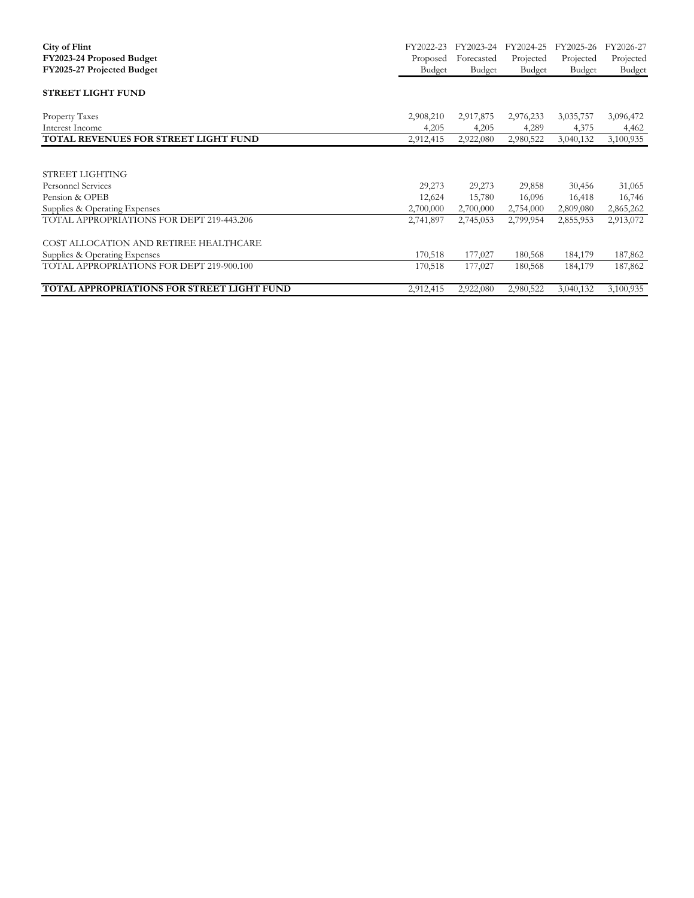| City of Flint<br>FY2023-24 Proposed Budget<br>FY2025-27 Projected Budget | FY2022-23 Proposed Budget | FY2023-24 Forecasted Budget | FY2024-25 Projected Budget | FY2025-26 Projected Budget | FY2026-27 Projected Budget |
|---|---|---|---|---|---|
| **STREET LIGHT FUND** | | | | | |
| Property Taxes | 2,908,210 | 2,917,875 | 2,976,233 | 3,035,757 | 3,096,472 |
| Interest Income | 4,205 | 4,205 | 4,289 | 4,375 | 4,462 |
| **TOTAL REVENUES FOR STREET LIGHT FUND** | 2,912,415 | 2,922,080 | 2,980,522 | 3,040,132 | 3,100,935 |
| | | | | | |
| STREET LIGHTING | | | | | |
| Personnel Services | 29,273 | 29,273 | 29,858 | 30,456 | 31,065 |
| Pension & OPEB | 12,624 | 15,780 | 16,096 | 16,418 | 16,746 |
| Supplies & Operating Expenses | 2,700,000 | 2,700,000 | 2,754,000 | 2,809,080 | 2,865,262 |
| TOTAL APPROPRIATIONS FOR DEPT 219-443.206 | 2,741,897 | 2,745,053 | 2,799,954 | 2,855,953 | 2,913,072 |
| | | | | | |
| COST ALLOCATION AND RETIREE HEALTHCARE | | | | | |
| Supplies & Operating Expenses | 170,518 | 177,027 | 180,568 | 184,179 | 187,862 |
| TOTAL APPROPRIATIONS FOR DEPT 219-900.100 | 170,518 | 177,027 | 180,568 | 184,179 | 187,862 |
| | | | | | |
| **TOTAL APPROPRIATIONS FOR STREET LIGHT FUND** | 2,912,415 | 2,922,080 | 2,980,522 | 3,040,132 | 3,100,935 |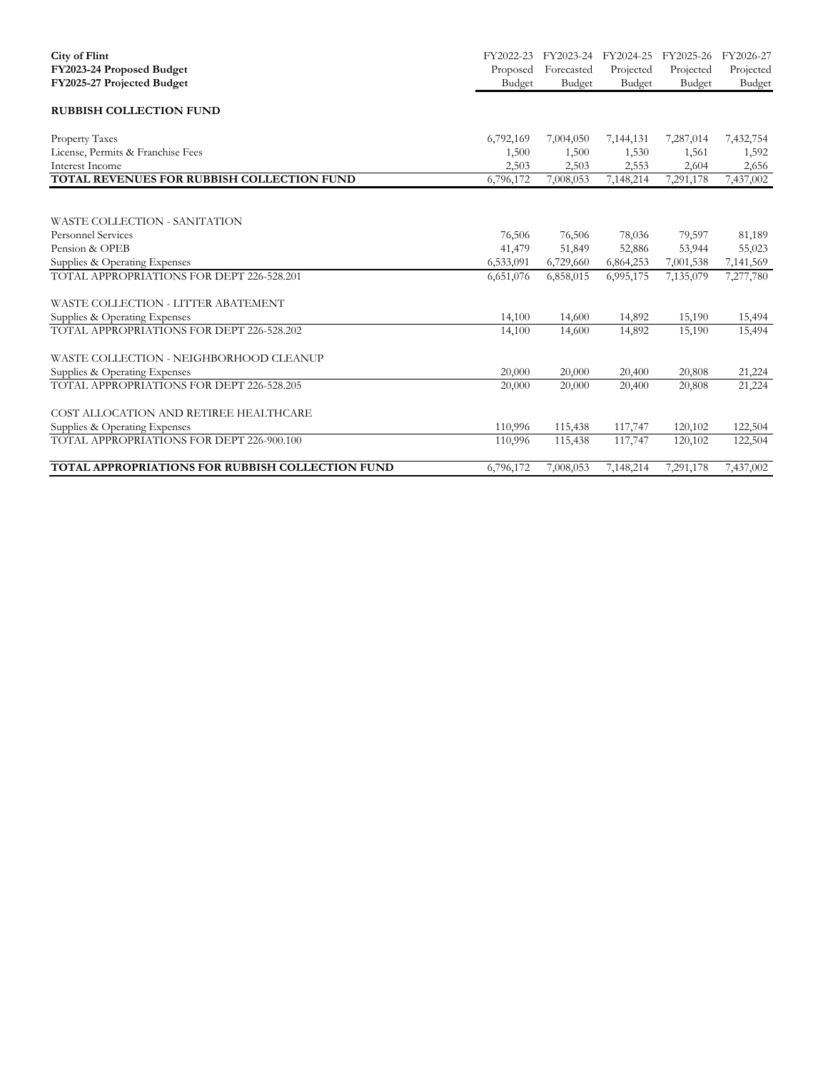| City of Flint<br>FY2023-24 Proposed Budget<br>FY2025-27 Projected Budget | FY2022-23 Proposed Budget | FY2023-24 Forecasted Budget | FY2024-25 Projected Budget | FY2025-26 Projected Budget | FY2026-27 Projected Budget |
|---|---|---|---|---|---|
| **RUBBISH COLLECTION FUND** | | | | | |
| Property Taxes | 6,792,169 | 7,004,050 | 7,144,131 | 7,287,014 | 7,432,754 |
| License, Permits & Franchise Fees | 1,500 | 1,500 | 1,530 | 1,561 | 1,592 |
| Interest Income | 2,503 | 2,503 | 2,553 | 2,604 | 2,656 |
| **TOTAL REVENUES FOR RUBBISH COLLECTION FUND** | 6,796,172 | 7,008,053 | 7,148,214 | 7,291,178 | 7,437,002 |
| | | | | | |
| WASTE COLLECTION - SANITATION | | | | | |
| Personnel Services | 76,506 | 76,506 | 78,036 | 79,597 | 81,189 |
| Pension & OPEB | 41,479 | 51,849 | 52,886 | 53,944 | 55,023 |
| Supplies & Operating Expenses | 6,533,091 | 6,729,660 | 6,864,253 | 7,001,538 | 7,141,569 |
| TOTAL APPROPRIATIONS FOR DEPT 226-528.201 | 6,651,076 | 6,858,015 | 6,995,175 | 7,135,079 | 7,277,780 |
| | | | | | |
| WASTE COLLECTION - LITTER ABATEMENT | | | | | |
| Supplies & Operating Expenses | 14,100 | 14,600 | 14,892 | 15,190 | 15,494 |
| TOTAL APPROPRIATIONS FOR DEPT 226-528.202 | 14,100 | 14,600 | 14,892 | 15,190 | 15,494 |
| | | | | | |
| WASTE COLLECTION - NEIGHBORHOOD CLEANUP | | | | | |
| Supplies & Operating Expenses | 20,000 | 20,000 | 20,400 | 20,808 | 21,224 |
| TOTAL APPROPRIATIONS FOR DEPT 226-528.205 | 20,000 | 20,000 | 20,400 | 20,808 | 21,224 |
| | | | | | |
| COST ALLOCATION AND RETIREE HEALTHCARE | | | | | |
| Supplies & Operating Expenses | 110,996 | 115,438 | 117,747 | 120,102 | 122,504 |
| TOTAL APPROPRIATIONS FOR DEPT 226-900.100 | 110,996 | 115,438 | 117,747 | 120,102 | 122,504 |
| | | | | | |
| **TOTAL APPROPRIATIONS FOR RUBBISH COLLECTION FUND** | 6,796,172 | 7,008,053 | 7,148,214 | 7,291,178 | 7,437,002 |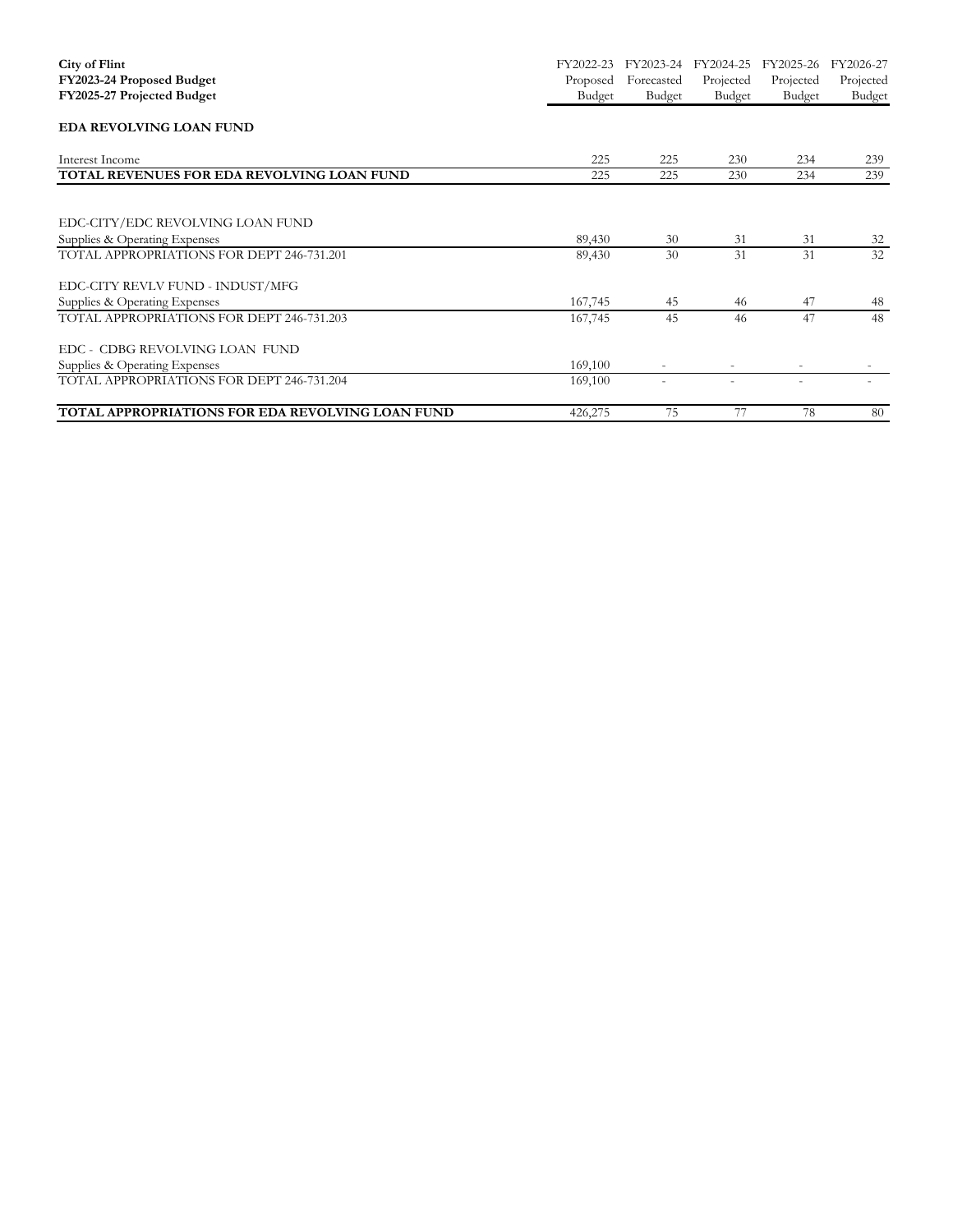| City of Flint<br>FY2023-24 Proposed Budget<br>FY2025-27 Projected Budget | FY2022-23 Proposed Budget | FY2023-24 Forecasted Budget | FY2024-25 Projected Budget | FY2025-26 Projected Budget | FY2026-27 Projected Budget |
|---|---|---|---|---|---|
| **EDA REVOLVING LOAN FUND** | | | | | |
| Interest Income | 225 | 225 | 230 | 234 | 239 |
| **TOTAL REVENUES FOR EDA REVOLVING LOAN FUND** | 225 | 225 | 230 | 234 | 239 |
| | | | | | |
| EDC-CITY/EDC REVOLVING LOAN FUND | | | | | |
| Supplies & Operating Expenses | 89,430 | 30 | 31 | 31 | 32 |
| TOTAL APPROPRIATIONS FOR DEPT 246-731.201 | 89,430 | 30 | 31 | 31 | 32 |
| | | | | | |
| EDC-CITY REVLV FUND - INDUST/MFG | | | | | |
| Supplies & Operating Expenses | 167,745 | 45 | 46 | 47 | 48 |
| TOTAL APPROPRIATIONS FOR DEPT 246-731.203 | 167,745 | 45 | 46 | 47 | 48 |
| | | | | | |
| EDC - CDBG REVOLVING LOAN FUND | | | | | |
| Supplies & Operating Expenses | 169,100 | - | - | - | - |
| TOTAL APPROPRIATIONS FOR DEPT 246-731.204 | 169,100 | - | - | - | - |
| | | | | | |
| **TOTAL APPROPRIATIONS FOR EDA REVOLVING LOAN FUND** | 426,275 | 75 | 77 | 78 | 80 |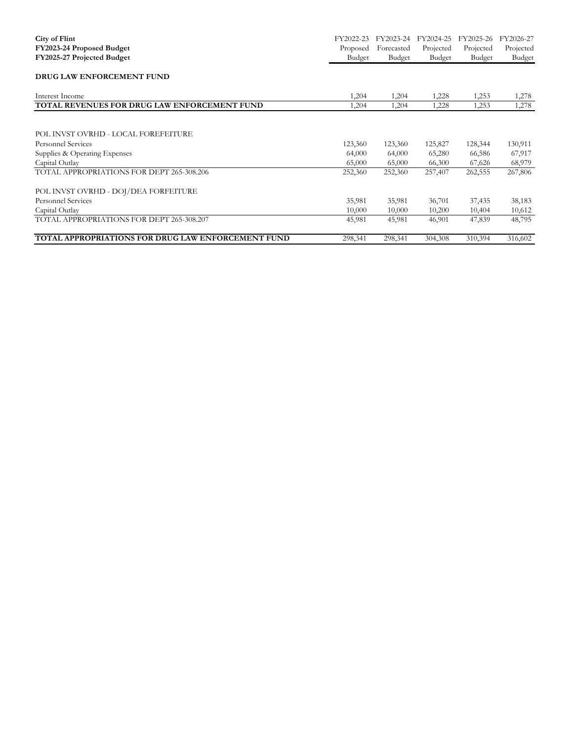| City of Flint<br>FY2023-24 Proposed Budget<br>FY2025-27 Projected Budget | FY2022-23 Proposed Budget | FY2023-24 Forecasted Budget | FY2024-25 Projected Budget | FY2025-26 Projected Budget | FY2026-27 Projected Budget |
|---|---|---|---|---|---|
| **DRUG LAW ENFORCEMENT FUND** | | | | | |
| Interest Income | 1,204 | 1,204 | 1,228 | 1,253 | 1,278 |
| **TOTAL REVENUES FOR DRUG LAW ENFORCEMENT FUND** | 1,204 | 1,204 | 1,228 | 1,253 | 1,278 |
| | | | | | |
| POL INVST OVRHD - LOCAL FOREFEITURE | | | | | |
| Personnel Services | 123,360 | 123,360 | 125,827 | 128,344 | 130,911 |
| Supplies & Operating Expenses | 64,000 | 64,000 | 65,280 | 66,586 | 67,917 |
| Capital Outlay | 65,000 | 65,000 | 66,300 | 67,626 | 68,979 |
| TOTAL APPROPRIATIONS FOR DEPT 265-308.206 | 252,360 | 252,360 | 257,407 | 262,555 | 267,806 |
| | | | | | |
| POL INVST OVRHD - DOJ/DEA FORFEITURE | | | | | |
| Personnel Services | 35,981 | 35,981 | 36,701 | 37,435 | 38,183 |
| Capital Outlay | 10,000 | 10,000 | 10,200 | 10,404 | 10,612 |
| TOTAL APPROPRIATIONS FOR DEPT 265-308.207 | 45,981 | 45,981 | 46,901 | 47,839 | 48,795 |
| | | | | | |
| **TOTAL APPROPRIATIONS FOR DRUG LAW ENFORCEMENT FUND** | 298,341 | 298,341 | 304,308 | 310,394 | 316,602 |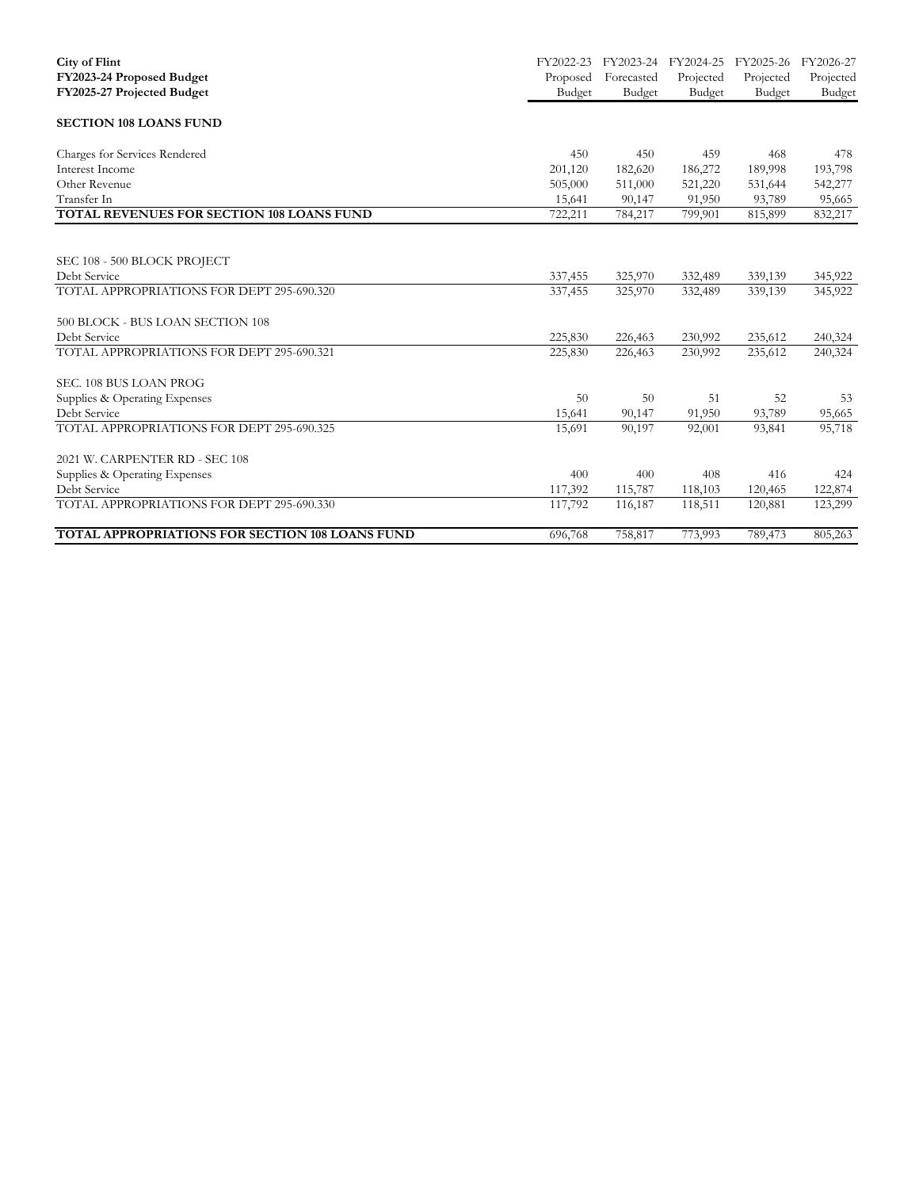| City of Flint<br>FY2023-24 Proposed Budget<br>FY2025-27 Projected Budget | FY2022-23 Proposed Budget | FY2023-24 Forecasted Budget | FY2024-25 Projected Budget | FY2025-26 Projected Budget | FY2026-27 Projected Budget |
|---|---|---|---|---|---|
| **SECTION 108 LOANS FUND** | | | | | |
| Charges for Services Rendered | 450 | 450 | 459 | 468 | 478 |
| Interest Income | 201,120 | 182,620 | 186,272 | 189,998 | 193,798 |
| Other Revenue | 505,000 | 511,000 | 521,220 | 531,644 | 542,277 |
| Transfer In | 15,641 | 90,147 | 91,950 | 93,789 | 95,665 |
| **TOTAL REVENUES FOR SECTION 108 LOANS FUND** | 722,211 | 784,217 | 799,901 | 815,899 | 832,217 |
| | | | | | |
| SEC 108 - 500 BLOCK PROJECT | | | | | |
| Debt Service | 337,455 | 325,970 | 332,489 | 339,139 | 345,922 |
| TOTAL APPROPRIATIONS FOR DEPT 295-690.320 | 337,455 | 325,970 | 332,489 | 339,139 | 345,922 |
| | | | | | |
| 500 BLOCK - BUS LOAN SECTION 108 | | | | | |
| Debt Service | 225,830 | 226,463 | 230,992 | 235,612 | 240,324 |
| TOTAL APPROPRIATIONS FOR DEPT 295-690.321 | 225,830 | 226,463 | 230,992 | 235,612 | 240,324 |
| | | | | | |
| SEC. 108 BUS LOAN PROG | | | | | |
| Supplies & Operating Expenses | 50 | 50 | 51 | 52 | 53 |
| Debt Service | 15,641 | 90,147 | 91,950 | 93,789 | 95,665 |
| TOTAL APPROPRIATIONS FOR DEPT 295-690.325 | 15,691 | 90,197 | 92,001 | 93,841 | 95,718 |
| | | | | | |
| 2021 W. CARPENTER RD - SEC 108 | | | | | |
| Supplies & Operating Expenses | 400 | 400 | 408 | 416 | 424 |
| Debt Service | 117,392 | 115,787 | 118,103 | 120,465 | 122,874 |
| TOTAL APPROPRIATIONS FOR DEPT 295-690.330 | 117,792 | 116,187 | 118,511 | 120,881 | 123,299 |
| | | | | | |
| **TOTAL APPROPRIATIONS FOR SECTION 108 LOANS FUND** | 696,768 | 758,817 | 773,993 | 789,473 | 805,263 |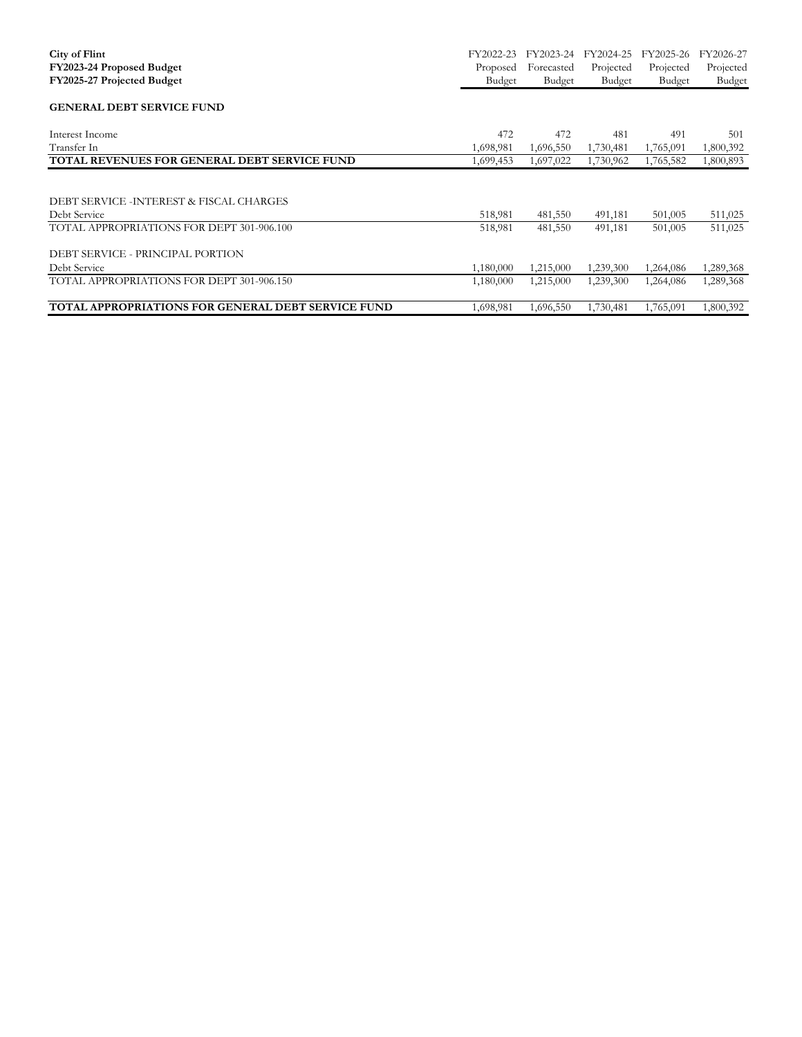| City of Flint<br>FY2023-24 Proposed Budget<br>FY2025-27 Projected Budget | FY2022-23 Proposed Budget | FY2023-24 Forecasted Budget | FY2024-25 Projected Budget | FY2025-26 Projected Budget | FY2026-27 Projected Budget |
|---|---|---|---|---|---|
| **GENERAL DEBT SERVICE FUND** | | | | | |
| Interest Income | 472 | 472 | 481 | 491 | 501 |
| Transfer In | 1,698,981 | 1,696,550 | 1,730,481 | 1,765,091 | 1,800,392 |
| **TOTAL REVENUES FOR GENERAL DEBT SERVICE FUND** | 1,699,453 | 1,697,022 | 1,730,962 | 1,765,582 | 1,800,893 |
| | | | | | |
| DEBT SERVICE -INTEREST & FISCAL CHARGES | | | | | |
| Debt Service | 518,981 | 481,550 | 491,181 | 501,005 | 511,025 |
| TOTAL APPROPRIATIONS FOR DEPT 301-906.100 | 518,981 | 481,550 | 491,181 | 501,005 | 511,025 |
| | | | | | |
| DEBT SERVICE - PRINCIPAL PORTION | | | | | |
| Debt Service | 1,180,000 | 1,215,000 | 1,239,300 | 1,264,086 | 1,289,368 |
| TOTAL APPROPRIATIONS FOR DEPT 301-906.150 | 1,180,000 | 1,215,000 | 1,239,300 | 1,264,086 | 1,289,368 |
| | | | | | |
| **TOTAL APPROPRIATIONS FOR GENERAL DEBT SERVICE FUND** | 1,698,981 | 1,696,550 | 1,730,481 | 1,765,091 | 1,800,392 |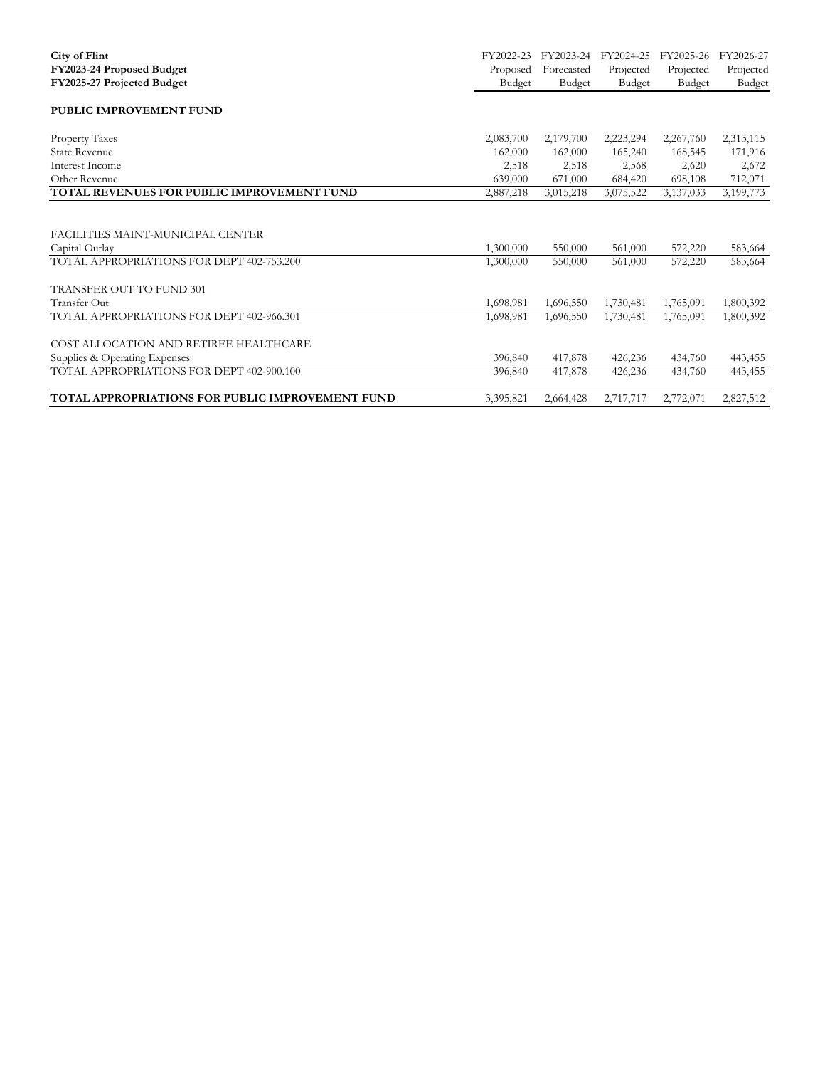| **City of Flint**<br>**FY2023-24 Proposed Budget**<br>**FY2025-27 Projected Budget** | FY2022-23 Proposed Budget | FY2023-24 Forecasted Budget | FY2024-25 Projected Budget | FY2025-26 Projected Budget | FY2026-27 Projected Budget |
|---|---|---|---|---|---|
| **PUBLIC IMPROVEMENT FUND** | | | | | |
| Property Taxes | 2,083,700 | 2,179,700 | 2,223,294 | 2,267,760 | 2,313,115 |
| State Revenue | 162,000 | 162,000 | 165,240 | 168,545 | 171,916 |
| Interest Income | 2,518 | 2,518 | 2,568 | 2,620 | 2,672 |
| Other Revenue | 639,000 | 671,000 | 684,420 | 698,108 | 712,071 |
| **TOTAL REVENUES FOR PUBLIC IMPROVEMENT FUND** | 2,887,218 | 3,015,218 | 3,075,522 | 3,137,033 | 3,199,773 |
| | | | | | |
| FACILITIES MAINT-MUNICIPAL CENTER | | | | | |
| Capital Outlay | 1,300,000 | 550,000 | 561,000 | 572,220 | 583,664 |
| TOTAL APPROPRIATIONS FOR DEPT 402-753.200 | 1,300,000 | 550,000 | 561,000 | 572,220 | 583,664 |
| | | | | | |
| TRANSFER OUT TO FUND 301 | | | | | |
| Transfer Out | 1,698,981 | 1,696,550 | 1,730,481 | 1,765,091 | 1,800,392 |
| TOTAL APPROPRIATIONS FOR DEPT 402-966.301 | 1,698,981 | 1,696,550 | 1,730,481 | 1,765,091 | 1,800,392 |
| | | | | | |
| COST ALLOCATION AND RETIREE HEALTHCARE | | | | | |
| Supplies & Operating Expenses | 396,840 | 417,878 | 426,236 | 434,760 | 443,455 |
| TOTAL APPROPRIATIONS FOR DEPT 402-900.100 | 396,840 | 417,878 | 426,236 | 434,760 | 443,455 |
| | | | | | |
| **TOTAL APPROPRIATIONS FOR PUBLIC IMPROVEMENT FUND** | 3,395,821 | 2,664,428 | 2,717,717 | 2,772,071 | 2,827,512 |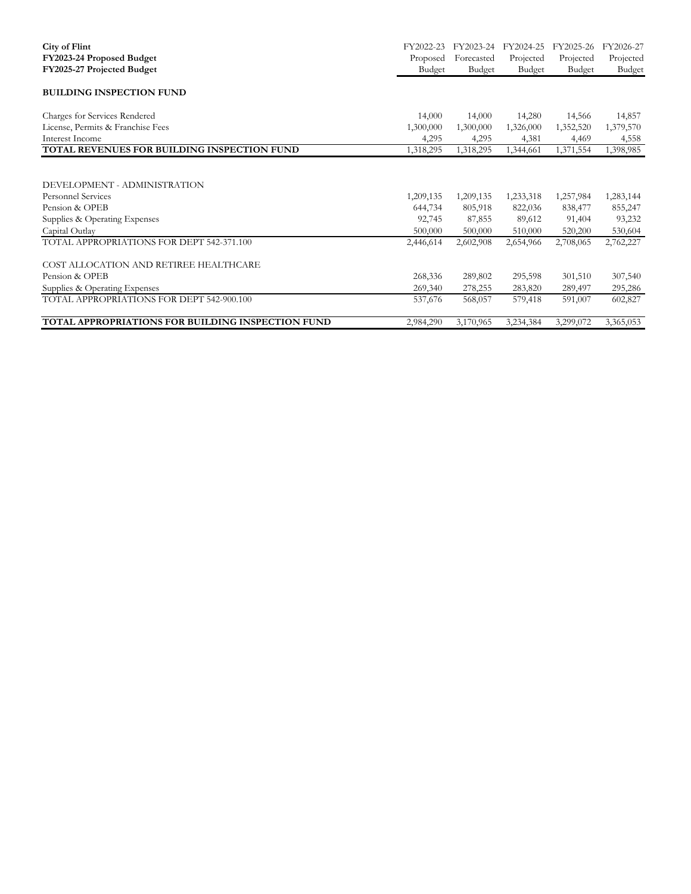| City of Flint<br>FY2023-24 Proposed Budget<br>FY2025-27 Projected Budget | FY2022-23 Proposed Budget | FY2023-24 Forecasted Budget | FY2024-25 Projected Budget | FY2025-26 Projected Budget | FY2026-27 Projected Budget |
|---|---|---|---|---|---|
| **BUILDING INSPECTION FUND** | | | | | |
| Charges for Services Rendered | 14,000 | 14,000 | 14,280 | 14,566 | 14,857 |
| License, Permits & Franchise Fees | 1,300,000 | 1,300,000 | 1,326,000 | 1,352,520 | 1,379,570 |
| Interest Income | 4,295 | 4,295 | 4,381 | 4,469 | 4,558 |
| **TOTAL REVENUES FOR BUILDING INSPECTION FUND** | 1,318,295 | 1,318,295 | 1,344,661 | 1,371,554 | 1,398,985 |
| | | | | | |
| DEVELOPMENT - ADMINISTRATION | | | | | |
| Personnel Services | 1,209,135 | 1,209,135 | 1,233,318 | 1,257,984 | 1,283,144 |
| Pension & OPEB | 644,734 | 805,918 | 822,036 | 838,477 | 855,247 |
| Supplies & Operating Expenses | 92,745 | 87,855 | 89,612 | 91,404 | 93,232 |
| Capital Outlay | 500,000 | 500,000 | 510,000 | 520,200 | 530,604 |
| TOTAL APPROPRIATIONS FOR DEPT 542-371.100 | 2,446,614 | 2,602,908 | 2,654,966 | 2,708,065 | 2,762,227 |
| | | | | | |
| COST ALLOCATION AND RETIREE HEALTHCARE | | | | | |
| Pension & OPEB | 268,336 | 289,802 | 295,598 | 301,510 | 307,540 |
| Supplies & Operating Expenses | 269,340 | 278,255 | 283,820 | 289,497 | 295,286 |
| TOTAL APPROPRIATIONS FOR DEPT 542-900.100 | 537,676 | 568,057 | 579,418 | 591,007 | 602,827 |
| | | | | | |
| **TOTAL APPROPRIATIONS FOR BUILDING INSPECTION FUND** | 2,984,290 | 3,170,965 | 3,234,384 | 3,299,072 | 3,365,053 |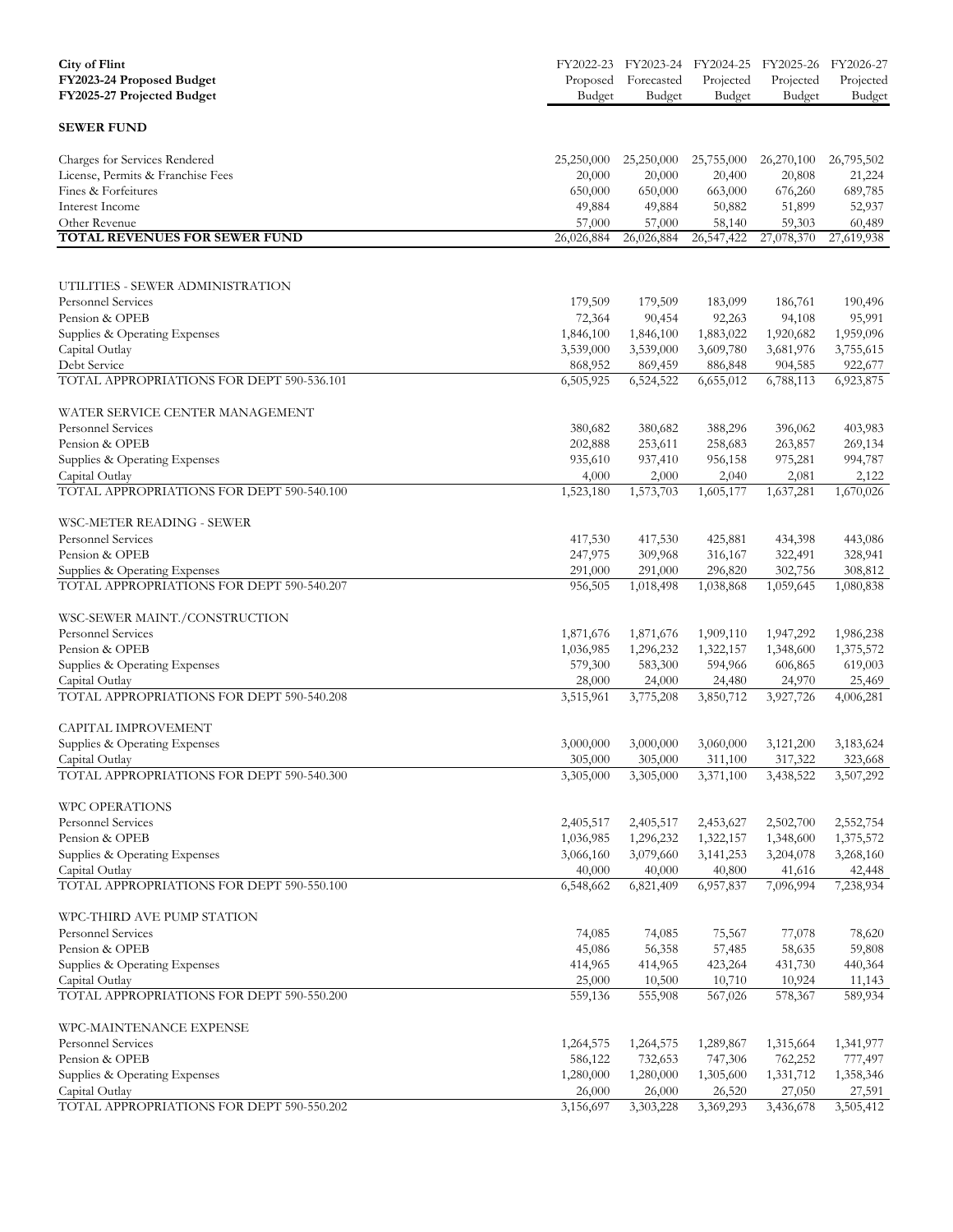| City of Flint<br>FY2023-24 Proposed Budget<br>FY2025-27 Projected Budget | FY2022-23 Proposed Budget | FY2023-24 Forecasted Budget | FY2024-25 Projected Budget | FY2025-26 Projected Budget | FY2026-27 Projected Budget |
|---|---|---|---|---|---|
| **SEWER FUND** | | | | | |
| Charges for Services Rendered | 25,250,000 | 25,250,000 | 25,755,000 | 26,270,100 | 26,795,502 |
| License, Permits & Franchise Fees | 20,000 | 20,000 | 20,400 | 20,808 | 21,224 |
| Fines & Forfeitures | 650,000 | 650,000 | 663,000 | 676,260 | 689,785 |
| Interest Income | 49,884 | 49,884 | 50,882 | 51,899 | 52,937 |
| Other Revenue | 57,000 | 57,000 | 58,140 | 59,303 | 60,489 |
| **TOTAL REVENUES FOR SEWER FUND** | 26,026,884 | 26,026,884 | 26,547,422 | 27,078,370 | 27,619,938 |
| | | | | | |
| UTILITIES - SEWER ADMINISTRATION | | | | | |
| Personnel Services | 179,509 | 179,509 | 183,099 | 186,761 | 190,496 |
| Pension & OPEB | 72,364 | 90,454 | 92,263 | 94,108 | 95,991 |
| Supplies & Operating Expenses | 1,846,100 | 1,846,100 | 1,883,022 | 1,920,682 | 1,959,096 |
| Capital Outlay | 3,539,000 | 3,539,000 | 3,609,780 | 3,681,976 | 3,755,615 |
| Debt Service | 868,952 | 869,459 | 886,848 | 904,585 | 922,677 |
| TOTAL APPROPRIATIONS FOR DEPT 590-536.101 | 6,505,925 | 6,524,522 | 6,655,012 | 6,788,113 | 6,923,875 |
| | | | | | |
| WATER SERVICE CENTER MANAGEMENT | | | | | |
| Personnel Services | 380,682 | 380,682 | 388,296 | 396,062 | 403,983 |
| Pension & OPEB | 202,888 | 253,611 | 258,683 | 263,857 | 269,134 |
| Supplies & Operating Expenses | 935,610 | 937,410 | 956,158 | 975,281 | 994,787 |
| Capital Outlay | 4,000 | 2,000 | 2,040 | 2,081 | 2,122 |
| TOTAL APPROPRIATIONS FOR DEPT 590-540.100 | 1,523,180 | 1,573,703 | 1,605,177 | 1,637,281 | 1,670,026 |
| | | | | | |
| WSC-METER READING - SEWER | | | | | |
| Personnel Services | 417,530 | 417,530 | 425,881 | 434,398 | 443,086 |
| Pension & OPEB | 247,975 | 309,968 | 316,167 | 322,491 | 328,941 |
| Supplies & Operating Expenses | 291,000 | 291,000 | 296,820 | 302,756 | 308,812 |
| TOTAL APPROPRIATIONS FOR DEPT 590-540.207 | 956,505 | 1,018,498 | 1,038,868 | 1,059,645 | 1,080,838 |
| | | | | | |
| WSC-SEWER MAINT./CONSTRUCTION | | | | | |
| Personnel Services | 1,871,676 | 1,871,676 | 1,909,110 | 1,947,292 | 1,986,238 |
| Pension & OPEB | 1,036,985 | 1,296,232 | 1,322,157 | 1,348,600 | 1,375,572 |
| Supplies & Operating Expenses | 579,300 | 583,300 | 594,966 | 606,865 | 619,003 |
| Capital Outlay | 28,000 | 24,000 | 24,480 | 24,970 | 25,469 |
| TOTAL APPROPRIATIONS FOR DEPT 590-540.208 | 3,515,961 | 3,775,208 | 3,850,712 | 3,927,726 | 4,006,281 |
| | | | | | |
| CAPITAL IMPROVEMENT | | | | | |
| Supplies & Operating Expenses | 3,000,000 | 3,000,000 | 3,060,000 | 3,121,200 | 3,183,624 |
| Capital Outlay | 305,000 | 305,000 | 311,100 | 317,322 | 323,668 |
| TOTAL APPROPRIATIONS FOR DEPT 590-540.300 | 3,305,000 | 3,305,000 | 3,371,100 | 3,438,522 | 3,507,292 |
| | | | | | |
| WPC OPERATIONS | | | | | |
| Personnel Services | 2,405,517 | 2,405,517 | 2,453,627 | 2,502,700 | 2,552,754 |
| Pension & OPEB | 1,036,985 | 1,296,232 | 1,322,157 | 1,348,600 | 1,375,572 |
| Supplies & Operating Expenses | 3,066,160 | 3,079,660 | 3,141,253 | 3,204,078 | 3,268,160 |
| Capital Outlay | 40,000 | 40,000 | 40,800 | 41,616 | 42,448 |
| TOTAL APPROPRIATIONS FOR DEPT 590-550.100 | 6,548,662 | 6,821,409 | 6,957,837 | 7,096,994 | 7,238,934 |
| | | | | | |
| WPC-THIRD AVE PUMP STATION | | | | | |
| Personnel Services | 74,085 | 74,085 | 75,567 | 77,078 | 78,620 |
| Pension & OPEB | 45,086 | 56,358 | 57,485 | 58,635 | 59,808 |
| Supplies & Operating Expenses | 414,965 | 414,965 | 423,264 | 431,730 | 440,364 |
| Capital Outlay | 25,000 | 10,500 | 10,710 | 10,924 | 11,143 |
| TOTAL APPROPRIATIONS FOR DEPT 590-550.200 | 559,136 | 555,908 | 567,026 | 578,367 | 589,934 |
| | | | | | |
| WPC-MAINTENANCE EXPENSE | | | | | |
| Personnel Services | 1,264,575 | 1,264,575 | 1,289,867 | 1,315,664 | 1,341,977 |
| Pension & OPEB | 586,122 | 732,653 | 747,306 | 762,252 | 777,497 |
| Supplies & Operating Expenses | 1,280,000 | 1,280,000 | 1,305,600 | 1,331,712 | 1,358,346 |
| Capital Outlay | 26,000 | 26,000 | 26,520 | 27,050 | 27,591 |
| TOTAL APPROPRIATIONS FOR DEPT 590-550.202 | 3,156,697 | 3,303,228 | 3,369,293 | 3,436,678 | 3,505,412 |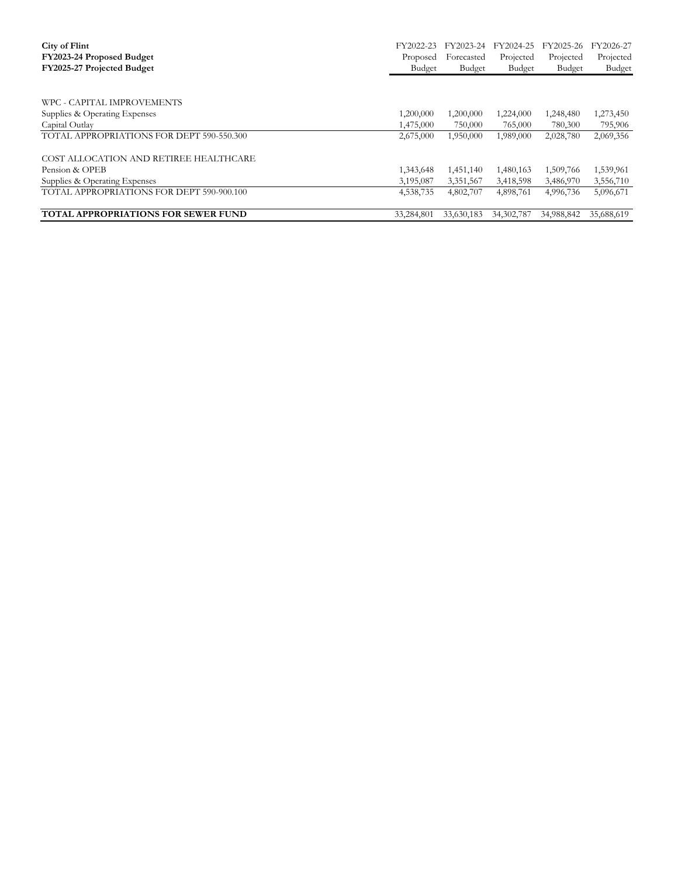| City of Flint<br>FY2023-24 Proposed Budget<br>FY2025-27 Projected Budget | FY2022-23 Proposed Budget | FY2023-24 Forecasted Budget | FY2024-25 Projected Budget | FY2025-26 Projected Budget | FY2026-27 Projected Budget |
|---|---|---|---|---|---|
| WPC - CAPITAL IMPROVEMENTS | | | | | |
| Supplies & Operating Expenses | 1,200,000 | 1,200,000 | 1,224,000 | 1,248,480 | 1,273,450 |
| Capital Outlay | 1,475,000 | 750,000 | 765,000 | 780,300 | 795,906 |
| TOTAL APPROPRIATIONS FOR DEPT 590-550.300 | 2,675,000 | 1,950,000 | 1,989,000 | 2,028,780 | 2,069,356 |
| COST ALLOCATION AND RETIREE HEALTHCARE | | | | | |
| Pension & OPEB | 1,343,648 | 1,451,140 | 1,480,163 | 1,509,766 | 1,539,961 |
| Supplies & Operating Expenses | 3,195,087 | 3,351,567 | 3,418,598 | 3,486,970 | 3,556,710 |
| TOTAL APPROPRIATIONS FOR DEPT 590-900.100 | 4,538,735 | 4,802,707 | 4,898,761 | 4,996,736 | 5,096,671 |
| **TOTAL APPROPRIATIONS FOR SEWER FUND** | 33,284,801 | 33,630,183 | 34,302,787 | 34,988,842 | 35,688,619 |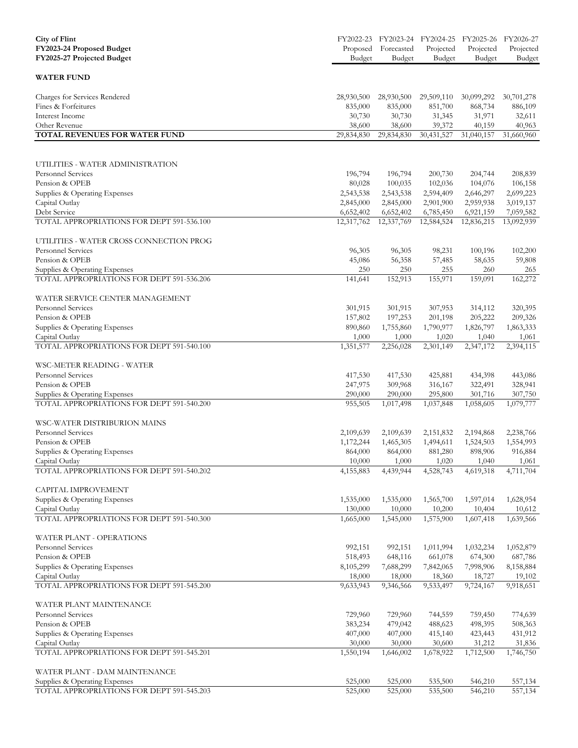| City of Flint<br>FY2023-24 Proposed Budget<br>FY2025-27 Projected Budget | FY2022-23 Proposed Budget | FY2023-24 Forecasted Budget | FY2024-25 Projected Budget | FY2025-26 Projected Budget | FY2026-27 Projected Budget |
|---|---|---|---|---|---|
| **WATER FUND** | | | | | |
| Charges for Services Rendered | 28,930,500 | 28,930,500 | 29,509,110 | 30,099,292 | 30,701,278 |
| Fines & Forfeitures | 835,000 | 835,000 | 851,700 | 868,734 | 886,109 |
| Interest Income | 30,730 | 30,730 | 31,345 | 31,971 | 32,611 |
| Other Revenue | 38,600 | 38,600 | 39,372 | 40,159 | 40,963 |
| **TOTAL REVENUES FOR WATER FUND** | 29,834,830 | 29,834,830 | 30,431,527 | 31,040,157 | 31,660,960 |
| | | | | | |
| UTILITIES - WATER ADMINISTRATION | | | | | |
| Personnel Services | 196,794 | 196,794 | 200,730 | 204,744 | 208,839 |
| Pension & OPEB | 80,028 | 100,035 | 102,036 | 104,076 | 106,158 |
| Supplies & Operating Expenses | 2,543,538 | 2,543,538 | 2,594,409 | 2,646,297 | 2,699,223 |
| Capital Outlay | 2,845,000 | 2,845,000 | 2,901,900 | 2,959,938 | 3,019,137 |
| Debt Service | 6,652,402 | 6,652,402 | 6,785,450 | 6,921,159 | 7,059,582 |
| TOTAL APPROPRIATIONS FOR DEPT 591-536.100 | 12,317,762 | 12,337,769 | 12,584,524 | 12,836,215 | 13,092,939 |
| | | | | | |
| UTILITIES - WATER CROSS CONNECTION PROG | | | | | |
| Personnel Services | 96,305 | 96,305 | 98,231 | 100,196 | 102,200 |
| Pension & OPEB | 45,086 | 56,358 | 57,485 | 58,635 | 59,808 |
| Supplies & Operating Expenses | 250 | 250 | 255 | 260 | 265 |
| TOTAL APPROPRIATIONS FOR DEPT 591-536.206 | 141,641 | 152,913 | 155,971 | 159,091 | 162,272 |
| | | | | | |
| WATER SERVICE CENTER MANAGEMENT | | | | | |
| Personnel Services | 301,915 | 301,915 | 307,953 | 314,112 | 320,395 |
| Pension & OPEB | 157,802 | 197,253 | 201,198 | 205,222 | 209,326 |
| Supplies & Operating Expenses | 890,860 | 1,755,860 | 1,790,977 | 1,826,797 | 1,863,333 |
| Capital Outlay | 1,000 | 1,000 | 1,020 | 1,040 | 1,061 |
| TOTAL APPROPRIATIONS FOR DEPT 591-540.100 | 1,351,577 | 2,256,028 | 2,301,149 | 2,347,172 | 2,394,115 |
| | | | | | |
| WSC-METER READING - WATER | | | | | |
| Personnel Services | 417,530 | 417,530 | 425,881 | 434,398 | 443,086 |
| Pension & OPEB | 247,975 | 309,968 | 316,167 | 322,491 | 328,941 |
| Supplies & Operating Expenses | 290,000 | 290,000 | 295,800 | 301,716 | 307,750 |
| TOTAL APPROPRIATIONS FOR DEPT 591-540.200 | 955,505 | 1,017,498 | 1,037,848 | 1,058,605 | 1,079,777 |
| | | | | | |
| WSC-WATER DISTRIBURION MAINS | | | | | |
| Personnel Services | 2,109,639 | 2,109,639 | 2,151,832 | 2,194,868 | 2,238,766 |
| Pension & OPEB | 1,172,244 | 1,465,305 | 1,494,611 | 1,524,503 | 1,554,993 |
| Supplies & Operating Expenses | 864,000 | 864,000 | 881,280 | 898,906 | 916,884 |
| Capital Outlay | 10,000 | 1,000 | 1,020 | 1,040 | 1,061 |
| TOTAL APPROPRIATIONS FOR DEPT 591-540.202 | 4,155,883 | 4,439,944 | 4,528,743 | 4,619,318 | 4,711,704 |
| | | | | | |
| CAPITAL IMPROVEMENT | | | | | |
| Supplies & Operating Expenses | 1,535,000 | 1,535,000 | 1,565,700 | 1,597,014 | 1,628,954 |
| Capital Outlay | 130,000 | 10,000 | 10,200 | 10,404 | 10,612 |
| TOTAL APPROPRIATIONS FOR DEPT 591-540.300 | 1,665,000 | 1,545,000 | 1,575,900 | 1,607,418 | 1,639,566 |
| | | | | | |
| WATER PLANT - OPERATIONS | | | | | |
| Personnel Services | 992,151 | 992,151 | 1,011,994 | 1,032,234 | 1,052,879 |
| Pension & OPEB | 518,493 | 648,116 | 661,078 | 674,300 | 687,786 |
| Supplies & Operating Expenses | 8,105,299 | 7,688,299 | 7,842,065 | 7,998,906 | 8,158,884 |
| Capital Outlay | 18,000 | 18,000 | 18,360 | 18,727 | 19,102 |
| TOTAL APPROPRIATIONS FOR DEPT 591-545.200 | 9,633,943 | 9,346,566 | 9,533,497 | 9,724,167 | 9,918,651 |
| | | | | | |
| WATER PLANT MAINTENANCE | | | | | |
| Personnel Services | 729,960 | 729,960 | 744,559 | 759,450 | 774,639 |
| Pension & OPEB | 383,234 | 479,042 | 488,623 | 498,395 | 508,363 |
| Supplies & Operating Expenses | 407,000 | 407,000 | 415,140 | 423,443 | 431,912 |
| Capital Outlay | 30,000 | 30,000 | 30,600 | 31,212 | 31,836 |
| TOTAL APPROPRIATIONS FOR DEPT 591-545.201 | 1,550,194 | 1,646,002 | 1,678,922 | 1,712,500 | 1,746,750 |
| | | | | | |
| WATER PLANT - DAM MAINTENANCE | | | | | |
| Supplies & Operating Expenses | 525,000 | 525,000 | 535,500 | 546,210 | 557,134 |
| TOTAL APPROPRIATIONS FOR DEPT 591-545.203 | 525,000 | 525,000 | 535,500 | 546,210 | 557,134 |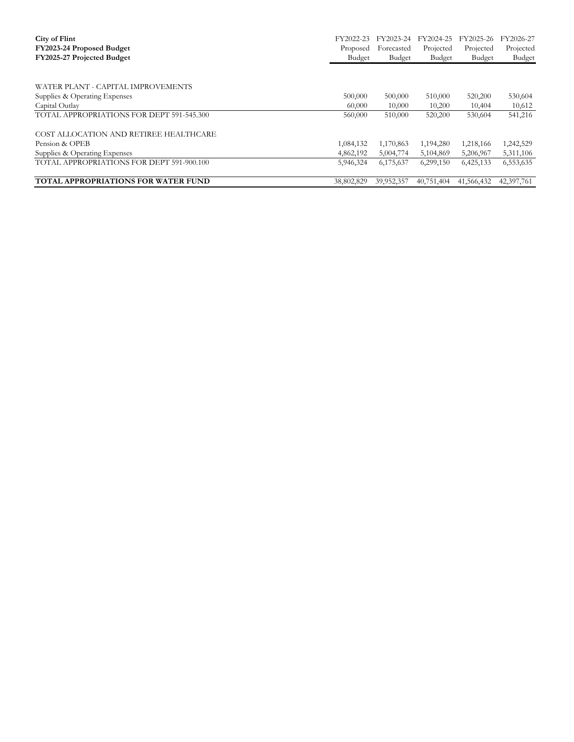| City of Flint<br>FY2023-24 Proposed Budget<br>FY2025-27 Projected Budget | FY2022-23 Proposed Budget | FY2023-24 Forecasted Budget | FY2024-25 Projected Budget | FY2025-26 Projected Budget | FY2026-27 Projected Budget |
|---|---|---|---|---|---|
| WATER PLANT - CAPITAL IMPROVEMENTS | | | | | |
| Supplies & Operating Expenses | 500,000 | 500,000 | 510,000 | 520,200 | 530,604 |
| Capital Outlay | 60,000 | 10,000 | 10,200 | 10,404 | 10,612 |
| TOTAL APPROPRIATIONS FOR DEPT 591-545.300 | 560,000 | 510,000 | 520,200 | 530,604 | 541,216 |
| COST ALLOCATION AND RETIREE HEALTHCARE | | | | | |
| Pension & OPEB | 1,084,132 | 1,170,863 | 1,194,280 | 1,218,166 | 1,242,529 |
| Supplies & Operating Expenses | 4,862,192 | 5,004,774 | 5,104,869 | 5,206,967 | 5,311,106 |
| TOTAL APPROPRIATIONS FOR DEPT 591-900.100 | 5,946,324 | 6,175,637 | 6,299,150 | 6,425,133 | 6,553,635 |
| **TOTAL APPROPRIATIONS FOR WATER FUND** | 38,802,829 | 39,952,357 | 40,751,404 | 41,566,432 | 42,397,761 |